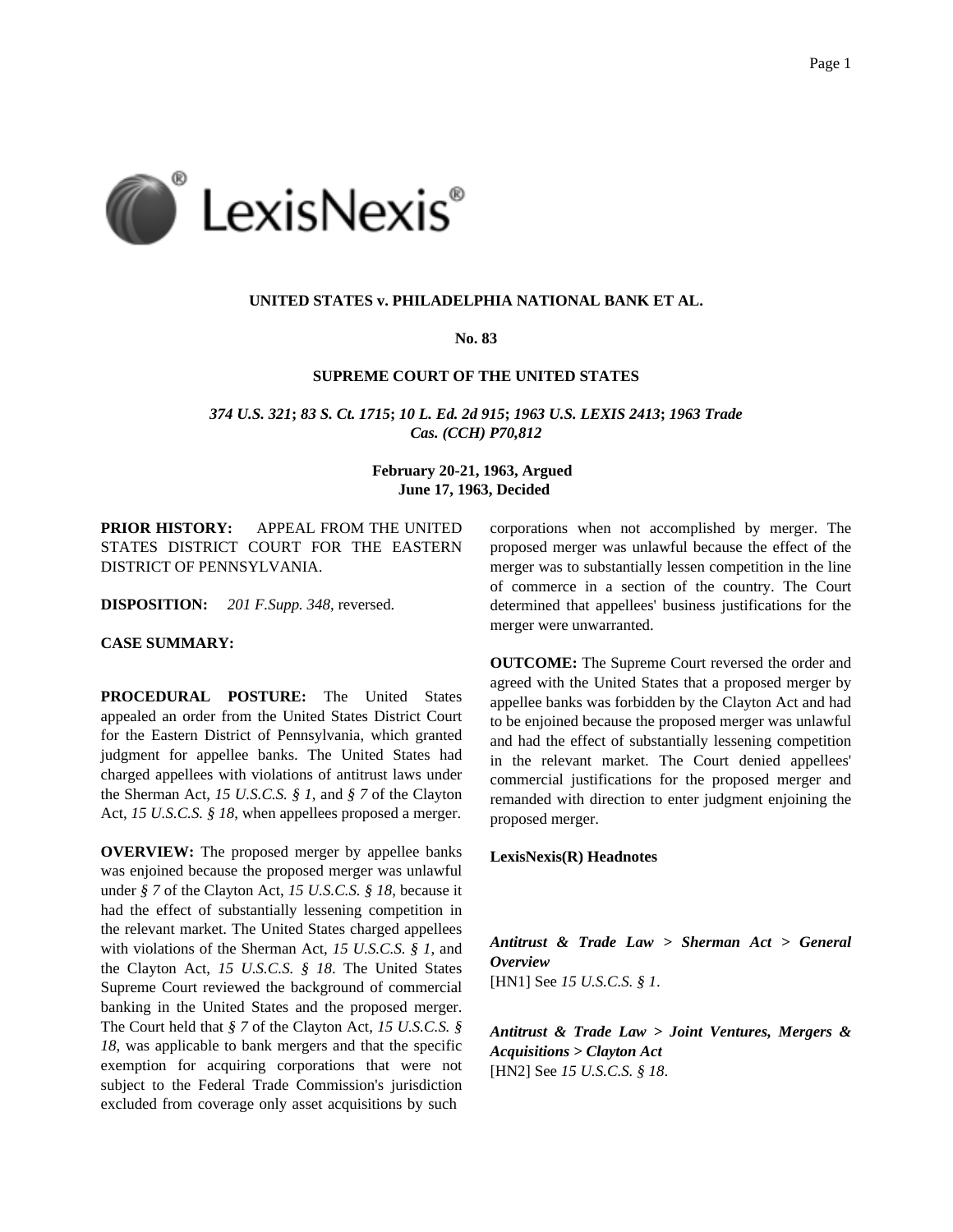**UNITED STATES v. PHILADELPHIA NATIONAL BANK ET AL.**

**No. 83**

**SUPREME COURT OF THE UNITED STATES**

***374 U.S. 321*; *83 S. Ct. 1715*; *10 L. Ed. 2d 915*; *1963 U.S. LEXIS 2413*; *1963 Trade Cas. (CCH) P70,812***

**February 20-21, 1963, Argued**
**June 17, 1963, Decided**

**PRIOR HISTORY:** APPEAL FROM THE UNITED STATES DISTRICT COURT FOR THE EASTERN DISTRICT OF PENNSYLVANIA.

**DISPOSITION:** *201 F.Supp. 348*, reversed.

**CASE SUMMARY:**

**PROCEDURAL POSTURE:** The United States appealed an order from the United States District Court for the Eastern District of Pennsylvania, which granted judgment for appellee banks. The United States had charged appellees with violations of antitrust laws under the Sherman Act, *15 U.S.C.S. § 1*, and *§ 7* of the Clayton Act, *15 U.S.C.S. § 18*, when appellees proposed a merger.

**OVERVIEW:** The proposed merger by appellee banks was enjoined because the proposed merger was unlawful under *§ 7* of the Clayton Act, *15 U.S.C.S. § 18*, because it had the effect of substantially lessening competition in the relevant market. The United States charged appellees with violations of the Sherman Act, *15 U.S.C.S. § 1*, and the Clayton Act, *15 U.S.C.S. § 18*. The United States Supreme Court reviewed the background of commercial banking in the United States and the proposed merger. The Court held that *§ 7* of the Clayton Act, *15 U.S.C.S. § 18*, was applicable to bank mergers and that the specific exemption for acquiring corporations that were not subject to the Federal Trade Commission's jurisdiction excluded from coverage only asset acquisitions by such corporations when not accomplished by merger. The proposed merger was unlawful because the effect of the merger was to substantially lessen competition in the line of commerce in a section of the country. The Court determined that appellees' business justifications for the merger were unwarranted.

**OUTCOME:** The Supreme Court reversed the order and agreed with the United States that a proposed merger by appellee banks was forbidden by the Clayton Act and had to be enjoined because the proposed merger was unlawful and had the effect of substantially lessening competition in the relevant market. The Court denied appellees' commercial justifications for the proposed merger and remanded with direction to enter judgment enjoining the proposed merger.

**LexisNexis(R) Headnotes**

***Antitrust & Trade Law > Sherman Act > General Overview***
[HN1] See *15 U.S.C.S. § 1*.

***Antitrust & Trade Law > Joint Ventures, Mergers & Acquisitions > Clayton Act***
[HN2] See *15 U.S.C.S. § 18*.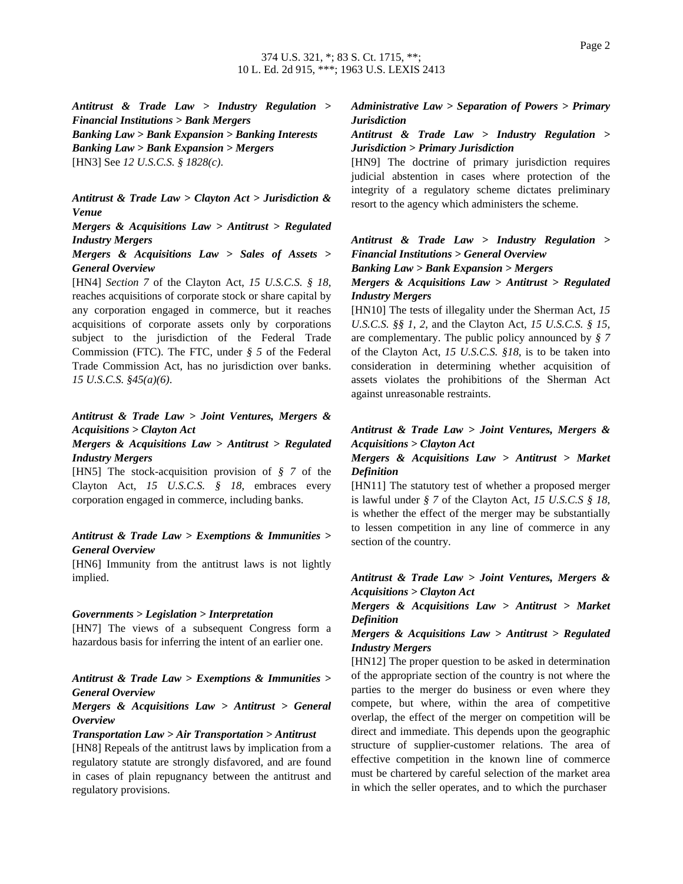***Antitrust & Trade Law > Industry Regulation > Financial Institutions > Bank Mergers***
***Banking Law > Bank Expansion > Banking Interests***
***Banking Law > Bank Expansion > Mergers***

[HN3] See *12 U.S.C.S. § 1828(c)*.

***Antitrust & Trade Law > Clayton Act > Jurisdiction & Venue***
***Mergers & Acquisitions Law > Antitrust > Regulated Industry Mergers***
***Mergers & Acquisitions Law > Sales of Assets > General Overview***

[HN4] *Section 7* of the Clayton Act, *15 U.S.C.S. § 18*, reaches acquisitions of corporate stock or share capital by any corporation engaged in commerce, but it reaches acquisitions of corporate assets only by corporations subject to the jurisdiction of the Federal Trade Commission (FTC). The FTC, under *§ 5* of the Federal Trade Commission Act, has no jurisdiction over banks. *15 U.S.C.S. §45(a)(6)*.

***Antitrust & Trade Law > Joint Ventures, Mergers & Acquisitions > Clayton Act***
***Mergers & Acquisitions Law > Antitrust > Regulated Industry Mergers***

[HN5] The stock-acquisition provision of *§ 7* of the Clayton Act, *15 U.S.C.S. § 18*, embraces every corporation engaged in commerce, including banks.

***Antitrust & Trade Law > Exemptions & Immunities > General Overview***

[HN6] Immunity from the antitrust laws is not lightly implied.

***Governments > Legislation > Interpretation***

[HN7] The views of a subsequent Congress form a hazardous basis for inferring the intent of an earlier one.

***Antitrust & Trade Law > Exemptions & Immunities > General Overview***
***Mergers & Acquisitions Law > Antitrust > General Overview***
***Transportation Law > Air Transportation > Antitrust***

[HN8] Repeals of the antitrust laws by implication from a regulatory statute are strongly disfavored, and are found in cases of plain repugnancy between the antitrust and regulatory provisions.

***Administrative Law > Separation of Powers > Primary Jurisdiction***
***Antitrust & Trade Law > Industry Regulation > Jurisdiction > Primary Jurisdiction***

[HN9] The doctrine of primary jurisdiction requires judicial abstention in cases where protection of the integrity of a regulatory scheme dictates preliminary resort to the agency which administers the scheme.

***Antitrust & Trade Law > Industry Regulation > Financial Institutions > General Overview***
***Banking Law > Bank Expansion > Mergers***
***Mergers & Acquisitions Law > Antitrust > Regulated Industry Mergers***

[HN10] The tests of illegality under the Sherman Act, *15 U.S.C.S. §§ 1*, *2*, and the Clayton Act, *15 U.S.C.S. § 15*, are complementary. The public policy announced by *§ 7* of the Clayton Act, *15 U.S.C.S. §18*, is to be taken into consideration in determining whether acquisition of assets violates the prohibitions of the Sherman Act against unreasonable restraints.

***Antitrust & Trade Law > Joint Ventures, Mergers & Acquisitions > Clayton Act***
***Mergers & Acquisitions Law > Antitrust > Market Definition***

[HN11] The statutory test of whether a proposed merger is lawful under *§ 7* of the Clayton Act, *15 U.S.C.S § 18*, is whether the effect of the merger may be substantially to lessen competition in any line of commerce in any section of the country.

***Antitrust & Trade Law > Joint Ventures, Mergers & Acquisitions > Clayton Act***
***Mergers & Acquisitions Law > Antitrust > Market Definition***
***Mergers & Acquisitions Law > Antitrust > Regulated Industry Mergers***

[HN12] The proper question to be asked in determination of the appropriate section of the country is not where the parties to the merger do business or even where they compete, but where, within the area of competitive overlap, the effect of the merger on competition will be direct and immediate. This depends upon the geographic structure of supplier-customer relations. The area of effective competition in the known line of commerce must be chartered by careful selection of the market area in which the seller operates, and to which the purchaser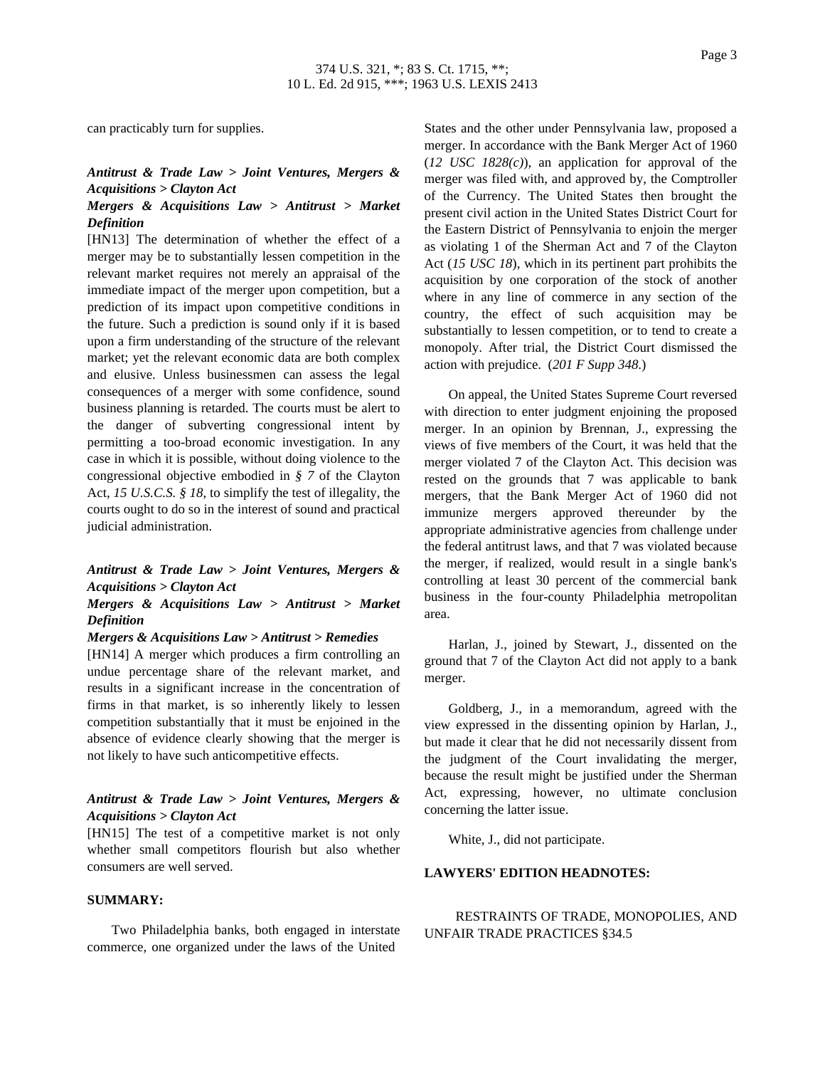can practicably turn for supplies.

***Antitrust & Trade Law > Joint Ventures, Mergers & Acquisitions > Clayton Act***
***Mergers & Acquisitions Law > Antitrust > Market Definition***

[HN13] The determination of whether the effect of a merger may be to substantially lessen competition in the relevant market requires not merely an appraisal of the immediate impact of the merger upon competition, but a prediction of its impact upon competitive conditions in the future. Such a prediction is sound only if it is based upon a firm understanding of the structure of the relevant market; yet the relevant economic data are both complex and elusive. Unless businessmen can assess the legal consequences of a merger with some confidence, sound business planning is retarded. The courts must be alert to the danger of subverting congressional intent by permitting a too-broad economic investigation. In any case in which it is possible, without doing violence to the congressional objective embodied in *§ 7* of the Clayton Act, *15 U.S.C.S. § 18*, to simplify the test of illegality, the courts ought to do so in the interest of sound and practical judicial administration.

***Antitrust & Trade Law > Joint Ventures, Mergers & Acquisitions > Clayton Act***
***Mergers & Acquisitions Law > Antitrust > Market Definition***
***Mergers & Acquisitions Law > Antitrust > Remedies***

[HN14] A merger which produces a firm controlling an undue percentage share of the relevant market, and results in a significant increase in the concentration of firms in that market, is so inherently likely to lessen competition substantially that it must be enjoined in the absence of evidence clearly showing that the merger is not likely to have such anticompetitive effects.

***Antitrust & Trade Law > Joint Ventures, Mergers & Acquisitions > Clayton Act***

[HN15] The test of a competitive market is not only whether small competitors flourish but also whether consumers are well served.

**SUMMARY:**

Two Philadelphia banks, both engaged in interstate commerce, one organized under the laws of the United States and the other under Pennsylvania law, proposed a merger. In accordance with the Bank Merger Act of 1960 (*12 USC 1828(c)*), an application for approval of the merger was filed with, and approved by, the Comptroller of the Currency. The United States then brought the present civil action in the United States District Court for the Eastern District of Pennsylvania to enjoin the merger as violating 1 of the Sherman Act and 7 of the Clayton Act (*15 USC 18*), which in its pertinent part prohibits the acquisition by one corporation of the stock of another where in any line of commerce in any section of the country, the effect of such acquisition may be substantially to lessen competition, or to tend to create a monopoly. After trial, the District Court dismissed the action with prejudice. (*201 F Supp 348*.)

On appeal, the United States Supreme Court reversed with direction to enter judgment enjoining the proposed merger. In an opinion by Brennan, J., expressing the views of five members of the Court, it was held that the merger violated 7 of the Clayton Act. This decision was rested on the grounds that 7 was applicable to bank mergers, that the Bank Merger Act of 1960 did not immunize mergers approved thereunder by the appropriate administrative agencies from challenge under the federal antitrust laws, and that 7 was violated because the merger, if realized, would result in a single bank's controlling at least 30 percent of the commercial bank business in the four-county Philadelphia metropolitan area.

Harlan, J., joined by Stewart, J., dissented on the ground that 7 of the Clayton Act did not apply to a bank merger.

Goldberg, J., in a memorandum, agreed with the view expressed in the dissenting opinion by Harlan, J., but made it clear that he did not necessarily dissent from the judgment of the Court invalidating the merger, because the result might be justified under the Sherman Act, expressing, however, no ultimate conclusion concerning the latter issue.

White, J., did not participate.

**LAWYERS' EDITION HEADNOTES:**

RESTRAINTS OF TRADE, MONOPOLIES, AND UNFAIR TRADE PRACTICES §34.5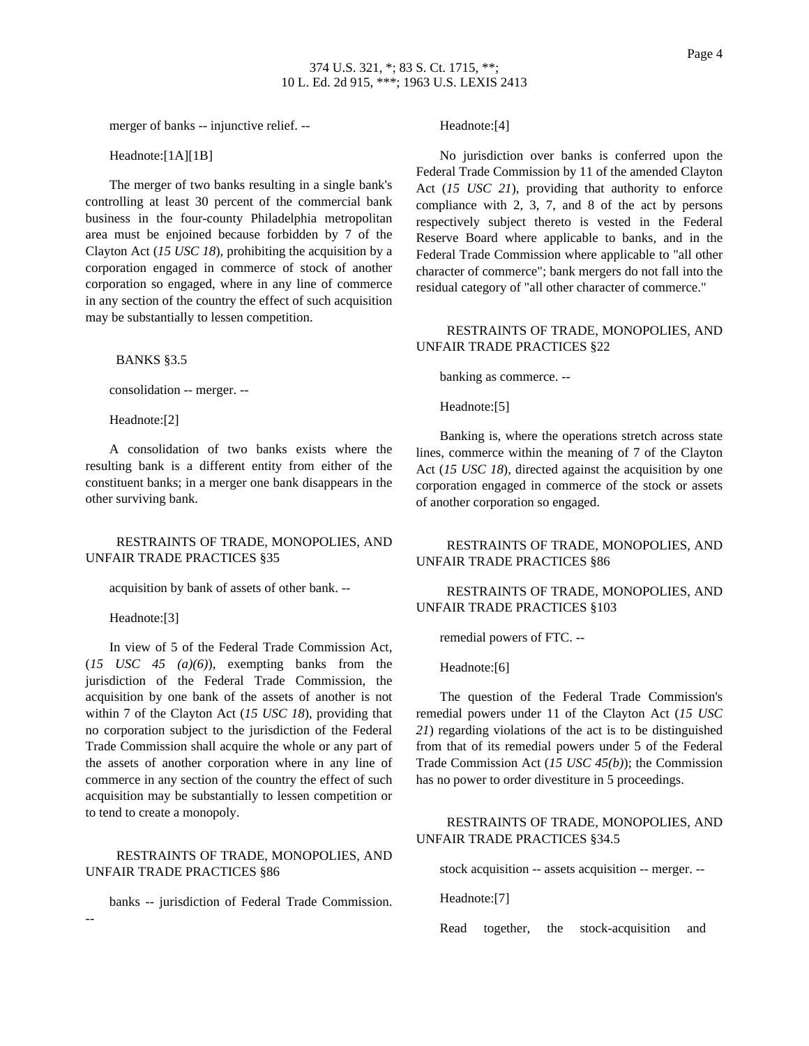merger of banks -- injunctive relief. --

Headnote:[1A][1B]

The merger of two banks resulting in a single bank's controlling at least 30 percent of the commercial bank business in the four-county Philadelphia metropolitan area must be enjoined because forbidden by 7 of the Clayton Act (*15 USC 18*), prohibiting the acquisition by a corporation engaged in commerce of stock of another corporation so engaged, where in any line of commerce in any section of the country the effect of such acquisition may be substantially to lessen competition.

BANKS §3.5

consolidation -- merger. --

Headnote:[2]

A consolidation of two banks exists where the resulting bank is a different entity from either of the constituent banks; in a merger one bank disappears in the other surviving bank.

RESTRAINTS OF TRADE, MONOPOLIES, AND UNFAIR TRADE PRACTICES §35

acquisition by bank of assets of other bank. --

Headnote:[3]

In view of 5 of the Federal Trade Commission Act, (*15 USC 45 (a)(6)*), exempting banks from the jurisdiction of the Federal Trade Commission, the acquisition by one bank of the assets of another is not within 7 of the Clayton Act (*15 USC 18*), providing that no corporation subject to the jurisdiction of the Federal Trade Commission shall acquire the whole or any part of the assets of another corporation where in any line of commerce in any section of the country the effect of such acquisition may be substantially to lessen competition or to tend to create a monopoly.

RESTRAINTS OF TRADE, MONOPOLIES, AND UNFAIR TRADE PRACTICES §86

banks -- jurisdiction of Federal Trade Commission. --

Headnote:[4]

No jurisdiction over banks is conferred upon the Federal Trade Commission by 11 of the amended Clayton Act (*15 USC 21*), providing that authority to enforce compliance with 2, 3, 7, and 8 of the act by persons respectively subject thereto is vested in the Federal Reserve Board where applicable to banks, and in the Federal Trade Commission where applicable to "all other character of commerce"; bank mergers do not fall into the residual category of "all other character of commerce."

RESTRAINTS OF TRADE, MONOPOLIES, AND UNFAIR TRADE PRACTICES §22

banking as commerce. --

Headnote:[5]

Banking is, where the operations stretch across state lines, commerce within the meaning of 7 of the Clayton Act (*15 USC 18*), directed against the acquisition by one corporation engaged in commerce of the stock or assets of another corporation so engaged.

RESTRAINTS OF TRADE, MONOPOLIES, AND UNFAIR TRADE PRACTICES §86

RESTRAINTS OF TRADE, MONOPOLIES, AND UNFAIR TRADE PRACTICES §103

remedial powers of FTC. --

Headnote:[6]

The question of the Federal Trade Commission's remedial powers under 11 of the Clayton Act (*15 USC 21*) regarding violations of the act is to be distinguished from that of its remedial powers under 5 of the Federal Trade Commission Act (*15 USC 45(b)*); the Commission has no power to order divestiture in 5 proceedings.

RESTRAINTS OF TRADE, MONOPOLIES, AND UNFAIR TRADE PRACTICES §34.5

stock acquisition -- assets acquisition -- merger. --

Headnote:[7]

Read together, the stock-acquisition and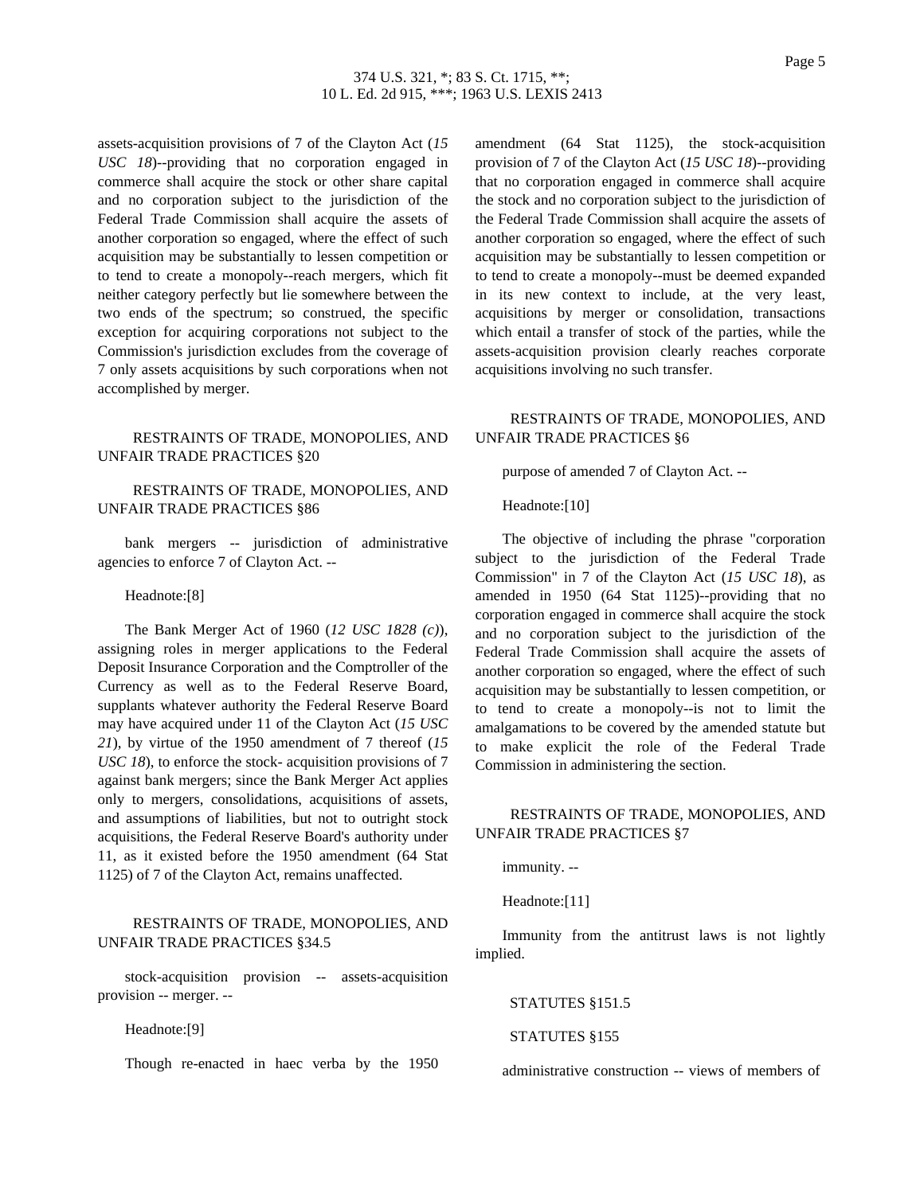assets-acquisition provisions of 7 of the Clayton Act (*15 USC 18*)--providing that no corporation engaged in commerce shall acquire the stock or other share capital and no corporation subject to the jurisdiction of the Federal Trade Commission shall acquire the assets of another corporation so engaged, where the effect of such acquisition may be substantially to lessen competition or to tend to create a monopoly--reach mergers, which fit neither category perfectly but lie somewhere between the two ends of the spectrum; so construed, the specific exception for acquiring corporations not subject to the Commission's jurisdiction excludes from the coverage of 7 only assets acquisitions by such corporations when not accomplished by merger.

RESTRAINTS OF TRADE, MONOPOLIES, AND UNFAIR TRADE PRACTICES §20

RESTRAINTS OF TRADE, MONOPOLIES, AND UNFAIR TRADE PRACTICES §86

bank mergers -- jurisdiction of administrative agencies to enforce 7 of Clayton Act. --

Headnote:[8]

The Bank Merger Act of 1960 (*12 USC 1828 (c)*), assigning roles in merger applications to the Federal Deposit Insurance Corporation and the Comptroller of the Currency as well as to the Federal Reserve Board, supplants whatever authority the Federal Reserve Board may have acquired under 11 of the Clayton Act (*15 USC 21*), by virtue of the 1950 amendment of 7 thereof (*15 USC 18*), to enforce the stock- acquisition provisions of 7 against bank mergers; since the Bank Merger Act applies only to mergers, consolidations, acquisitions of assets, and assumptions of liabilities, but not to outright stock acquisitions, the Federal Reserve Board's authority under 11, as it existed before the 1950 amendment (64 Stat 1125) of 7 of the Clayton Act, remains unaffected.

RESTRAINTS OF TRADE, MONOPOLIES, AND UNFAIR TRADE PRACTICES §34.5

stock-acquisition provision -- assets-acquisition provision -- merger. --

Headnote:[9]

Though re-enacted in haec verba by the 1950 amendment (64 Stat 1125), the stock-acquisition provision of 7 of the Clayton Act (*15 USC 18*)--providing that no corporation engaged in commerce shall acquire the stock and no corporation subject to the jurisdiction of the Federal Trade Commission shall acquire the assets of another corporation so engaged, where the effect of such acquisition may be substantially to lessen competition or to tend to create a monopoly--must be deemed expanded in its new context to include, at the very least, acquisitions by merger or consolidation, transactions which entail a transfer of stock of the parties, while the assets-acquisition provision clearly reaches corporate acquisitions involving no such transfer.

RESTRAINTS OF TRADE, MONOPOLIES, AND UNFAIR TRADE PRACTICES §6

purpose of amended 7 of Clayton Act. --

Headnote:[10]

The objective of including the phrase "corporation subject to the jurisdiction of the Federal Trade Commission" in 7 of the Clayton Act (*15 USC 18*), as amended in 1950 (64 Stat 1125)--providing that no corporation engaged in commerce shall acquire the stock and no corporation subject to the jurisdiction of the Federal Trade Commission shall acquire the assets of another corporation so engaged, where the effect of such acquisition may be substantially to lessen competition, or to tend to create a monopoly--is not to limit the amalgamations to be covered by the amended statute but to make explicit the role of the Federal Trade Commission in administering the section.

RESTRAINTS OF TRADE, MONOPOLIES, AND UNFAIR TRADE PRACTICES §7

immunity. --

Headnote:[11]

Immunity from the antitrust laws is not lightly implied.

STATUTES §151.5

STATUTES §155

administrative construction -- views of members of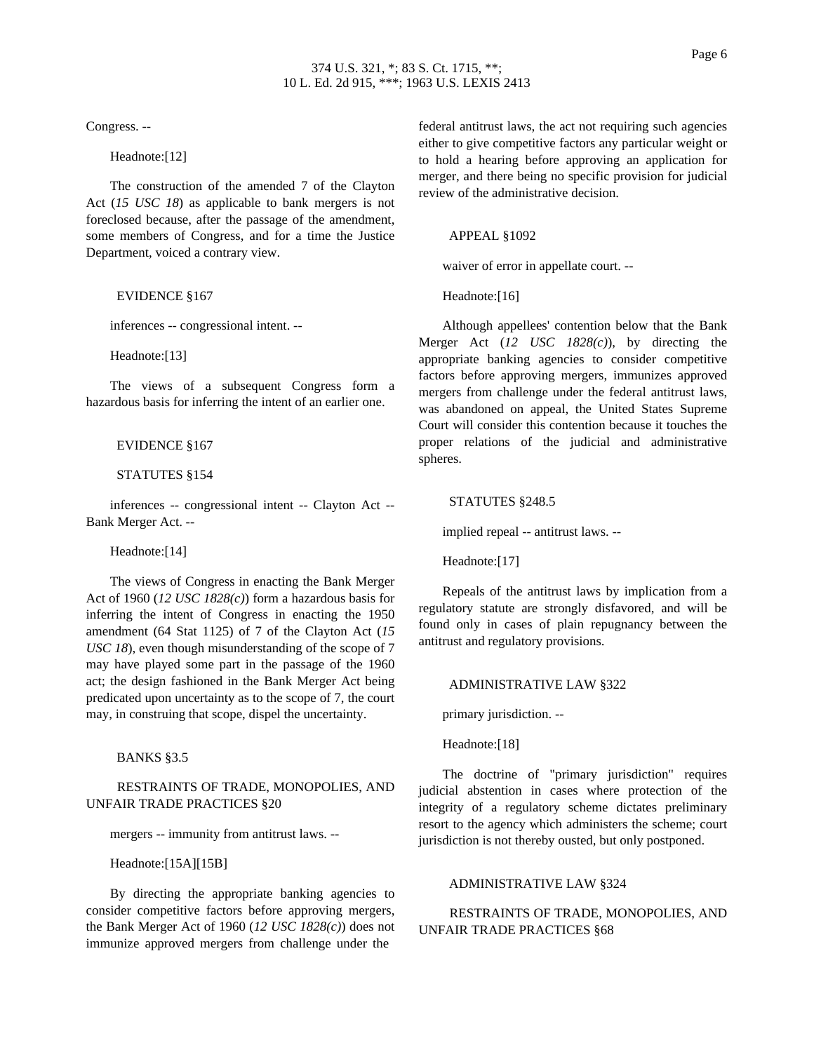Congress. --

Headnote:[12]

The construction of the amended 7 of the Clayton Act (*15 USC 18*) as applicable to bank mergers is not foreclosed because, after the passage of the amendment, some members of Congress, and for a time the Justice Department, voiced a contrary view.

EVIDENCE §167

inferences -- congressional intent. --

Headnote:[13]

The views of a subsequent Congress form a hazardous basis for inferring the intent of an earlier one.

EVIDENCE §167

STATUTES §154

inferences -- congressional intent -- Clayton Act -- Bank Merger Act. --

Headnote:[14]

The views of Congress in enacting the Bank Merger Act of 1960 (*12 USC 1828(c)*) form a hazardous basis for inferring the intent of Congress in enacting the 1950 amendment (64 Stat 1125) of 7 of the Clayton Act (*15 USC 18*), even though misunderstanding of the scope of 7 may have played some part in the passage of the 1960 act; the design fashioned in the Bank Merger Act being predicated upon uncertainty as to the scope of 7, the court may, in construing that scope, dispel the uncertainty.

BANKS §3.5

RESTRAINTS OF TRADE, MONOPOLIES, AND UNFAIR TRADE PRACTICES §20

mergers -- immunity from antitrust laws. --

Headnote:[15A][15B]

By directing the appropriate banking agencies to consider competitive factors before approving mergers, the Bank Merger Act of 1960 (*12 USC 1828(c)*) does not immunize approved mergers from challenge under the federal antitrust laws, the act not requiring such agencies either to give competitive factors any particular weight or to hold a hearing before approving an application for merger, and there being no specific provision for judicial review of the administrative decision.

APPEAL §1092

waiver of error in appellate court. --

Headnote:[16]

Although appellees' contention below that the Bank Merger Act (*12 USC 1828(c)*), by directing the appropriate banking agencies to consider competitive factors before approving mergers, immunizes approved mergers from challenge under the federal antitrust laws, was abandoned on appeal, the United States Supreme Court will consider this contention because it touches the proper relations of the judicial and administrative spheres.

STATUTES §248.5

implied repeal -- antitrust laws. --

Headnote:[17]

Repeals of the antitrust laws by implication from a regulatory statute are strongly disfavored, and will be found only in cases of plain repugnancy between the antitrust and regulatory provisions.

ADMINISTRATIVE LAW §322

primary jurisdiction. --

Headnote:[18]

The doctrine of "primary jurisdiction" requires judicial abstention in cases where protection of the integrity of a regulatory scheme dictates preliminary resort to the agency which administers the scheme; court jurisdiction is not thereby ousted, but only postponed.

ADMINISTRATIVE LAW §324

RESTRAINTS OF TRADE, MONOPOLIES, AND UNFAIR TRADE PRACTICES §68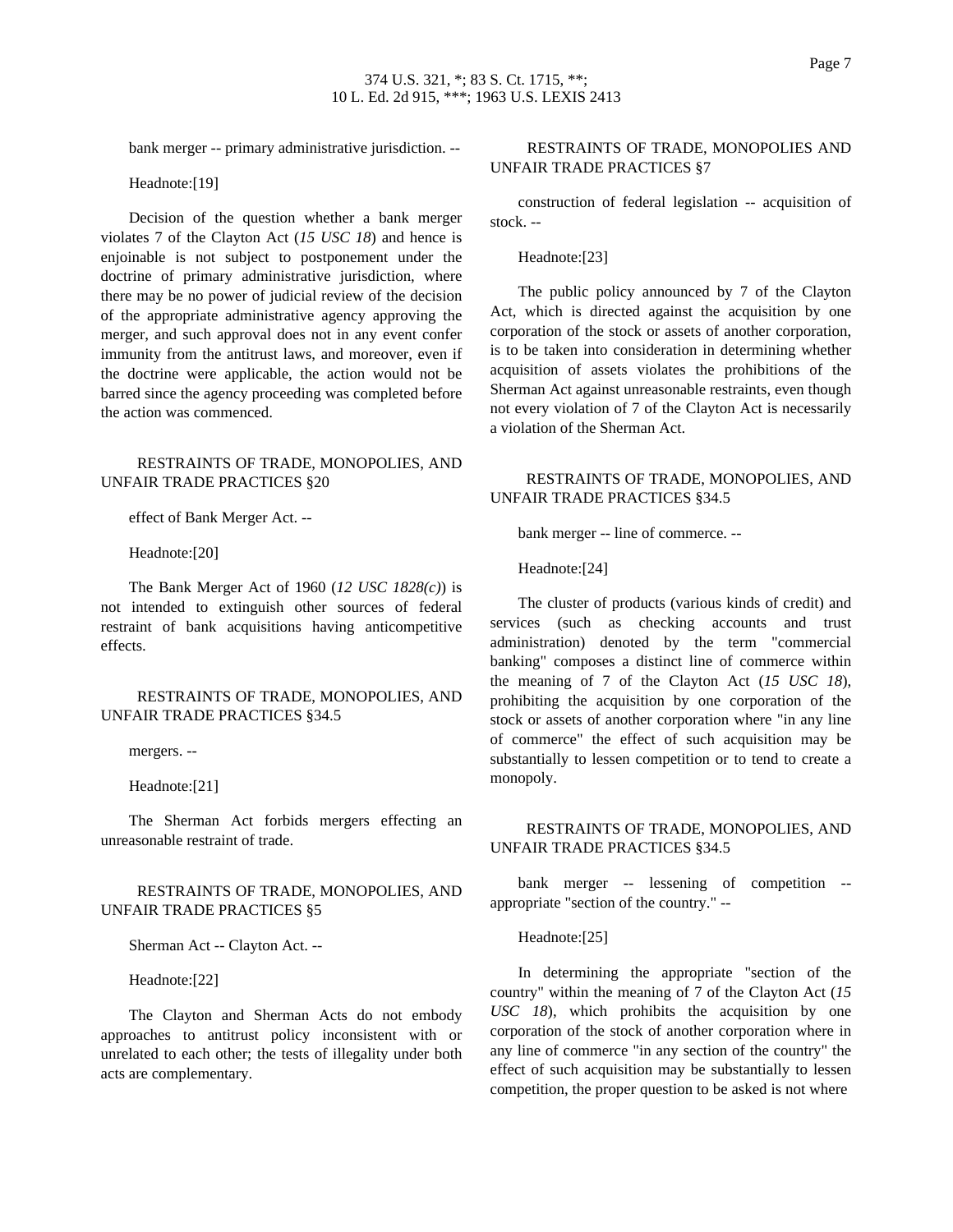bank merger -- primary administrative jurisdiction. --

Headnote:[19]

Decision of the question whether a bank merger violates 7 of the Clayton Act (*15 USC 18*) and hence is enjoinable is not subject to postponement under the doctrine of primary administrative jurisdiction, where there may be no power of judicial review of the decision of the appropriate administrative agency approving the merger, and such approval does not in any event confer immunity from the antitrust laws, and moreover, even if the doctrine were applicable, the action would not be barred since the agency proceeding was completed before the action was commenced.

RESTRAINTS OF TRADE, MONOPOLIES, AND UNFAIR TRADE PRACTICES §20

effect of Bank Merger Act. --

Headnote:[20]

The Bank Merger Act of 1960 (*12 USC 1828(c)*) is not intended to extinguish other sources of federal restraint of bank acquisitions having anticompetitive effects.

RESTRAINTS OF TRADE, MONOPOLIES, AND UNFAIR TRADE PRACTICES §34.5

mergers. --

Headnote:[21]

The Sherman Act forbids mergers effecting an unreasonable restraint of trade.

RESTRAINTS OF TRADE, MONOPOLIES, AND UNFAIR TRADE PRACTICES §5

Sherman Act -- Clayton Act. --

Headnote:[22]

The Clayton and Sherman Acts do not embody approaches to antitrust policy inconsistent with or unrelated to each other; the tests of illegality under both acts are complementary.

RESTRAINTS OF TRADE, MONOPOLIES AND UNFAIR TRADE PRACTICES §7

construction of federal legislation -- acquisition of stock. --

Headnote:[23]

The public policy announced by 7 of the Clayton Act, which is directed against the acquisition by one corporation of the stock or assets of another corporation, is to be taken into consideration in determining whether acquisition of assets violates the prohibitions of the Sherman Act against unreasonable restraints, even though not every violation of 7 of the Clayton Act is necessarily a violation of the Sherman Act.

RESTRAINTS OF TRADE, MONOPOLIES, AND UNFAIR TRADE PRACTICES §34.5

bank merger -- line of commerce. --

Headnote:[24]

The cluster of products (various kinds of credit) and services (such as checking accounts and trust administration) denoted by the term "commercial banking" composes a distinct line of commerce within the meaning of 7 of the Clayton Act (*15 USC 18*), prohibiting the acquisition by one corporation of the stock or assets of another corporation where "in any line of commerce" the effect of such acquisition may be substantially to lessen competition or to tend to create a monopoly.

RESTRAINTS OF TRADE, MONOPOLIES, AND UNFAIR TRADE PRACTICES §34.5

bank merger -- lessening of competition -- appropriate "section of the country." --

Headnote:[25]

In determining the appropriate "section of the country" within the meaning of 7 of the Clayton Act (*15 USC 18*), which prohibits the acquisition by one corporation of the stock of another corporation where in any line of commerce "in any section of the country" the effect of such acquisition may be substantially to lessen competition, the proper question to be asked is not where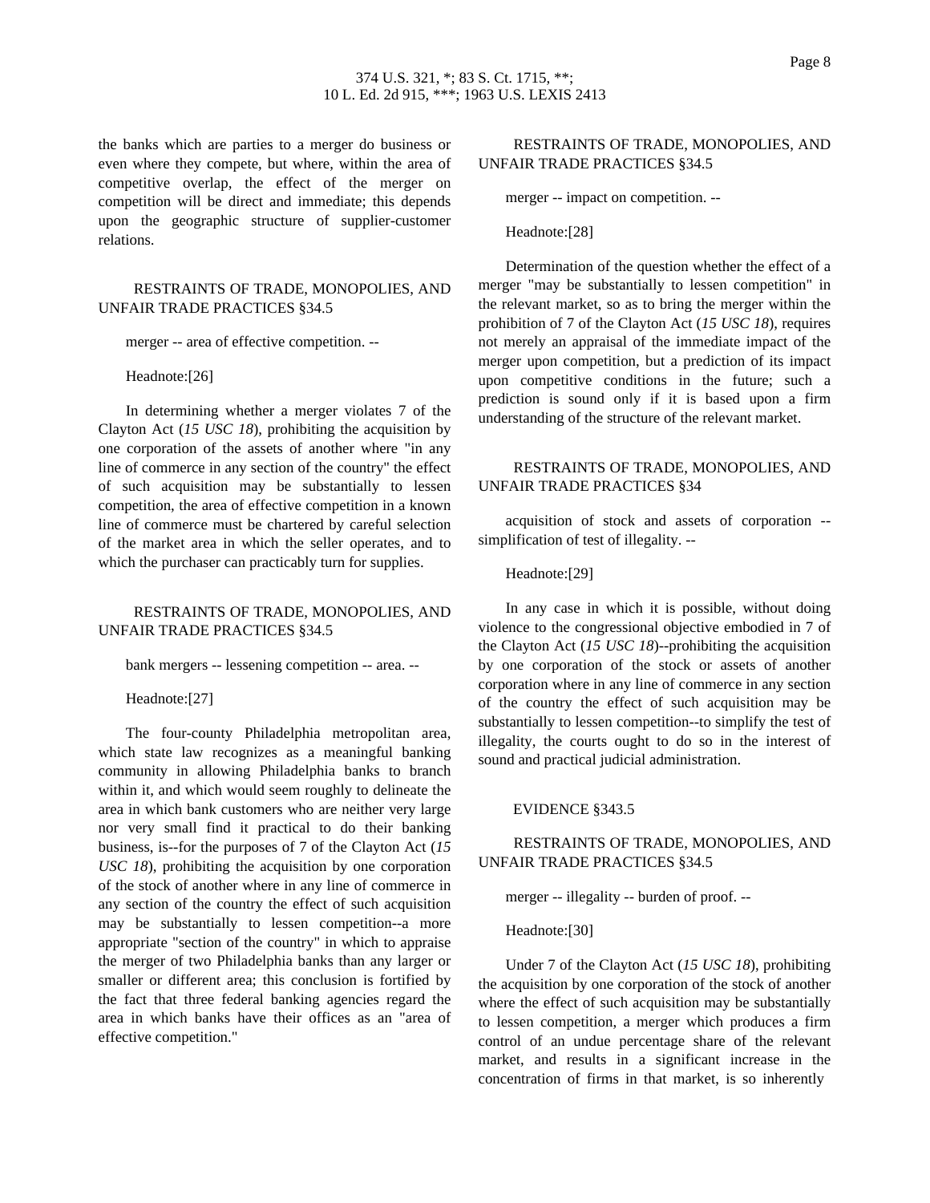the banks which are parties to a merger do business or even where they compete, but where, within the area of competitive overlap, the effect of the merger on competition will be direct and immediate; this depends upon the geographic structure of supplier-customer relations.

RESTRAINTS OF TRADE, MONOPOLIES, AND UNFAIR TRADE PRACTICES §34.5

merger -- area of effective competition. --

Headnote:[26]

In determining whether a merger violates 7 of the Clayton Act (*15 USC 18*), prohibiting the acquisition by one corporation of the assets of another where "in any line of commerce in any section of the country" the effect of such acquisition may be substantially to lessen competition, the area of effective competition in a known line of commerce must be chartered by careful selection of the market area in which the seller operates, and to which the purchaser can practicably turn for supplies.

RESTRAINTS OF TRADE, MONOPOLIES, AND UNFAIR TRADE PRACTICES §34.5

bank mergers -- lessening competition -- area. --

Headnote:[27]

The four-county Philadelphia metropolitan area, which state law recognizes as a meaningful banking community in allowing Philadelphia banks to branch within it, and which would seem roughly to delineate the area in which bank customers who are neither very large nor very small find it practical to do their banking business, is--for the purposes of 7 of the Clayton Act (*15 USC 18*), prohibiting the acquisition by one corporation of the stock of another where in any line of commerce in any section of the country the effect of such acquisition may be substantially to lessen competition--a more appropriate "section of the country" in which to appraise the merger of two Philadelphia banks than any larger or smaller or different area; this conclusion is fortified by the fact that three federal banking agencies regard the area in which banks have their offices as an "area of effective competition."

RESTRAINTS OF TRADE, MONOPOLIES, AND UNFAIR TRADE PRACTICES §34.5

merger -- impact on competition. --

Headnote:[28]

Determination of the question whether the effect of a merger "may be substantially to lessen competition" in the relevant market, so as to bring the merger within the prohibition of 7 of the Clayton Act (*15 USC 18*), requires not merely an appraisal of the immediate impact of the merger upon competition, but a prediction of its impact upon competitive conditions in the future; such a prediction is sound only if it is based upon a firm understanding of the structure of the relevant market.

RESTRAINTS OF TRADE, MONOPOLIES, AND UNFAIR TRADE PRACTICES §34

acquisition of stock and assets of corporation -- simplification of test of illegality. --

Headnote:[29]

In any case in which it is possible, without doing violence to the congressional objective embodied in 7 of the Clayton Act (*15 USC 18*)--prohibiting the acquisition by one corporation of the stock or assets of another corporation where in any line of commerce in any section of the country the effect of such acquisition may be substantially to lessen competition--to simplify the test of illegality, the courts ought to do so in the interest of sound and practical judicial administration.

EVIDENCE §343.5

RESTRAINTS OF TRADE, MONOPOLIES, AND UNFAIR TRADE PRACTICES §34.5

merger -- illegality -- burden of proof. --

Headnote:[30]

Under 7 of the Clayton Act (*15 USC 18*), prohibiting the acquisition by one corporation of the stock of another where the effect of such acquisition may be substantially to lessen competition, a merger which produces a firm control of an undue percentage share of the relevant market, and results in a significant increase in the concentration of firms in that market, is so inherently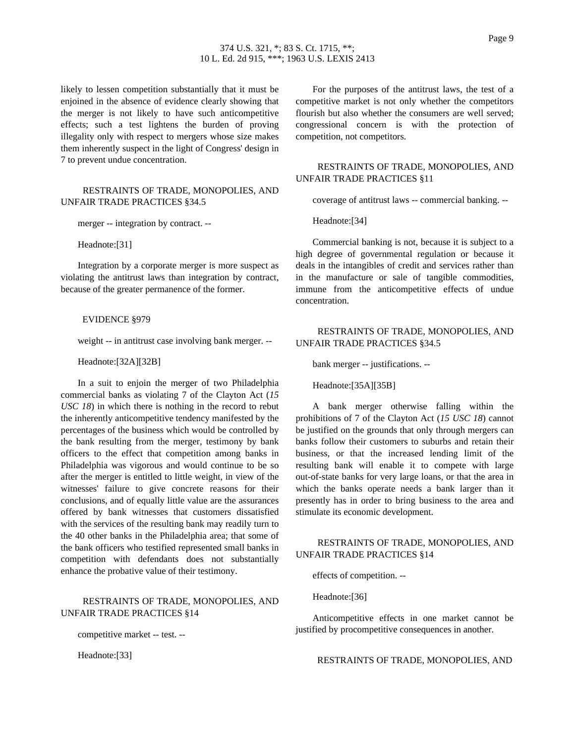likely to lessen competition substantially that it must be enjoined in the absence of evidence clearly showing that the merger is not likely to have such anticompetitive effects; such a test lightens the burden of proving illegality only with respect to mergers whose size makes them inherently suspect in the light of Congress' design in 7 to prevent undue concentration.

RESTRAINTS OF TRADE, MONOPOLIES, AND UNFAIR TRADE PRACTICES §34.5

merger -- integration by contract. --

Headnote:[31]

Integration by a corporate merger is more suspect as violating the antitrust laws than integration by contract, because of the greater permanence of the former.

EVIDENCE §979

weight -- in antitrust case involving bank merger. --

Headnote:[32A][32B]

In a suit to enjoin the merger of two Philadelphia commercial banks as violating 7 of the Clayton Act (*15 USC 18*) in which there is nothing in the record to rebut the inherently anticompetitive tendency manifested by the percentages of the business which would be controlled by the bank resulting from the merger, testimony by bank officers to the effect that competition among banks in Philadelphia was vigorous and would continue to be so after the merger is entitled to little weight, in view of the witnesses' failure to give concrete reasons for their conclusions, and of equally little value are the assurances offered by bank witnesses that customers dissatisfied with the services of the resulting bank may readily turn to the 40 other banks in the Philadelphia area; that some of the bank officers who testified represented small banks in competition with defendants does not substantially enhance the probative value of their testimony.

RESTRAINTS OF TRADE, MONOPOLIES, AND UNFAIR TRADE PRACTICES §14

competitive market -- test. --

Headnote:[33]

For the purposes of the antitrust laws, the test of a competitive market is not only whether the competitors flourish but also whether the consumers are well served; congressional concern is with the protection of competition, not competitors.

RESTRAINTS OF TRADE, MONOPOLIES, AND UNFAIR TRADE PRACTICES §11

coverage of antitrust laws -- commercial banking. --

Headnote:[34]

Commercial banking is not, because it is subject to a high degree of governmental regulation or because it deals in the intangibles of credit and services rather than in the manufacture or sale of tangible commodities, immune from the anticompetitive effects of undue concentration.

RESTRAINTS OF TRADE, MONOPOLIES, AND UNFAIR TRADE PRACTICES §34.5

bank merger -- justifications. --

Headnote:[35A][35B]

A bank merger otherwise falling within the prohibitions of 7 of the Clayton Act (*15 USC 18*) cannot be justified on the grounds that only through mergers can banks follow their customers to suburbs and retain their business, or that the increased lending limit of the resulting bank will enable it to compete with large out-of-state banks for very large loans, or that the area in which the banks operate needs a bank larger than it presently has in order to bring business to the area and stimulate its economic development.

RESTRAINTS OF TRADE, MONOPOLIES, AND UNFAIR TRADE PRACTICES §14

effects of competition. --

Headnote:[36]

Anticompetitive effects in one market cannot be justified by procompetitive consequences in another.

RESTRAINTS OF TRADE, MONOPOLIES, AND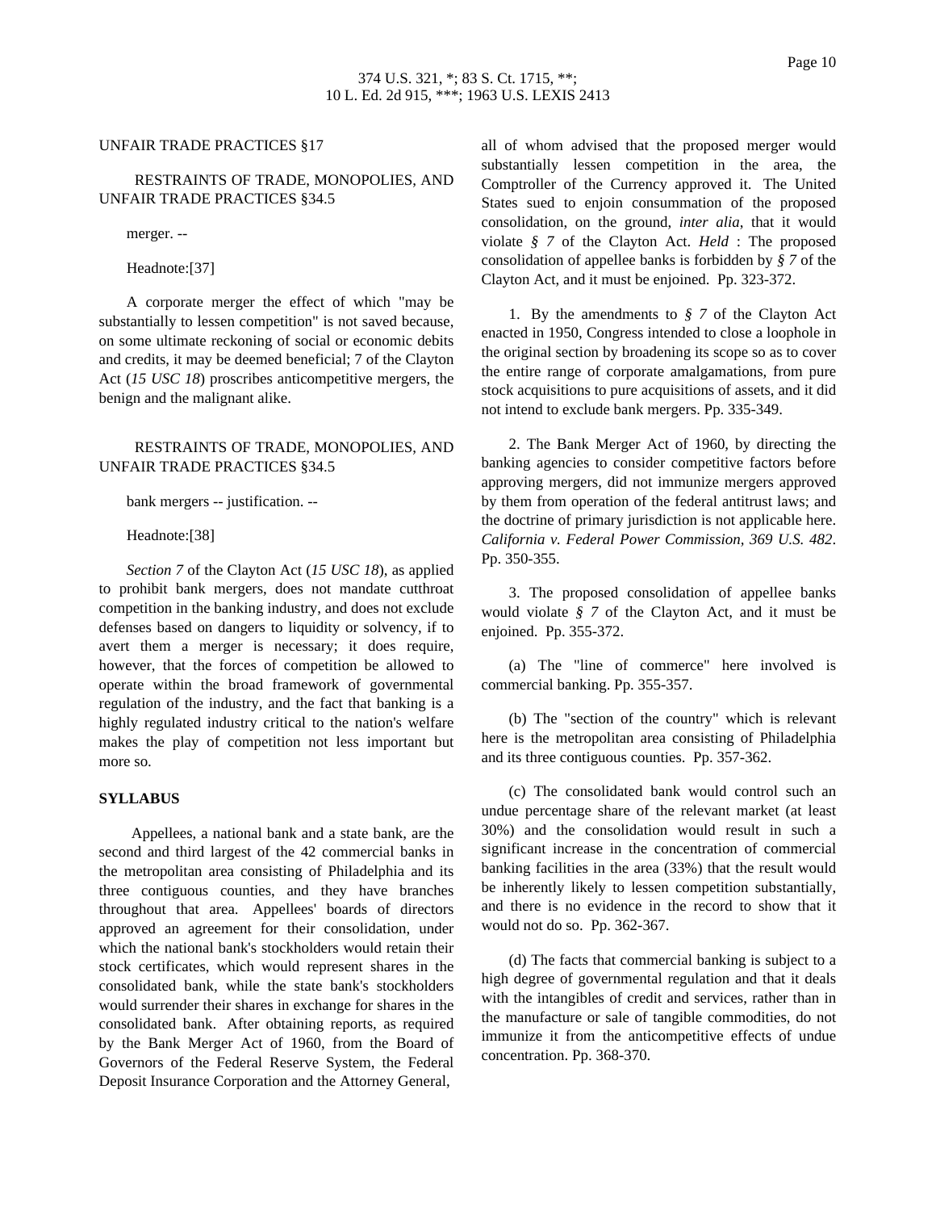UNFAIR TRADE PRACTICES §17

RESTRAINTS OF TRADE, MONOPOLIES, AND UNFAIR TRADE PRACTICES §34.5

merger. --

Headnote:[37]

A corporate merger the effect of which "may be substantially to lessen competition" is not saved because, on some ultimate reckoning of social or economic debits and credits, it may be deemed beneficial; 7 of the Clayton Act (*15 USC 18*) proscribes anticompetitive mergers, the benign and the malignant alike.

RESTRAINTS OF TRADE, MONOPOLIES, AND UNFAIR TRADE PRACTICES §34.5

bank mergers -- justification. --

Headnote:[38]

*Section 7* of the Clayton Act (*15 USC 18*), as applied to prohibit bank mergers, does not mandate cutthroat competition in the banking industry, and does not exclude defenses based on dangers to liquidity or solvency, if to avert them a merger is necessary; it does require, however, that the forces of competition be allowed to operate within the broad framework of governmental regulation of the industry, and the fact that banking is a highly regulated industry critical to the nation's welfare makes the play of competition not less important but more so.

**SYLLABUS**

Appellees, a national bank and a state bank, are the second and third largest of the 42 commercial banks in the metropolitan area consisting of Philadelphia and its three contiguous counties, and they have branches throughout that area. Appellees' boards of directors approved an agreement for their consolidation, under which the national bank's stockholders would retain their stock certificates, which would represent shares in the consolidated bank, while the state bank's stockholders would surrender their shares in exchange for shares in the consolidated bank. After obtaining reports, as required by the Bank Merger Act of 1960, from the Board of Governors of the Federal Reserve System, the Federal Deposit Insurance Corporation and the Attorney General, all of whom advised that the proposed merger would substantially lessen competition in the area, the Comptroller of the Currency approved it. The United States sued to enjoin consummation of the proposed consolidation, on the ground, *inter alia*, that it would violate *§ 7* of the Clayton Act. *Held* : The proposed consolidation of appellee banks is forbidden by *§ 7* of the Clayton Act, and it must be enjoined. Pp. 323-372.

1. By the amendments to *§ 7* of the Clayton Act enacted in 1950, Congress intended to close a loophole in the original section by broadening its scope so as to cover the entire range of corporate amalgamations, from pure stock acquisitions to pure acquisitions of assets, and it did not intend to exclude bank mergers. Pp. 335-349.

2. The Bank Merger Act of 1960, by directing the banking agencies to consider competitive factors before approving mergers, did not immunize mergers approved by them from operation of the federal antitrust laws; and the doctrine of primary jurisdiction is not applicable here. *California v. Federal Power Commission, 369 U.S. 482*. Pp. 350-355.

3. The proposed consolidation of appellee banks would violate *§ 7* of the Clayton Act, and it must be enjoined. Pp. 355-372.

(a) The "line of commerce" here involved is commercial banking. Pp. 355-357.

(b) The "section of the country" which is relevant here is the metropolitan area consisting of Philadelphia and its three contiguous counties. Pp. 357-362.

(c) The consolidated bank would control such an undue percentage share of the relevant market (at least 30%) and the consolidation would result in such a significant increase in the concentration of commercial banking facilities in the area (33%) that the result would be inherently likely to lessen competition substantially, and there is no evidence in the record to show that it would not do so. Pp. 362-367.

(d) The facts that commercial banking is subject to a high degree of governmental regulation and that it deals with the intangibles of credit and services, rather than in the manufacture or sale of tangible commodities, do not immunize it from the anticompetitive effects of undue concentration. Pp. 368-370.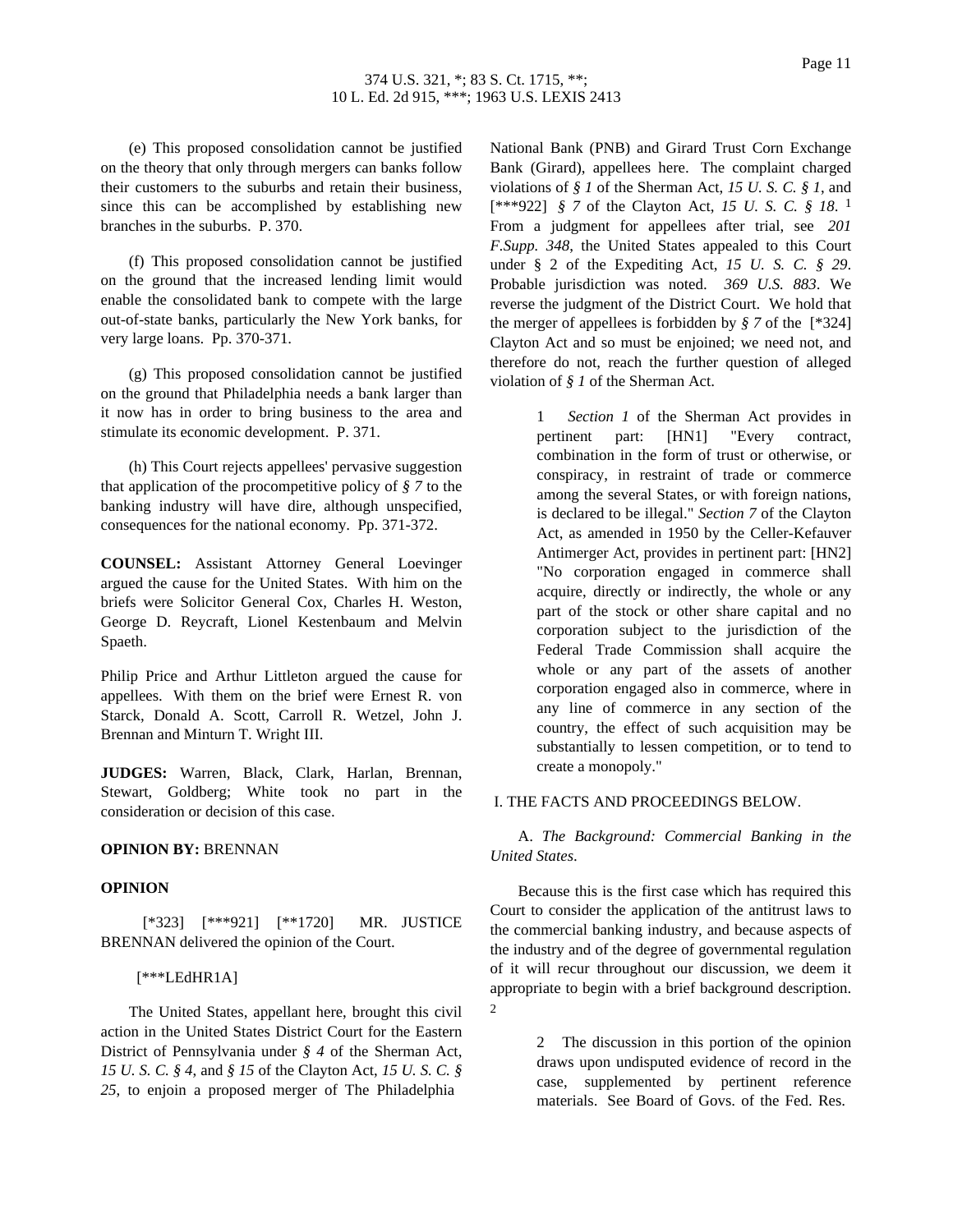(e) This proposed consolidation cannot be justified on the theory that only through mergers can banks follow their customers to the suburbs and retain their business, since this can be accomplished by establishing new branches in the suburbs. P. 370.

(f) This proposed consolidation cannot be justified on the ground that the increased lending limit would enable the consolidated bank to compete with the large out-of-state banks, particularly the New York banks, for very large loans. Pp. 370-371.

(g) This proposed consolidation cannot be justified on the ground that Philadelphia needs a bank larger than it now has in order to bring business to the area and stimulate its economic development. P. 371.

(h) This Court rejects appellees' pervasive suggestion that application of the procompetitive policy of *§ 7* to the banking industry will have dire, although unspecified, consequences for the national economy. Pp. 371-372.

**COUNSEL:** Assistant Attorney General Loevinger argued the cause for the United States. With him on the briefs were Solicitor General Cox, Charles H. Weston, George D. Reycraft, Lionel Kestenbaum and Melvin Spaeth.

Philip Price and Arthur Littleton argued the cause for appellees. With them on the brief were Ernest R. von Starck, Donald A. Scott, Carroll R. Wetzel, John J. Brennan and Minturn T. Wright III.

**JUDGES:** Warren, Black, Clark, Harlan, Brennan, Stewart, Goldberg; White took no part in the consideration or decision of this case.

**OPINION BY:** BRENNAN

**OPINION**

[*323] [***921] [**1720] MR. JUSTICE BRENNAN delivered the opinion of the Court.

[***LEdHR1A]

The United States, appellant here, brought this civil action in the United States District Court for the Eastern District of Pennsylvania under *§ 4* of the Sherman Act, *15 U. S. C. § 4*, and *§ 15* of the Clayton Act, *15 U. S. C. § 25*, to enjoin a proposed merger of The Philadelphia National Bank (PNB) and Girard Trust Corn Exchange Bank (Girard), appellees here. The complaint charged violations of *§ 1* of the Sherman Act, *15 U. S. C. § 1*, and [***922] *§ 7* of the Clayton Act, *15 U. S. C. § 18*. [1] From a judgment for appellees after trial, see *201 F.Supp. 348*, the United States appealed to this Court under § 2 of the Expediting Act, *15 U. S. C. § 29*. Probable jurisdiction was noted. *369 U.S. 883*. We reverse the judgment of the District Court. We hold that the merger of appellees is forbidden by *§ 7* of the [*324] Clayton Act and so must be enjoined; we need not, and therefore do not, reach the further question of alleged violation of *§ 1* of the Sherman Act.

> 1 *Section 1* of the Sherman Act provides in pertinent part: [HN1] "Every contract, combination in the form of trust or otherwise, or conspiracy, in restraint of trade or commerce among the several States, or with foreign nations, is declared to be illegal." *Section 7* of the Clayton Act, as amended in 1950 by the Celler-Kefauver Antimerger Act, provides in pertinent part: [HN2] "No corporation engaged in commerce shall acquire, directly or indirectly, the whole or any part of the stock or other share capital and no corporation subject to the jurisdiction of the Federal Trade Commission shall acquire the whole or any part of the assets of another corporation engaged also in commerce, where in any line of commerce in any section of the country, the effect of such acquisition may be substantially to lessen competition, or to tend to create a monopoly."

I. THE FACTS AND PROCEEDINGS BELOW.

A. *The Background: Commercial Banking in the United States*.

Because this is the first case which has required this Court to consider the application of the antitrust laws to the commercial banking industry, and because aspects of the industry and of the degree of governmental regulation of it will recur throughout our discussion, we deem it appropriate to begin with a brief background description. [2]

> 2 The discussion in this portion of the opinion draws upon undisputed evidence of record in the case, supplemented by pertinent reference materials. See Board of Govs. of the Fed. Res.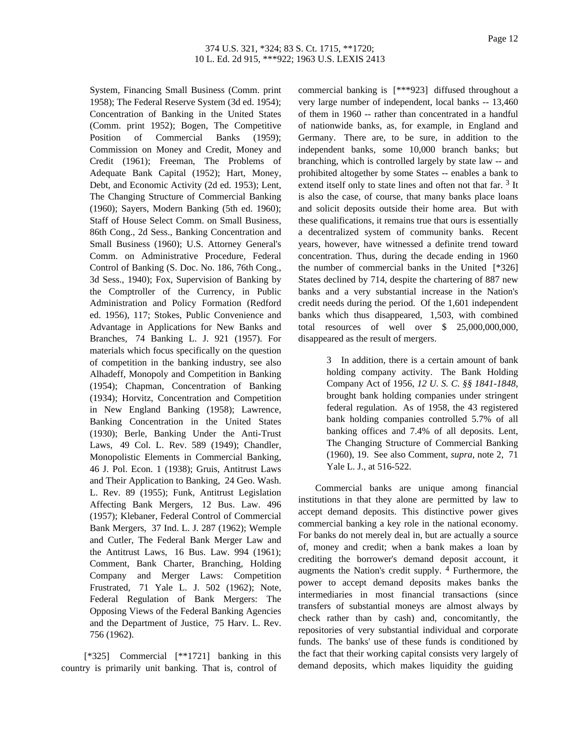System, Financing Small Business (Comm. print 1958); The Federal Reserve System (3d ed. 1954); Concentration of Banking in the United States (Comm. print 1952); Bogen, The Competitive Position of Commercial Banks (1959); Commission on Money and Credit, Money and Credit (1961); Freeman, The Problems of Adequate Bank Capital (1952); Hart, Money, Debt, and Economic Activity (2d ed. 1953); Lent, The Changing Structure of Commercial Banking (1960); Sayers, Modern Banking (5th ed. 1960); Staff of House Select Comm. on Small Business, 86th Cong., 2d Sess., Banking Concentration and Small Business (1960); U.S. Attorney General's Comm. on Administrative Procedure, Federal Control of Banking (S. Doc. No. 186, 76th Cong., 3d Sess., 1940); Fox, Supervision of Banking by the Comptroller of the Currency, in Public Administration and Policy Formation (Redford ed. 1956), 117; Stokes, Public Convenience and Advantage in Applications for New Banks and Branches, 74 Banking L. J. 921 (1957). For materials which focus specifically on the question of competition in the banking industry, see also Alhadeff, Monopoly and Competition in Banking (1954); Chapman, Concentration of Banking (1934); Horvitz, Concentration and Competition in New England Banking (1958); Lawrence, Banking Concentration in the United States (1930); Berle, Banking Under the Anti-Trust Laws, 49 Col. L. Rev. 589 (1949); Chandler, Monopolistic Elements in Commercial Banking, 46 J. Pol. Econ. 1 (1938); Gruis, Antitrust Laws and Their Application to Banking, 24 Geo. Wash. L. Rev. 89 (1955); Funk, Antitrust Legislation Affecting Bank Mergers, 12 Bus. Law. 496 (1957); Klebaner, Federal Control of Commercial Bank Mergers, 37 Ind. L. J. 287 (1962); Wemple and Cutler, The Federal Bank Merger Law and the Antitrust Laws, 16 Bus. Law. 994 (1961); Comment, Bank Charter, Branching, Holding Company and Merger Laws: Competition Frustrated, 71 Yale L. J. 502 (1962); Note, Federal Regulation of Bank Mergers: The Opposing Views of the Federal Banking Agencies and the Department of Justice, 75 Harv. L. Rev. 756 (1962).

[*325] Commercial [**1721] banking in this country is primarily unit banking. That is, control of commercial banking is [***923] diffused throughout a very large number of independent, local banks -- 13,460 of them in 1960 -- rather than concentrated in a handful of nationwide banks, as, for example, in England and Germany. There are, to be sure, in addition to the independent banks, some 10,000 branch banks; but branching, which is controlled largely by state law -- and prohibited altogether by some States -- enables a bank to extend itself only to state lines and often not that far. [3] It is also the case, of course, that many banks place loans and solicit deposits outside their home area. But with these qualifications, it remains true that ours is essentially a decentralized system of community banks. Recent years, however, have witnessed a definite trend toward concentration. Thus, during the decade ending in 1960 the number of commercial banks in the United [*326] States declined by 714, despite the chartering of 887 new banks and a very substantial increase in the Nation's credit needs during the period. Of the 1,601 independent banks which thus disappeared, 1,503, with combined total resources of well over $ 25,000,000,000, disappeared as the result of mergers.

> 3 In addition, there is a certain amount of bank holding company activity. The Bank Holding Company Act of 1956, *12 U. S. C. §§ 1841-1848*, brought bank holding companies under stringent federal regulation. As of 1958, the 43 registered bank holding companies controlled 5.7% of all banking offices and 7.4% of all deposits. Lent, The Changing Structure of Commercial Banking (1960), 19. See also Comment, *supra*, note 2, 71 Yale L. J., at 516-522.

Commercial banks are unique among financial institutions in that they alone are permitted by law to accept demand deposits. This distinctive power gives commercial banking a key role in the national economy. For banks do not merely deal in, but are actually a source of, money and credit; when a bank makes a loan by crediting the borrower's demand deposit account, it augments the Nation's credit supply. [4] Furthermore, the power to accept demand deposits makes banks the intermediaries in most financial transactions (since transfers of substantial moneys are almost always by check rather than by cash) and, concomitantly, the repositories of very substantial individual and corporate funds. The banks' use of these funds is conditioned by the fact that their working capital consists very largely of demand deposits, which makes liquidity the guiding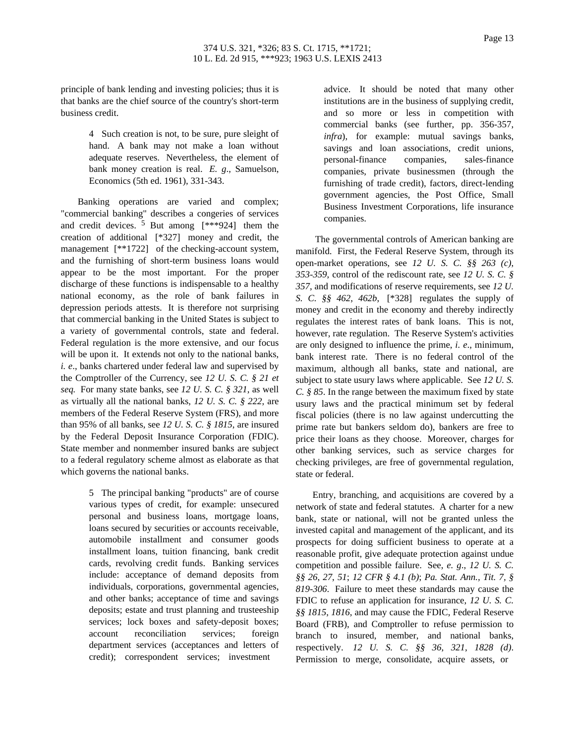principle of bank lending and investing policies; thus it is that banks are the chief source of the country's short-term business credit.

> 4 Such creation is not, to be sure, pure sleight of hand. A bank may not make a loan without adequate reserves. Nevertheless, the element of bank money creation is real. *E. g*., Samuelson, Economics (5th ed. 1961), 331-343.

Banking operations are varied and complex; "commercial banking" describes a congeries of services and credit devices. [5] But among [***924] them the creation of additional [*327] money and credit, the management [**1722] of the checking-account system, and the furnishing of short-term business loans would appear to be the most important. For the proper discharge of these functions is indispensable to a healthy national economy, as the role of bank failures in depression periods attests. It is therefore not surprising that commercial banking in the United States is subject to a variety of governmental controls, state and federal. Federal regulation is the more extensive, and our focus will be upon it. It extends not only to the national banks, *i. e*., banks chartered under federal law and supervised by the Comptroller of the Currency, see *12 U. S. C. § 21 et seq.* For many state banks, see *12 U. S. C. § 321*, as well as virtually all the national banks, *12 U. S. C. § 222*, are members of the Federal Reserve System (FRS), and more than 95% of all banks, see *12 U. S. C. § 1815*, are insured by the Federal Deposit Insurance Corporation (FDIC). State member and nonmember insured banks are subject to a federal regulatory scheme almost as elaborate as that which governs the national banks.

> 5 The principal banking "products" are of course various types of credit, for example: unsecured personal and business loans, mortgage loans, loans secured by securities or accounts receivable, automobile installment and consumer goods installment loans, tuition financing, bank credit cards, revolving credit funds. Banking services include: acceptance of demand deposits from individuals, corporations, governmental agencies, and other banks; acceptance of time and savings deposits; estate and trust planning and trusteeship services; lock boxes and safety-deposit boxes; account reconciliation services; foreign department services (acceptances and letters of credit); correspondent services; investment advice. It should be noted that many other institutions are in the business of supplying credit, and so more or less in competition with commercial banks (see further, pp. 356-357, *infra*), for example: mutual savings banks, savings and loan associations, credit unions, personal-finance companies, sales-finance companies, private businessmen (through the furnishing of trade credit), factors, direct-lending government agencies, the Post Office, Small Business Investment Corporations, life insurance companies.

The governmental controls of American banking are manifold. First, the Federal Reserve System, through its open-market operations, see *12 U. S. C. §§ 263 (c), 353-359*, control of the rediscount rate, see *12 U. S. C. § 357*, and modifications of reserve requirements, see *12 U. S. C. §§ 462, 462b*, [*328] regulates the supply of money and credit in the economy and thereby indirectly regulates the interest rates of bank loans. This is not, however, rate regulation. The Reserve System's activities are only designed to influence the prime, *i. e*., minimum, bank interest rate. There is no federal control of the maximum, although all banks, state and national, are subject to state usury laws where applicable. See *12 U. S. C. § 85*. In the range between the maximum fixed by state usury laws and the practical minimum set by federal fiscal policies (there is no law against undercutting the prime rate but bankers seldom do), bankers are free to price their loans as they choose. Moreover, charges for other banking services, such as service charges for checking privileges, are free of governmental regulation, state or federal.

Entry, branching, and acquisitions are covered by a network of state and federal statutes. A charter for a new bank, state or national, will not be granted unless the invested capital and management of the applicant, and its prospects for doing sufficient business to operate at a reasonable profit, give adequate protection against undue competition and possible failure. See, *e. g*., *12 U. S. C. §§ 26, 27, 51*; *12 CFR § 4.1 (b)*; *Pa. Stat. Ann., Tit. 7, § 819-306*. Failure to meet these standards may cause the FDIC to refuse an application for insurance, *12 U. S. C. §§ 1815, 1816*, and may cause the FDIC, Federal Reserve Board (FRB), and Comptroller to refuse permission to branch to insured, member, and national banks, respectively. *12 U. S. C. §§ 36, 321, 1828 (d)*. Permission to merge, consolidate, acquire assets, or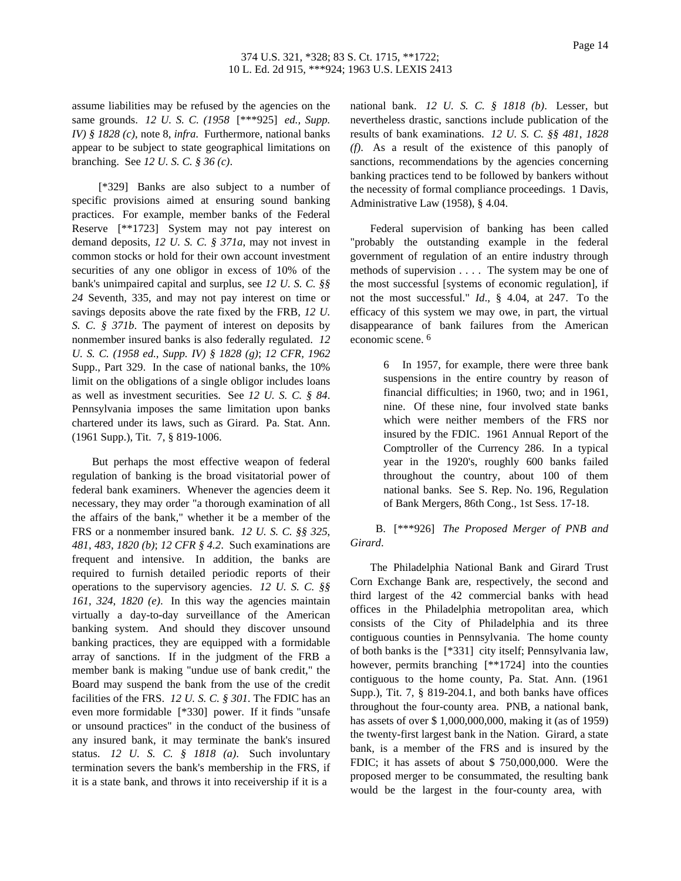assume liabilities may be refused by the agencies on the same grounds. *12 U. S. C. (1958* [***925] *ed., Supp. IV) § 1828 (c)*, note 8, *infra*. Furthermore, national banks appear to be subject to state geographical limitations on branching. See *12 U. S. C. § 36 (c)*.

[*329] Banks are also subject to a number of specific provisions aimed at ensuring sound banking practices. For example, member banks of the Federal Reserve [**1723] System may not pay interest on demand deposits, *12 U. S. C. § 371a*, may not invest in common stocks or hold for their own account investment securities of any one obligor in excess of 10% of the bank's unimpaired capital and surplus, see *12 U. S. C. §§ 24* Seventh, 335, and may not pay interest on time or savings deposits above the rate fixed by the FRB, *12 U. S. C. § 371b*. The payment of interest on deposits by nonmember insured banks is also federally regulated. *12 U. S. C. (1958 ed., Supp. IV) § 1828 (g)*; *12 CFR, 1962* Supp., Part 329. In the case of national banks, the 10% limit on the obligations of a single obligor includes loans as well as investment securities. See *12 U. S. C. § 84*. Pennsylvania imposes the same limitation upon banks chartered under its laws, such as Girard. Pa. Stat. Ann. (1961 Supp.), Tit. 7, § 819-1006.

But perhaps the most effective weapon of federal regulation of banking is the broad visitatorial power of federal bank examiners. Whenever the agencies deem it necessary, they may order "a thorough examination of all the affairs of the bank," whether it be a member of the FRS or a nonmember insured bank. *12 U. S. C. §§ 325, 481, 483, 1820 (b)*; *12 CFR § 4.2*. Such examinations are frequent and intensive. In addition, the banks are required to furnish detailed periodic reports of their operations to the supervisory agencies. *12 U. S. C. §§ 161, 324, 1820 (e)*. In this way the agencies maintain virtually a day-to-day surveillance of the American banking system. And should they discover unsound banking practices, they are equipped with a formidable array of sanctions. If in the judgment of the FRB a member bank is making "undue use of bank credit," the Board may suspend the bank from the use of the credit facilities of the FRS. *12 U. S. C. § 301*. The FDIC has an even more formidable [*330] power. If it finds "unsafe or unsound practices" in the conduct of the business of any insured bank, it may terminate the bank's insured status. *12 U. S. C. § 1818 (a)*. Such involuntary termination severs the bank's membership in the FRS, if it is a state bank, and throws it into receivership if it is a national bank. *12 U. S. C. § 1818 (b)*. Lesser, but nevertheless drastic, sanctions include publication of the results of bank examinations. *12 U. S. C. §§ 481, 1828 (f)*. As a result of the existence of this panoply of sanctions, recommendations by the agencies concerning banking practices tend to be followed by bankers without the necessity of formal compliance proceedings. 1 Davis, Administrative Law (1958), § 4.04.

Federal supervision of banking has been called "probably the outstanding example in the federal government of regulation of an entire industry through methods of supervision . . . . The system may be one of the most successful [systems of economic regulation], if not the most successful." *Id*., § 4.04, at 247. To the efficacy of this system we may owe, in part, the virtual disappearance of bank failures from the American economic scene. 6

> 6 In 1957, for example, there were three bank suspensions in the entire country by reason of financial difficulties; in 1960, two; and in 1961, nine. Of these nine, four involved state banks which were neither members of the FRS nor insured by the FDIC. 1961 Annual Report of the Comptroller of the Currency 286. In a typical year in the 1920's, roughly 600 banks failed throughout the country, about 100 of them national banks. See S. Rep. No. 196, Regulation of Bank Mergers, 86th Cong., 1st Sess. 17-18.

B. [***926] *The Proposed Merger of PNB and Girard*.

The Philadelphia National Bank and Girard Trust Corn Exchange Bank are, respectively, the second and third largest of the 42 commercial banks with head offices in the Philadelphia metropolitan area, which consists of the City of Philadelphia and its three contiguous counties in Pennsylvania. The home county of both banks is the [*331] city itself; Pennsylvania law, however, permits branching [**1724] into the counties contiguous to the home county, Pa. Stat. Ann. (1961 Supp.), Tit. 7, § 819-204.1, and both banks have offices throughout the four-county area. PNB, a national bank, has assets of over $ 1,000,000,000, making it (as of 1959) the twenty-first largest bank in the Nation. Girard, a state bank, is a member of the FRS and is insured by the FDIC; it has assets of about $ 750,000,000. Were the proposed merger to be consummated, the resulting bank would be the largest in the four-county area, with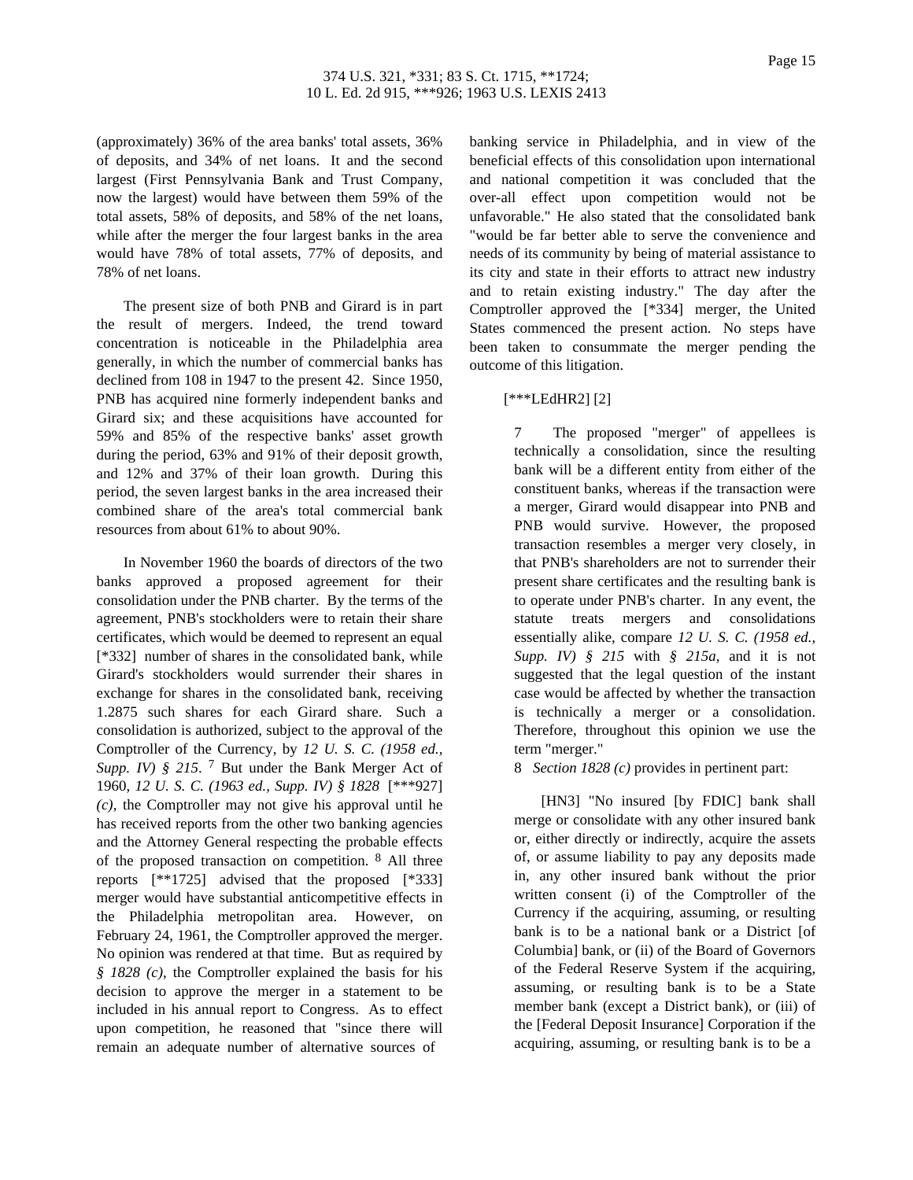(approximately) 36% of the area banks' total assets, 36% of deposits, and 34% of net loans. It and the second largest (First Pennsylvania Bank and Trust Company, now the largest) would have between them 59% of the total assets, 58% of deposits, and 58% of the net loans, while after the merger the four largest banks in the area would have 78% of total assets, 77% of deposits, and 78% of net loans.

The present size of both PNB and Girard is in part the result of mergers. Indeed, the trend toward concentration is noticeable in the Philadelphia area generally, in which the number of commercial banks has declined from 108 in 1947 to the present 42. Since 1950, PNB has acquired nine formerly independent banks and Girard six; and these acquisitions have accounted for 59% and 85% of the respective banks' asset growth during the period, 63% and 91% of their deposit growth, and 12% and 37% of their loan growth. During this period, the seven largest banks in the area increased their combined share of the area's total commercial bank resources from about 61% to about 90%.

In November 1960 the boards of directors of the two banks approved a proposed agreement for their consolidation under the PNB charter. By the terms of the agreement, PNB's stockholders were to retain their share certificates, which would be deemed to represent an equal [*332] number of shares in the consolidated bank, while Girard's stockholders would surrender their shares in exchange for shares in the consolidated bank, receiving 1.2875 such shares for each Girard share. Such a consolidation is authorized, subject to the approval of the Comptroller of the Currency, by *12 U. S. C. (1958 ed., Supp. IV) § 215*. [7] But under the Bank Merger Act of 1960, *12 U. S. C. (1963 ed., Supp. IV) § 1828* [***927] *(c)*, the Comptroller may not give his approval until he has received reports from the other two banking agencies and the Attorney General respecting the probable effects of the proposed transaction on competition. [8] All three reports [**1725] advised that the proposed [*333] merger would have substantial anticompetitive effects in the Philadelphia metropolitan area. However, on February 24, 1961, the Comptroller approved the merger. No opinion was rendered at that time. But as required by *§ 1828 (c)*, the Comptroller explained the basis for his decision to approve the merger in a statement to be included in his annual report to Congress. As to effect upon competition, he reasoned that "since there will remain an adequate number of alternative sources of banking service in Philadelphia, and in view of the beneficial effects of this consolidation upon international and national competition it was concluded that the over-all effect upon competition would not be unfavorable." He also stated that the consolidated bank "would be far better able to serve the convenience and needs of its community by being of material assistance to its city and state in their efforts to attract new industry and to retain existing industry." The day after the Comptroller approved the [*334] merger, the United States commenced the present action. No steps have been taken to consummate the merger pending the outcome of this litigation.

[***LEdHR2] [2]

> 7 The proposed "merger" of appellees is technically a consolidation, since the resulting bank will be a different entity from either of the constituent banks, whereas if the transaction were a merger, Girard would disappear into PNB and PNB would survive. However, the proposed transaction resembles a merger very closely, in that PNB's shareholders are not to surrender their present share certificates and the resulting bank is to operate under PNB's charter. In any event, the statute treats mergers and consolidations essentially alike, compare *12 U. S. C. (1958 ed., Supp. IV) § 215* with *§ 215a*, and it is not suggested that the legal question of the instant case would be affected by whether the transaction is technically a merger or a consolidation. Therefore, throughout this opinion we use the term "merger."
>
> 8 *Section 1828 (c)* provides in pertinent part:
>
> [HN3] "No insured [by FDIC] bank shall merge or consolidate with any other insured bank or, either directly or indirectly, acquire the assets of, or assume liability to pay any deposits made in, any other insured bank without the prior written consent (i) of the Comptroller of the Currency if the acquiring, assuming, or resulting bank is to be a national bank or a District [of Columbia] bank, or (ii) of the Board of Governors of the Federal Reserve System if the acquiring, assuming, or resulting bank is to be a State member bank (except a District bank), or (iii) of the [Federal Deposit Insurance] Corporation if the acquiring, assuming, or resulting bank is to be a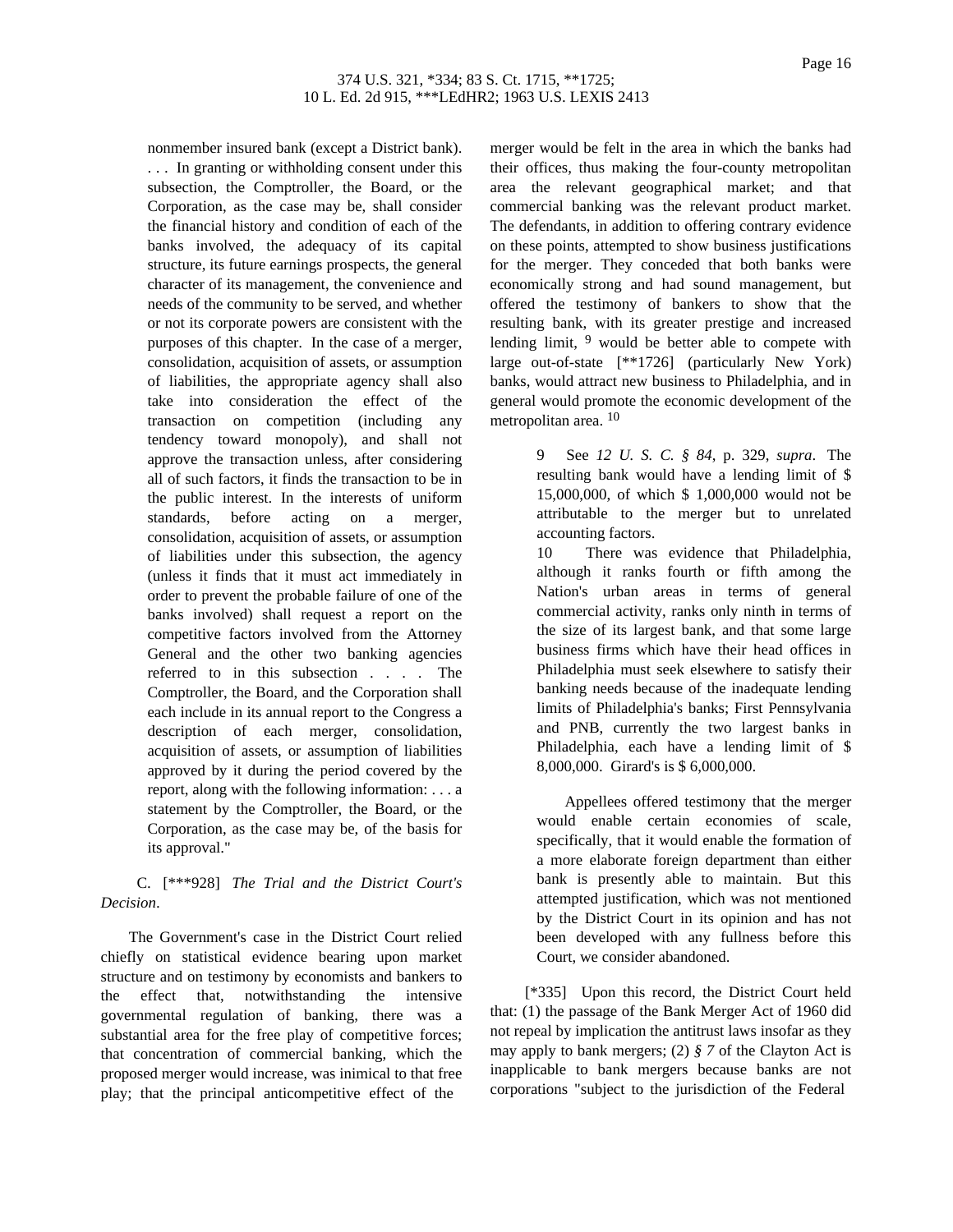nonmember insured bank (except a District bank). . . . In granting or withholding consent under this subsection, the Comptroller, the Board, or the Corporation, as the case may be, shall consider the financial history and condition of each of the banks involved, the adequacy of its capital structure, its future earnings prospects, the general character of its management, the convenience and needs of the community to be served, and whether or not its corporate powers are consistent with the purposes of this chapter. In the case of a merger, consolidation, acquisition of assets, or assumption of liabilities, the appropriate agency shall also take into consideration the effect of the transaction on competition (including any tendency toward monopoly), and shall not approve the transaction unless, after considering all of such factors, it finds the transaction to be in the public interest. In the interests of uniform standards, before acting on a merger, consolidation, acquisition of assets, or assumption of liabilities under this subsection, the agency (unless it finds that it must act immediately in order to prevent the probable failure of one of the banks involved) shall request a report on the competitive factors involved from the Attorney General and the other two banking agencies referred to in this subsection . . . . The Comptroller, the Board, and the Corporation shall each include in its annual report to the Congress a description of each merger, consolidation, acquisition of assets, or assumption of liabilities approved by it during the period covered by the report, along with the following information: . . . a statement by the Comptroller, the Board, or the Corporation, as the case may be, of the basis for its approval."

C. [***928] *The Trial and the District Court's Decision*.

The Government's case in the District Court relied chiefly on statistical evidence bearing upon market structure and on testimony by economists and bankers to the effect that, notwithstanding the intensive governmental regulation of banking, there was a substantial area for the free play of competitive forces; that concentration of commercial banking, which the proposed merger would increase, was inimical to that free play; that the principal anticompetitive effect of the merger would be felt in the area in which the banks had their offices, thus making the four-county metropolitan area the relevant geographical market; and that commercial banking was the relevant product market. The defendants, in addition to offering contrary evidence on these points, attempted to show business justifications for the merger. They conceded that both banks were economically strong and had sound management, but offered the testimony of bankers to show that the resulting bank, with its greater prestige and increased lending limit, [9] would be better able to compete with large out-of-state [**1726] (particularly New York) banks, would attract new business to Philadelphia, and in general would promote the economic development of the metropolitan area. [10]

9 See *12 U. S. C. § 84*, p. 329, *supra*. The resulting bank would have a lending limit of $ 15,000,000, of which $ 1,000,000 would not be attributable to the merger but to unrelated accounting factors.

10 There was evidence that Philadelphia, although it ranks fourth or fifth among the Nation's urban areas in terms of general commercial activity, ranks only ninth in terms of the size of its largest bank, and that some large business firms which have their head offices in Philadelphia must seek elsewhere to satisfy their banking needs because of the inadequate lending limits of Philadelphia's banks; First Pennsylvania and PNB, currently the two largest banks in Philadelphia, each have a lending limit of $ 8,000,000. Girard's is $ 6,000,000.

Appellees offered testimony that the merger would enable certain economies of scale, specifically, that it would enable the formation of a more elaborate foreign department than either bank is presently able to maintain. But this attempted justification, which was not mentioned by the District Court in its opinion and has not been developed with any fullness before this Court, we consider abandoned.

[*335] Upon this record, the District Court held that: (1) the passage of the Bank Merger Act of 1960 did not repeal by implication the antitrust laws insofar as they may apply to bank mergers; (2) *§ 7* of the Clayton Act is inapplicable to bank mergers because banks are not corporations "subject to the jurisdiction of the Federal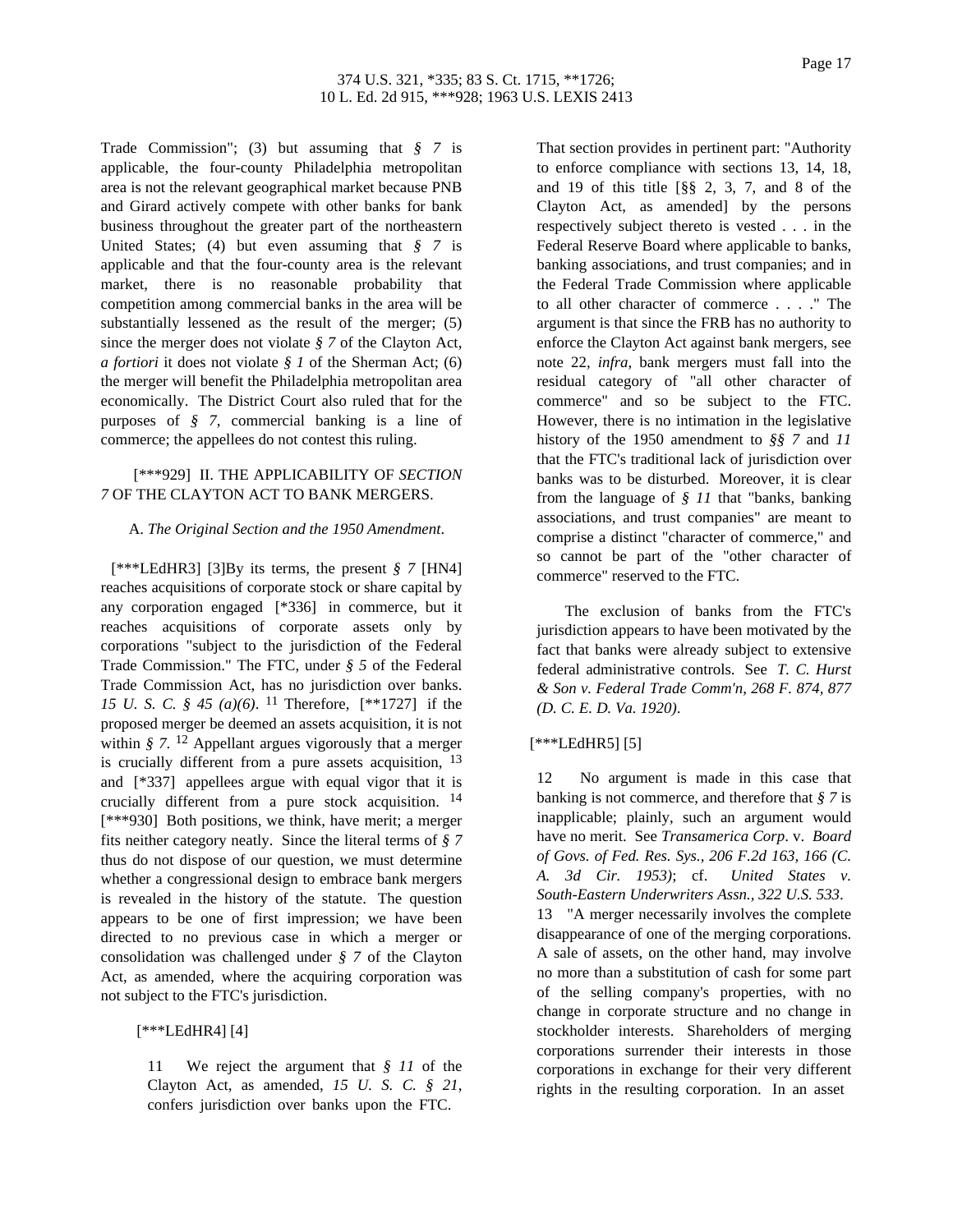Trade Commission"; (3) but assuming that *§ 7* is applicable, the four-county Philadelphia metropolitan area is not the relevant geographical market because PNB and Girard actively compete with other banks for bank business throughout the greater part of the northeastern United States; (4) but even assuming that *§ 7* is applicable and that the four-county area is the relevant market, there is no reasonable probability that competition among commercial banks in the area will be substantially lessened as the result of the merger; (5) since the merger does not violate *§ 7* of the Clayton Act, *a fortiori* it does not violate *§ 1* of the Sherman Act; (6) the merger will benefit the Philadelphia metropolitan area economically. The District Court also ruled that for the purposes of *§ 7*, commercial banking is a line of commerce; the appellees do not contest this ruling.

[***929] II. THE APPLICABILITY OF *SECTION 7* OF THE CLAYTON ACT TO BANK MERGERS.

A. *The Original Section and the 1950 Amendment*.

[***LEdHR3] [3]By its terms, the present *§ 7* [HN4] reaches acquisitions of corporate stock or share capital by any corporation engaged [*336] in commerce, but it reaches acquisitions of corporate assets only by corporations "subject to the jurisdiction of the Federal Trade Commission." The FTC, under *§ 5* of the Federal Trade Commission Act, has no jurisdiction over banks. *15 U. S. C. § 45 (a)(6)*. [11] Therefore, [**1727] if the proposed merger be deemed an assets acquisition, it is not within *§ 7*. [12] Appellant argues vigorously that a merger is crucially different from a pure assets acquisition, [13] and [*337] appellees argue with equal vigor that it is crucially different from a pure stock acquisition. [14] [***930] Both positions, we think, have merit; a merger fits neither category neatly. Since the literal terms of *§ 7* thus do not dispose of our question, we must determine whether a congressional design to embrace bank mergers is revealed in the history of the statute. The question appears to be one of first impression; we have been directed to no previous case in which a merger or consolidation was challenged under *§ 7* of the Clayton Act, as amended, where the acquiring corporation was not subject to the FTC's jurisdiction.

[***LEdHR4] [4]

11 We reject the argument that *§ 11* of the Clayton Act, as amended, *15 U. S. C. § 21*, confers jurisdiction over banks upon the FTC. That section provides in pertinent part: "Authority to enforce compliance with sections 13, 14, 18, and 19 of this title [§§ 2, 3, 7, and 8 of the Clayton Act, as amended] by the persons respectively subject thereto is vested . . . in the Federal Reserve Board where applicable to banks, banking associations, and trust companies; and in the Federal Trade Commission where applicable to all other character of commerce . . . ." The argument is that since the FRB has no authority to enforce the Clayton Act against bank mergers, see note 22, *infra*, bank mergers must fall into the residual category of "all other character of commerce" and so be subject to the FTC. However, there is no intimation in the legislative history of the 1950 amendment to *§§ 7* and *11* that the FTC's traditional lack of jurisdiction over banks was to be disturbed. Moreover, it is clear from the language of *§ 11* that "banks, banking associations, and trust companies" are meant to comprise a distinct "character of commerce," and so cannot be part of the "other character of commerce" reserved to the FTC.

The exclusion of banks from the FTC's jurisdiction appears to have been motivated by the fact that banks were already subject to extensive federal administrative controls. See *T. C. Hurst & Son v. Federal Trade Comm'n, 268 F. 874, 877 (D. C. E. D. Va. 1920)*.

[***LEdHR5] [5]

12 No argument is made in this case that banking is not commerce, and therefore that *§ 7* is inapplicable; plainly, such an argument would have no merit. See *Transamerica Corp*. v. *Board of Govs. of Fed. Res. Sys., 206 F.2d 163, 166 (C. A. 3d Cir. 1953)*; cf. *United States v. South-Eastern Underwriters Assn., 322 U.S. 533*.

13 "A merger necessarily involves the complete disappearance of one of the merging corporations. A sale of assets, on the other hand, may involve no more than a substitution of cash for some part of the selling company's properties, with no change in corporate structure and no change in stockholder interests. Shareholders of merging corporations surrender their interests in those corporations in exchange for their very different rights in the resulting corporation. In an asset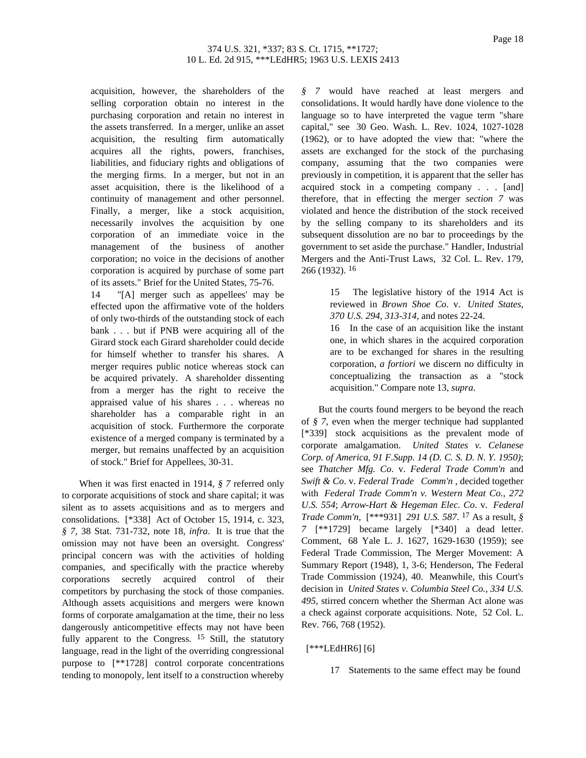acquisition, however, the shareholders of the selling corporation obtain no interest in the purchasing corporation and retain no interest in the assets transferred. In a merger, unlike an asset acquisition, the resulting firm automatically acquires all the rights, powers, franchises, liabilities, and fiduciary rights and obligations of the merging firms. In a merger, but not in an asset acquisition, there is the likelihood of a continuity of management and other personnel. Finally, a merger, like a stock acquisition, necessarily involves the acquisition by one corporation of an immediate voice in the management of the business of another corporation; no voice in the decisions of another corporation is acquired by purchase of some part of its assets." Brief for the United States, 75-76.

14 "[A] merger such as appellees' may be effected upon the affirmative vote of the holders of only two-thirds of the outstanding stock of each bank . . . but if PNB were acquiring all of the Girard stock each Girard shareholder could decide for himself whether to transfer his shares. A merger requires public notice whereas stock can be acquired privately. A shareholder dissenting from a merger has the right to receive the appraised value of his shares . . . whereas no shareholder has a comparable right in an acquisition of stock. Furthermore the corporate existence of a merged company is terminated by a merger, but remains unaffected by an acquisition of stock." Brief for Appellees, 30-31.

When it was first enacted in 1914, *§ 7* referred only to corporate acquisitions of stock and share capital; it was silent as to assets acquisitions and as to mergers and consolidations. [*338] Act of October 15, 1914, c. 323, *§ 7*, 38 Stat. 731-732, note 18, *infra*. It is true that the omission may not have been an oversight. Congress' principal concern was with the activities of holding companies, and specifically with the practice whereby corporations secretly acquired control of their competitors by purchasing the stock of those companies. Although assets acquisitions and mergers were known forms of corporate amalgamation at the time, their no less dangerously anticompetitive effects may not have been fully apparent to the Congress. [15] Still, the statutory language, read in the light of the overriding congressional purpose to [**1728] control corporate concentrations tending to monopoly, lent itself to a construction whereby *§ 7* would have reached at least mergers and consolidations. It would hardly have done violence to the language so to have interpreted the vague term "share capital," see 30 Geo. Wash. L. Rev. 1024, 1027-1028 (1962), or to have adopted the view that: "where the assets are exchanged for the stock of the purchasing company, assuming that the two companies were previously in competition, it is apparent that the seller has acquired stock in a competing company . . . [and] therefore, that in effecting the merger *section 7* was violated and hence the distribution of the stock received by the selling company to its shareholders and its subsequent dissolution are no bar to proceedings by the government to set aside the purchase." Handler, Industrial Mergers and the Anti-Trust Laws, 32 Col. L. Rev. 179, 266 (1932). [16]

15 The legislative history of the 1914 Act is reviewed in *Brown Shoe Co*. v. *United States, 370 U.S. 294, 313-314*, and notes 22-24.

16 In the case of an acquisition like the instant one, in which shares in the acquired corporation are to be exchanged for shares in the resulting corporation, *a fortiori* we discern no difficulty in conceptualizing the transaction as a "stock acquisition." Compare note 13, *supra*.

But the courts found mergers to be beyond the reach of *§ 7*, even when the merger technique had supplanted [*339] stock acquisitions as the prevalent mode of corporate amalgamation. *United States v. Celanese Corp. of America, 91 F.Supp. 14 (D. C. S. D. N. Y. 1950)*; see *Thatcher Mfg. Co*. v. *Federal Trade Comm'n* and *Swift & Co*. v. *Federal Trade Comm'n* , decided together with *Federal Trade Comm'n v. Western Meat Co., 272 U.S. 554*; *Arrow-Hart & Hegeman Elec. Co*. v. *Federal Trade Comm'n*, [***931] *291 U.S. 587*. [17] As a result, *§ 7* [**1729] became largely [*340] a dead letter. Comment, 68 Yale L. J. 1627, 1629-1630 (1959); see Federal Trade Commission, The Merger Movement: A Summary Report (1948), 1, 3-6; Henderson, The Federal Trade Commission (1924), 40. Meanwhile, this Court's decision in *United States v. Columbia Steel Co., 334 U.S. 495*, stirred concern whether the Sherman Act alone was a check against corporate acquisitions. Note, 52 Col. L. Rev. 766, 768 (1952).

[***LEdHR6] [6]

17 Statements to the same effect may be found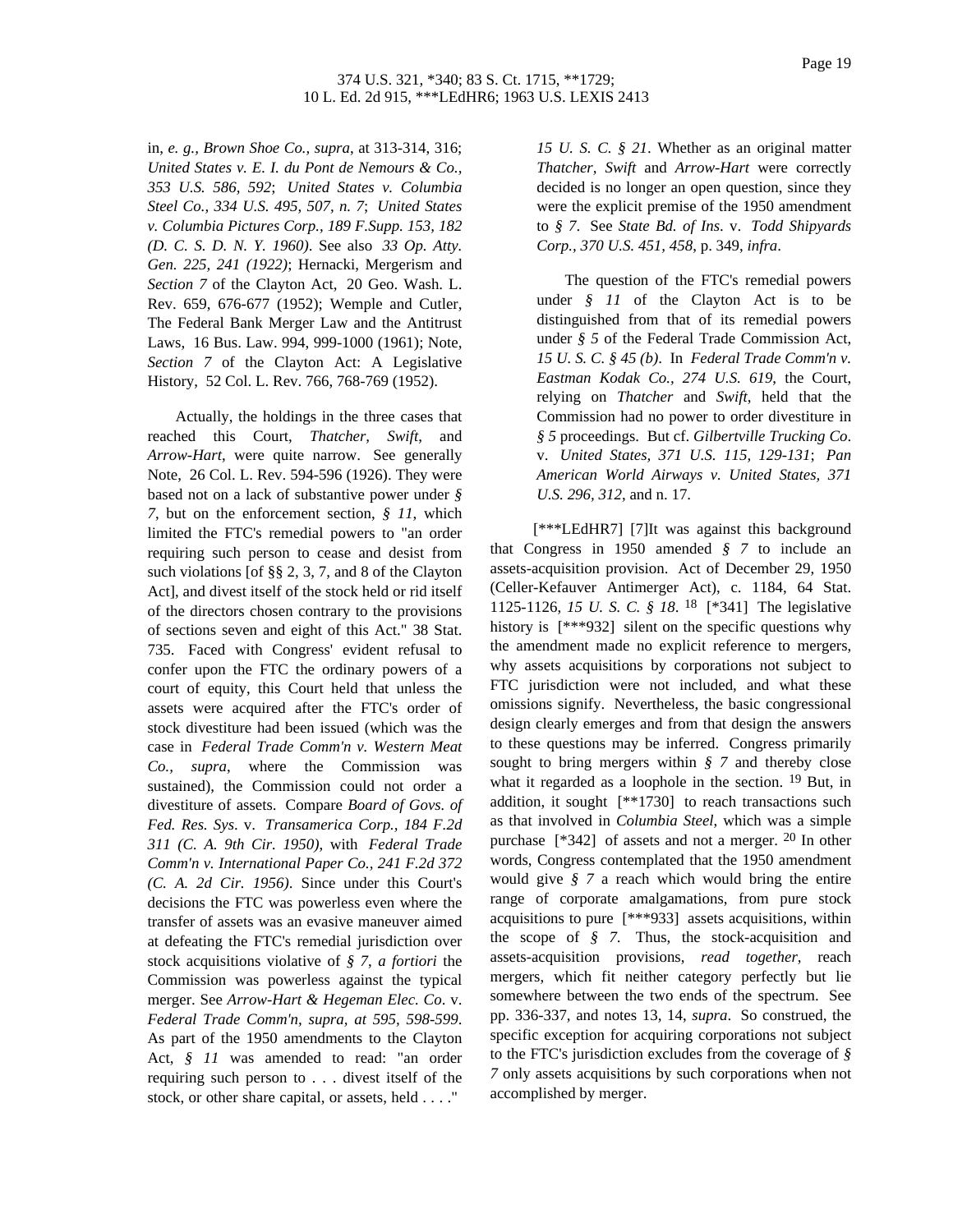in, *e. g., Brown Shoe Co., supra*, at 313-314, 316; *United States v. E. I. du Pont de Nemours & Co., 353 U.S. 586, 592*; *United States v. Columbia Steel Co., 334 U.S. 495, 507, n. 7*; *United States v. Columbia Pictures Corp., 189 F.Supp. 153, 182 (D. C. S. D. N. Y. 1960)*. See also *33 Op. Atty. Gen. 225, 241 (1922)*; Hernacki, Mergerism and *Section 7* of the Clayton Act, 20 Geo. Wash. L. Rev. 659, 676-677 (1952); Wemple and Cutler, The Federal Bank Merger Law and the Antitrust Laws, 16 Bus. Law. 994, 999-1000 (1961); Note, *Section 7* of the Clayton Act: A Legislative History, 52 Col. L. Rev. 766, 768-769 (1952).

Actually, the holdings in the three cases that reached this Court, *Thatcher, Swift*, and *Arrow-Hart*, were quite narrow. See generally Note, 26 Col. L. Rev. 594-596 (1926). They were based not on a lack of substantive power under *§ 7*, but on the enforcement section, *§ 11*, which limited the FTC's remedial powers to "an order requiring such person to cease and desist from such violations [of §§ 2, 3, 7, and 8 of the Clayton Act], and divest itself of the stock held or rid itself of the directors chosen contrary to the provisions of sections seven and eight of this Act." 38 Stat. 735. Faced with Congress' evident refusal to confer upon the FTC the ordinary powers of a court of equity, this Court held that unless the assets were acquired after the FTC's order of stock divestiture had been issued (which was the case in *Federal Trade Comm'n v. Western Meat Co., supra*, where the Commission was sustained), the Commission could not order a divestiture of assets. Compare *Board of Govs. of Fed. Res. Sys*. v. *Transamerica Corp., 184 F.2d 311 (C. A. 9th Cir. 1950)*, with *Federal Trade Comm'n v. International Paper Co., 241 F.2d 372 (C. A. 2d Cir. 1956)*. Since under this Court's decisions the FTC was powerless even where the transfer of assets was an evasive maneuver aimed at defeating the FTC's remedial jurisdiction over stock acquisitions violative of *§ 7*, *a fortiori* the Commission was powerless against the typical merger. See *Arrow-Hart & Hegeman Elec. Co*. v. *Federal Trade Comm'n, supra, at 595, 598-599*. As part of the 1950 amendments to the Clayton Act, *§ 11* was amended to read: "an order requiring such person to . . . divest itself of the stock, or other share capital, or assets, held . . . ." *15 U. S. C. § 21*. Whether as an original matter *Thatcher, Swift* and *Arrow-Hart* were correctly decided is no longer an open question, since they were the explicit premise of the 1950 amendment to *§ 7*. See *State Bd. of Ins*. v. *Todd Shipyards Corp., 370 U.S. 451, 458*, p. 349, *infra*.

The question of the FTC's remedial powers under *§ 11* of the Clayton Act is to be distinguished from that of its remedial powers under *§ 5* of the Federal Trade Commission Act, *15 U. S. C. § 45 (b)*. In *Federal Trade Comm'n v. Eastman Kodak Co., 274 U.S. 619*, the Court, relying on *Thatcher* and *Swift*, held that the Commission had no power to order divestiture in *§ 5* proceedings. But cf. *Gilbertville Trucking Co*. v. *United States, 371 U.S. 115, 129-131*; *Pan American World Airways v. United States, 371 U.S. 296, 312*, and n. 17.

[***LEdHR7] [7]It was against this background that Congress in 1950 amended *§ 7* to include an assets-acquisition provision. Act of December 29, 1950 (Celler-Kefauver Antimerger Act), c. 1184, 64 Stat. 1125-1126, *15 U. S. C. § 18*. [18] [*341] The legislative history is [***932] silent on the specific questions why the amendment made no explicit reference to mergers, why assets acquisitions by corporations not subject to FTC jurisdiction were not included, and what these omissions signify. Nevertheless, the basic congressional design clearly emerges and from that design the answers to these questions may be inferred. Congress primarily sought to bring mergers within *§ 7* and thereby close what it regarded as a loophole in the section. [19] But, in addition, it sought [**1730] to reach transactions such as that involved in *Columbia Steel*, which was a simple purchase [*342] of assets and not a merger. [20] In other words, Congress contemplated that the 1950 amendment would give *§ 7* a reach which would bring the entire range of corporate amalgamations, from pure stock acquisitions to pure [***933] assets acquisitions, within the scope of *§ 7*. Thus, the stock-acquisition and assets-acquisition provisions, *read together*, reach mergers, which fit neither category perfectly but lie somewhere between the two ends of the spectrum. See pp. 336-337, and notes 13, 14, *supra*. So construed, the specific exception for acquiring corporations not subject to the FTC's jurisdiction excludes from the coverage of *§ 7* only assets acquisitions by such corporations when not accomplished by merger.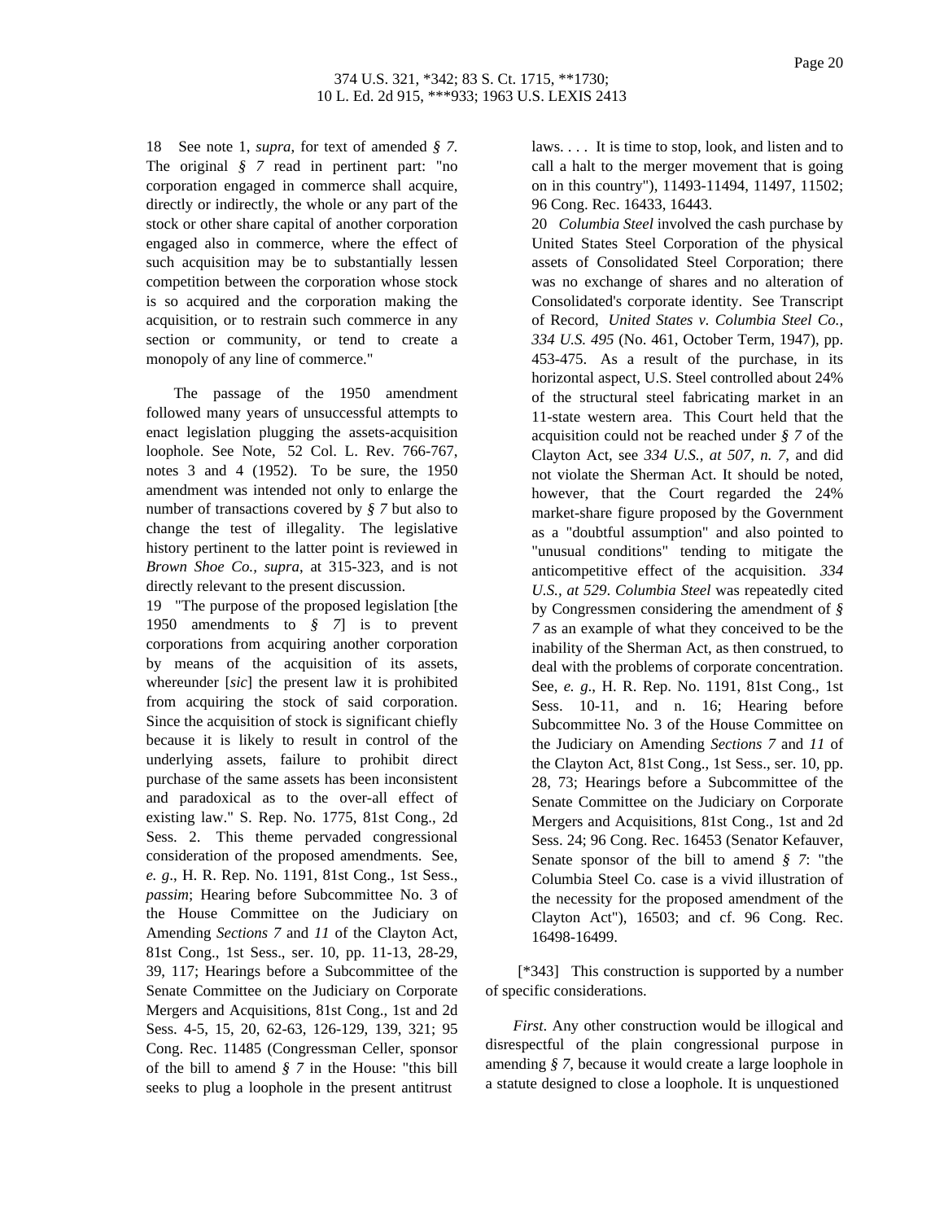18 See note 1, *supra*, for text of amended *§ 7*. The original *§ 7* read in pertinent part: "no corporation engaged in commerce shall acquire, directly or indirectly, the whole or any part of the stock or other share capital of another corporation engaged also in commerce, where the effect of such acquisition may be to substantially lessen competition between the corporation whose stock is so acquired and the corporation making the acquisition, or to restrain such commerce in any section or community, or tend to create a monopoly of any line of commerce."

The passage of the 1950 amendment followed many years of unsuccessful attempts to enact legislation plugging the assets-acquisition loophole. See Note, 52 Col. L. Rev. 766-767, notes 3 and 4 (1952). To be sure, the 1950 amendment was intended not only to enlarge the number of transactions covered by *§ 7* but also to change the test of illegality. The legislative history pertinent to the latter point is reviewed in *Brown Shoe Co.*, *supra*, at 315-323, and is not directly relevant to the present discussion.

19 "The purpose of the proposed legislation [the 1950 amendments to *§ 7*] is to prevent corporations from acquiring another corporation by means of the acquisition of its assets, whereunder [*sic*] the present law it is prohibited from acquiring the stock of said corporation. Since the acquisition of stock is significant chiefly because it is likely to result in control of the underlying assets, failure to prohibit direct purchase of the same assets has been inconsistent and paradoxical as to the over-all effect of existing law." S. Rep. No. 1775, 81st Cong., 2d Sess. 2. This theme pervaded congressional consideration of the proposed amendments. See, *e. g*., H. R. Rep. No. 1191, 81st Cong., 1st Sess., *passim*; Hearing before Subcommittee No. 3 of the House Committee on the Judiciary on Amending *Sections 7* and *11* of the Clayton Act, 81st Cong., 1st Sess., ser. 10, pp. 11-13, 28-29, 39, 117; Hearings before a Subcommittee of the Senate Committee on the Judiciary on Corporate Mergers and Acquisitions, 81st Cong., 1st and 2d Sess. 4-5, 15, 20, 62-63, 126-129, 139, 321; 95 Cong. Rec. 11485 (Congressman Celler, sponsor of the bill to amend *§ 7* in the House: "this bill seeks to plug a loophole in the present antitrust laws. . . . It is time to stop, look, and listen and to call a halt to the merger movement that is going on in this country"), 11493-11494, 11497, 11502; 96 Cong. Rec. 16433, 16443.

20 *Columbia Steel* involved the cash purchase by United States Steel Corporation of the physical assets of Consolidated Steel Corporation; there was no exchange of shares and no alteration of Consolidated's corporate identity. See Transcript of Record, *United States v. Columbia Steel Co., 334 U.S. 495* (No. 461, October Term, 1947), pp. 453-475. As a result of the purchase, in its horizontal aspect, U.S. Steel controlled about 24% of the structural steel fabricating market in an 11-state western area. This Court held that the acquisition could not be reached under *§ 7* of the Clayton Act, see *334 U.S., at 507, n. 7*, and did not violate the Sherman Act. It should be noted, however, that the Court regarded the 24% market-share figure proposed by the Government as a "doubtful assumption" and also pointed to "unusual conditions" tending to mitigate the anticompetitive effect of the acquisition. *334 U.S., at 529*. *Columbia Steel* was repeatedly cited by Congressmen considering the amendment of *§ 7* as an example of what they conceived to be the inability of the Sherman Act, as then construed, to deal with the problems of corporate concentration. See, *e. g*., H. R. Rep. No. 1191, 81st Cong., 1st Sess. 10-11, and n. 16; Hearing before Subcommittee No. 3 of the House Committee on the Judiciary on Amending *Sections 7* and *11* of the Clayton Act, 81st Cong., 1st Sess., ser. 10, pp. 28, 73; Hearings before a Subcommittee of the Senate Committee on the Judiciary on Corporate Mergers and Acquisitions, 81st Cong., 1st and 2d Sess. 24; 96 Cong. Rec. 16453 (Senator Kefauver, Senate sponsor of the bill to amend *§ 7*: "the Columbia Steel Co. case is a vivid illustration of the necessity for the proposed amendment of the Clayton Act"), 16503; and cf. 96 Cong. Rec. 16498-16499.

[*343] This construction is supported by a number of specific considerations.

*First*. Any other construction would be illogical and disrespectful of the plain congressional purpose in amending *§ 7*, because it would create a large loophole in a statute designed to close a loophole. It is unquestioned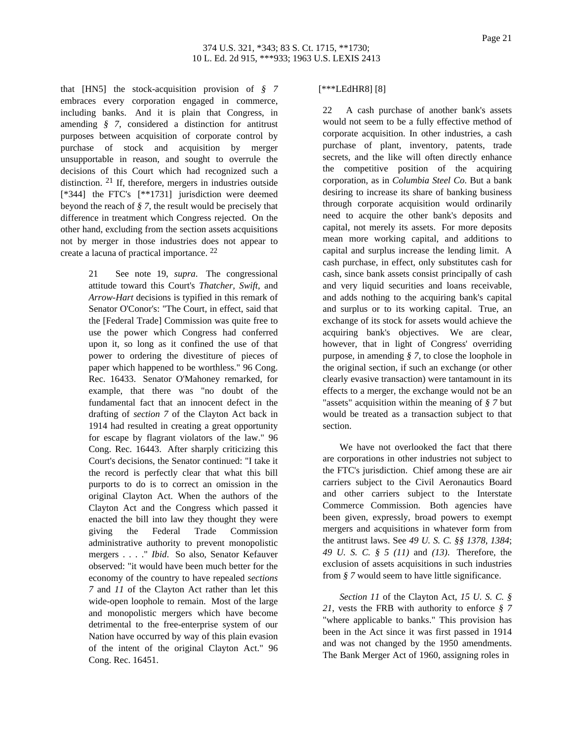that [HN5] the stock-acquisition provision of *§ 7* embraces every corporation engaged in commerce, including banks. And it is plain that Congress, in amending *§ 7*, considered a distinction for antitrust purposes between acquisition of corporate control by purchase of stock and acquisition by merger unsupportable in reason, and sought to overrule the decisions of this Court which had recognized such a distinction. [21] If, therefore, mergers in industries outside [*344] the FTC's [**1731] jurisdiction were deemed beyond the reach of *§ 7*, the result would be precisely that difference in treatment which Congress rejected. On the other hand, excluding from the section assets acquisitions not by merger in those industries does not appear to create a lacuna of practical importance. [22]

> 21 See note 19, *supra*. The congressional attitude toward this Court's *Thatcher*, *Swift*, and *Arrow-Hart* decisions is typified in this remark of Senator O'Conor's: "The Court, in effect, said that the [Federal Trade] Commission was quite free to use the power which Congress had conferred upon it, so long as it confined the use of that power to ordering the divestiture of pieces of paper which happened to be worthless." 96 Cong. Rec. 16433. Senator O'Mahoney remarked, for example, that there was "no doubt of the fundamental fact that an innocent defect in the drafting of *section 7* of the Clayton Act back in 1914 had resulted in creating a great opportunity for escape by flagrant violators of the law." 96 Cong. Rec. 16443. After sharply criticizing this Court's decisions, the Senator continued: "I take it the record is perfectly clear that what this bill purports to do is to correct an omission in the original Clayton Act. When the authors of the Clayton Act and the Congress which passed it enacted the bill into law they thought they were giving the Federal Trade Commission administrative authority to prevent monopolistic mergers . . . ." *Ibid*. So also, Senator Kefauver observed: "it would have been much better for the economy of the country to have repealed *sections 7* and *11* of the Clayton Act rather than let this wide-open loophole to remain. Most of the large and monopolistic mergers which have become detrimental to the free-enterprise system of our Nation have occurred by way of this plain evasion of the intent of the original Clayton Act." 96 Cong. Rec. 16451.

[***LEdHR8] [8]

> 22 A cash purchase of another bank's assets would not seem to be a fully effective method of corporate acquisition. In other industries, a cash purchase of plant, inventory, patents, trade secrets, and the like will often directly enhance the competitive position of the acquiring corporation, as in *Columbia Steel Co.* But a bank desiring to increase its share of banking business through corporate acquisition would ordinarily need to acquire the other bank's deposits and capital, not merely its assets. For more deposits mean more working capital, and additions to capital and surplus increase the lending limit. A cash purchase, in effect, only substitutes cash for cash, since bank assets consist principally of cash and very liquid securities and loans receivable, and adds nothing to the acquiring bank's capital and surplus or to its working capital. True, an exchange of its stock for assets would achieve the acquiring bank's objectives. We are clear, however, that in light of Congress' overriding purpose, in amending *§ 7*, to close the loophole in the original section, if such an exchange (or other clearly evasive transaction) were tantamount in its effects to a merger, the exchange would not be an "assets" acquisition within the meaning of *§ 7* but would be treated as a transaction subject to that section.

We have not overlooked the fact that there are corporations in other industries not subject to the FTC's jurisdiction. Chief among these are air carriers subject to the Civil Aeronautics Board and other carriers subject to the Interstate Commerce Commission. Both agencies have been given, expressly, broad powers to exempt mergers and acquisitions in whatever form from the antitrust laws. See *49 U. S. C. §§ 1378*, *1384*; *49 U. S. C. § 5 (11)* and *(13)*. Therefore, the exclusion of assets acquisitions in such industries from *§ 7* would seem to have little significance.

*Section 11* of the Clayton Act, *15 U. S. C. § 21*, vests the FRB with authority to enforce *§ 7* "where applicable to banks." This provision has been in the Act since it was first passed in 1914 and was not changed by the 1950 amendments. The Bank Merger Act of 1960, assigning roles in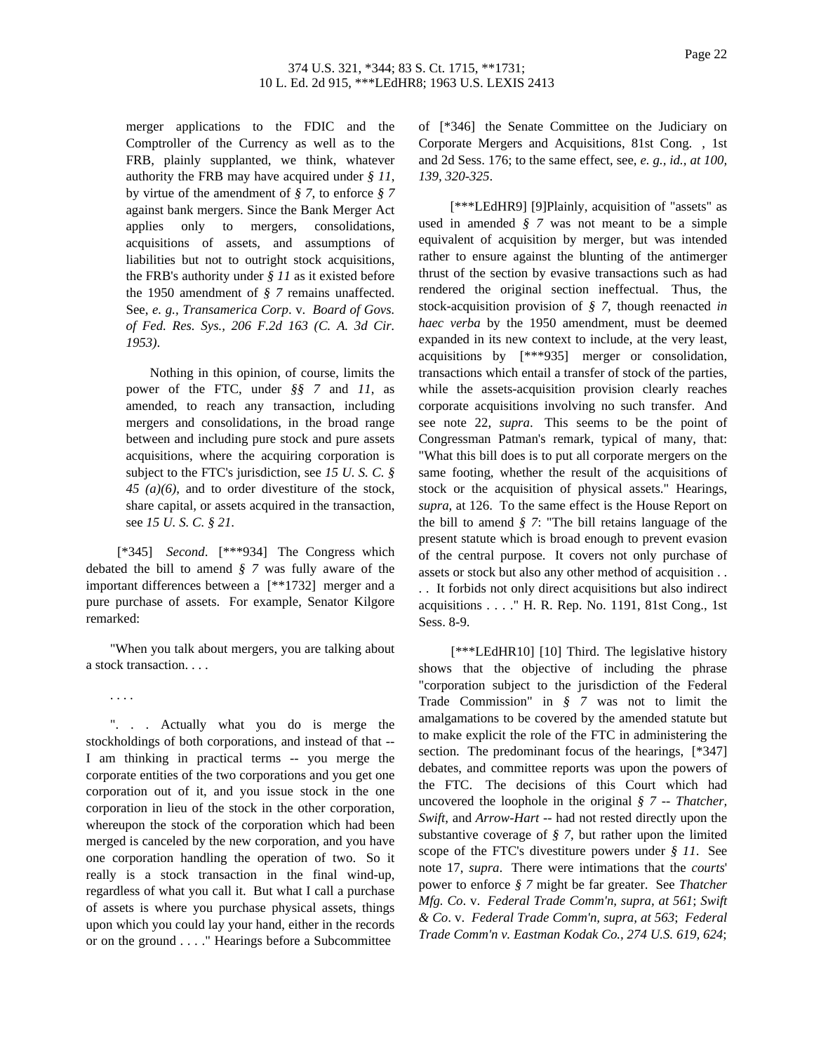merger applications to the FDIC and the Comptroller of the Currency as well as to the FRB, plainly supplanted, we think, whatever authority the FRB may have acquired under *§ 11*, by virtue of the amendment of *§ 7*, to enforce *§ 7* against bank mergers. Since the Bank Merger Act applies only to mergers, consolidations, acquisitions of assets, and assumptions of liabilities but not to outright stock acquisitions, the FRB's authority under *§ 11* as it existed before the 1950 amendment of *§ 7* remains unaffected. See, *e. g., Transamerica Corp.* v. *Board of Govs. of Fed. Res. Sys., 206 F.2d 163 (C. A. 3d Cir. 1953)*.

Nothing in this opinion, of course, limits the power of the FTC, under *§§ 7* and *11*, as amended, to reach any transaction, including mergers and consolidations, in the broad range between and including pure stock and pure assets acquisitions, where the acquiring corporation is subject to the FTC's jurisdiction, see *15 U. S. C. § 45 (a)(6)*, and to order divestiture of the stock, share capital, or assets acquired in the transaction, see *15 U. S. C. § 21*.

[*345] *Second*. [***934] The Congress which debated the bill to amend *§ 7* was fully aware of the important differences between a [**1732] merger and a pure purchase of assets. For example, Senator Kilgore remarked:

"When you talk about mergers, you are talking about a stock transaction. . . .

. . . .

". . . Actually what you do is merge the stockholdings of both corporations, and instead of that -- I am thinking in practical terms -- you merge the corporate entities of the two corporations and you get one corporation out of it, and you issue stock in the one corporation in lieu of the stock in the other corporation, whereupon the stock of the corporation which had been merged is canceled by the new corporation, and you have one corporation handling the operation of two. So it really is a stock transaction in the final wind-up, regardless of what you call it. But what I call a purchase of assets is where you purchase physical assets, things upon which you could lay your hand, either in the records or on the ground . . . ." Hearings before a Subcommittee of [*346] the Senate Committee on the Judiciary on Corporate Mergers and Acquisitions, 81st Cong. , 1st and 2d Sess. 176; to the same effect, see, *e. g., id., at 100, 139, 320-325*.

[***LEdHR9] [9]Plainly, acquisition of "assets" as used in amended *§ 7* was not meant to be a simple equivalent of acquisition by merger, but was intended rather to ensure against the blunting of the antimerger thrust of the section by evasive transactions such as had rendered the original section ineffectual. Thus, the stock-acquisition provision of *§ 7*, though reenacted *in haec verba* by the 1950 amendment, must be deemed expanded in its new context to include, at the very least, acquisitions by [***935] merger or consolidation, transactions which entail a transfer of stock of the parties, while the assets-acquisition provision clearly reaches corporate acquisitions involving no such transfer. And see note 22, *supra*. This seems to be the point of Congressman Patman's remark, typical of many, that: "What this bill does is to put all corporate mergers on the same footing, whether the result of the acquisitions of stock or the acquisition of physical assets." Hearings, *supra*, at 126. To the same effect is the House Report on the bill to amend *§ 7*: "The bill retains language of the present statute which is broad enough to prevent evasion of the central purpose. It covers not only purchase of assets or stock but also any other method of acquisition . . . . It forbids not only direct acquisitions but also indirect acquisitions . . . ." H. R. Rep. No. 1191, 81st Cong., 1st Sess. 8-9.

[***LEdHR10] [10] Third. The legislative history shows that the objective of including the phrase "corporation subject to the jurisdiction of the Federal Trade Commission" in *§ 7* was not to limit the amalgamations to be covered by the amended statute but to make explicit the role of the FTC in administering the section. The predominant focus of the hearings, [*347] debates, and committee reports was upon the powers of the FTC. The decisions of this Court which had uncovered the loophole in the original *§ 7* -- *Thatcher*, *Swift*, and *Arrow-Hart* -- had not rested directly upon the substantive coverage of *§ 7*, but rather upon the limited scope of the FTC's divestiture powers under *§ 11*. See note 17, *supra*. There were intimations that the *courts*' power to enforce *§ 7* might be far greater. See *Thatcher Mfg. Co.* v. *Federal Trade Comm'n, supra, at 561*; *Swift & Co.* v. *Federal Trade Comm'n, supra, at 563*; *Federal Trade Comm'n v. Eastman Kodak Co., 274 U.S. 619, 624*;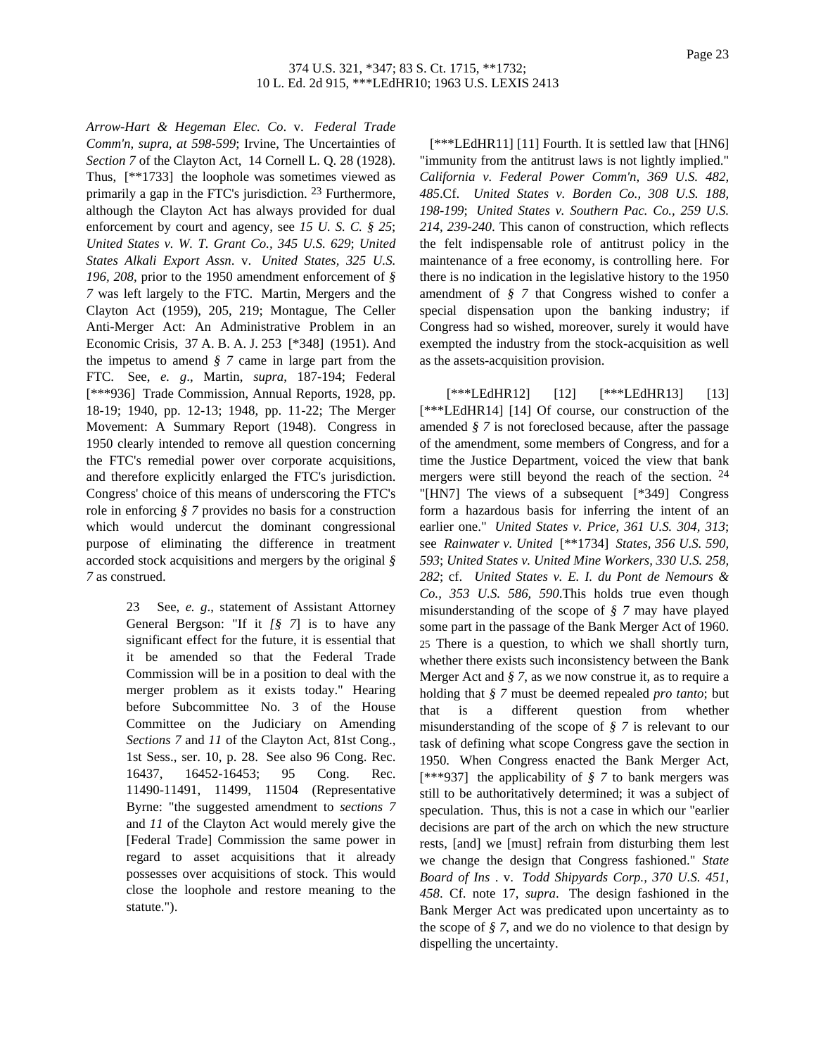*Arrow-Hart & Hegeman Elec. Co*. v. *Federal Trade Comm'n, supra, at 598-599*; Irvine, The Uncertainties of *Section 7* of the Clayton Act, 14 Cornell L. Q. 28 (1928). Thus, [**1733] the loophole was sometimes viewed as primarily a gap in the FTC's jurisdiction. [23] Furthermore, although the Clayton Act has always provided for dual enforcement by court and agency, see *15 U. S. C. § 25*; *United States v. W. T. Grant Co., 345 U.S. 629*; *United States Alkali Export Assn*. v. *United States, 325 U.S. 196, 208*, prior to the 1950 amendment enforcement of *§ 7* was left largely to the FTC. Martin, Mergers and the Clayton Act (1959), 205, 219; Montague, The Celler Anti-Merger Act: An Administrative Problem in an Economic Crisis, 37 A. B. A. J. 253 [*348] (1951). And the impetus to amend *§ 7* came in large part from the FTC. See, *e. g*., Martin, *supra*, 187-194; Federal [***936] Trade Commission, Annual Reports, 1928, pp. 18-19; 1940, pp. 12-13; 1948, pp. 11-22; The Merger Movement: A Summary Report (1948). Congress in 1950 clearly intended to remove all question concerning the FTC's remedial power over corporate acquisitions, and therefore explicitly enlarged the FTC's jurisdiction. Congress' choice of this means of underscoring the FTC's role in enforcing *§ 7* provides no basis for a construction which would undercut the dominant congressional purpose of eliminating the difference in treatment accorded stock acquisitions and mergers by the original *§ 7* as construed.

[***LEdHR11] [11] Fourth. It is settled law that [HN6] "immunity from the antitrust laws is not lightly implied." *California v. Federal Power Comm'n, 369 U.S. 482, 485*.Cf. *United States v. Borden Co., 308 U.S. 188, 198-199*; *United States v. Southern Pac. Co., 259 U.S. 214, 239-240*. This canon of construction, which reflects the felt indispensable role of antitrust policy in the maintenance of a free economy, is controlling here. For there is no indication in the legislative history to the 1950 amendment of *§ 7* that Congress wished to confer a special dispensation upon the banking industry; if Congress had so wished, moreover, surely it would have exempted the industry from the stock-acquisition as well as the assets-acquisition provision.

[***LEdHR12] [12] [***LEdHR13] [13] [***LEdHR14] [14] Of course, our construction of the amended *§ 7* is not foreclosed because, after the passage of the amendment, some members of Congress, and for a time the Justice Department, voiced the view that bank mergers were still beyond the reach of the section. [24] "[HN7] The views of a subsequent [*349] Congress form a hazardous basis for inferring the intent of an earlier one." *United States v. Price, 361 U.S. 304, 313*; see *Rainwater v. United* [**1734] *States, 356 U.S. 590, 593*; *United States v. United Mine Workers, 330 U.S. 258, 282*; cf. *United States v. E. I. du Pont de Nemours & Co., 353 U.S. 586, 590*.This holds true even though misunderstanding of the scope of *§ 7* may have played some part in the passage of the Bank Merger Act of 1960. [25] There is a question, to which we shall shortly turn, whether there exists such inconsistency between the Bank Merger Act and *§ 7*, as we now construe it, as to require a holding that *§ 7* must be deemed repealed *pro tanto*; but that is a different question from whether misunderstanding of the scope of *§ 7* is relevant to our task of defining what scope Congress gave the section in 1950. When Congress enacted the Bank Merger Act, [***937] the applicability of *§ 7* to bank mergers was still to be authoritatively determined; it was a subject of speculation. Thus, this is not a case in which our "earlier decisions are part of the arch on which the new structure rests, [and] we [must] refrain from disturbing them lest we change the design that Congress fashioned." *State Board of Ins* . v. *Todd Shipyards Corp., 370 U.S. 451, 458*. Cf. note 17, *supra*. The design fashioned in the Bank Merger Act was predicated upon uncertainty as to the scope of *§ 7*, and we do no violence to that design by dispelling the uncertainty.

23 See, *e. g*., statement of Assistant Attorney General Bergson: "If it *[§ 7]* is to have any significant effect for the future, it is essential that it be amended so that the Federal Trade Commission will be in a position to deal with the merger problem as it exists today." Hearing before Subcommittee No. 3 of the House Committee on the Judiciary on Amending *Sections 7* and *11* of the Clayton Act, 81st Cong., 1st Sess., ser. 10, p. 28. See also 96 Cong. Rec. 16437, 16452-16453; 95 Cong. Rec. 11490-11491, 11499, 11504 (Representative Byrne: "the suggested amendment to *sections 7* and *11* of the Clayton Act would merely give the [Federal Trade] Commission the same power in regard to asset acquisitions that it already possesses over acquisitions of stock. This would close the loophole and restore meaning to the statute.").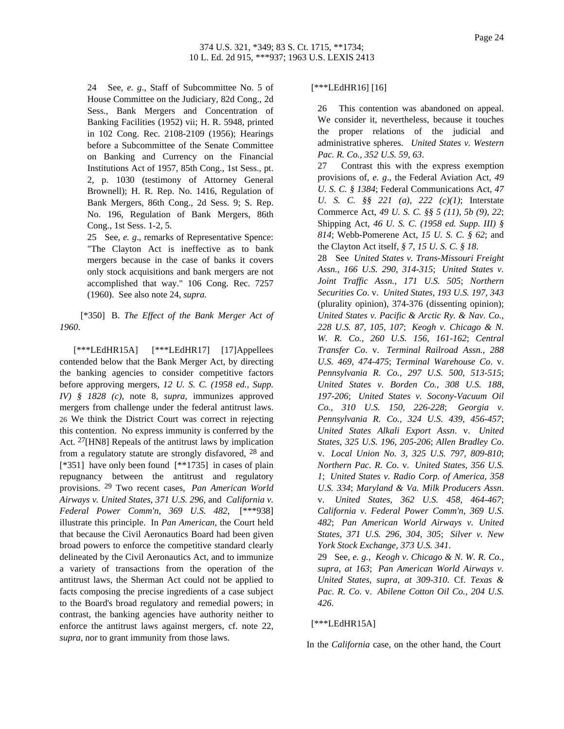24 See, *e. g*., Staff of Subcommittee No. 5 of House Committee on the Judiciary, 82d Cong., 2d Sess., Bank Mergers and Concentration of Banking Facilities (1952) vii; H. R. 5948, printed in 102 Cong. Rec. 2108-2109 (1956); Hearings before a Subcommittee of the Senate Committee on Banking and Currency on the Financial Institutions Act of 1957, 85th Cong., 1st Sess., pt. 2, p. 1030 (testimony of Attorney General Brownell); H. R. Rep. No. 1416, Regulation of Bank Mergers, 86th Cong., 2d Sess. 9; S. Rep. No. 196, Regulation of Bank Mergers, 86th Cong., 1st Sess. 1-2, 5.

25 See, *e. g*., remarks of Representative Spence: "The Clayton Act is ineffective as to bank mergers because in the case of banks it covers only stock acquisitions and bank mergers are not accomplished that way." 106 Cong. Rec. 7257 (1960). See also note 24, *supra*.

[*350] B. *The Effect of the Bank Merger Act of 1960*.

[***LEdHR15A] [***LEdHR17] [17]Appellees contended below that the Bank Merger Act, by directing the banking agencies to consider competitive factors before approving mergers, *12 U. S. C. (1958 ed., Supp. IV) § 1828 (c)*, note 8, *supra*, immunizes approved mergers from challenge under the federal antitrust laws. [26] We think the District Court was correct in rejecting this contention. No express immunity is conferred by the Act. [27][HN8] Repeals of the antitrust laws by implication from a regulatory statute are strongly disfavored, [28] and [*351] have only been found [**1735] in cases of plain repugnancy between the antitrust and regulatory provisions. [29] Two recent cases, *Pan American World Airways v. United States, 371 U.S. 296*, and *California v. Federal Power Comm'n, 369 U.S. 482*, [***938] illustrate this principle. In *Pan American*, the Court held that because the Civil Aeronautics Board had been given broad powers to enforce the competitive standard clearly delineated by the Civil Aeronautics Act, and to immunize a variety of transactions from the operation of the antitrust laws, the Sherman Act could not be applied to facts composing the precise ingredients of a case subject to the Board's broad regulatory and remedial powers; in contrast, the banking agencies have authority neither to enforce the antitrust laws against mergers, cf. note 22, *supra*, nor to grant immunity from those laws.

[***LEdHR16] [16]

26 This contention was abandoned on appeal. We consider it, nevertheless, because it touches the proper relations of the judicial and administrative spheres. *United States v. Western Pac. R. Co., 352 U.S. 59, 63*.

27 Contrast this with the express exemption provisions of, *e. g*., the Federal Aviation Act, *49 U. S. C. § 1384*; Federal Communications Act, *47 U. S. C. §§ 221 (a), 222 (c)(1)*; Interstate Commerce Act, *49 U. S. C. §§ 5 (11), 5b (9), 22*; Shipping Act, *46 U. S. C. (1958 ed. Supp. III) § 814*; Webb-Pomerene Act, *15 U. S. C. § 62*; and the Clayton Act itself, *§ 7, 15 U. S. C. § 18*.

28 See *United States v. Trans-Missouri Freight Assn., 166 U.S. 290, 314-315*; *United States v. Joint Traffic Assn., 171 U.S. 505*; *Northern Securities Co*. v. *United States, 193 U.S. 197, 343* (plurality opinion), 374-376 (dissenting opinion); *United States v. Pacific & Arctic Ry. & Nav. Co., 228 U.S. 87, 105, 107*; *Keogh v. Chicago & N. W. R. Co., 260 U.S. 156, 161-162*; *Central Transfer Co*. v. *Terminal Railroad Assn., 288 U.S. 469, 474-475*; *Terminal Warehouse Co*. v. *Pennsylvania R. Co., 297 U.S. 500, 513-515*; *United States v. Borden Co., 308 U.S. 188, 197-206*; *United States v. Socony-Vacuum Oil Co., 310 U.S. 150, 226-228*; *Georgia v. Pennsylvania R. Co., 324 U.S. 439, 456-457*; *United States Alkali Export Assn*. v. *United States, 325 U.S. 196, 205-206*; *Allen Bradley Co*. v. *Local Union No. 3, 325 U.S. 797, 809-810*; *Northern Pac. R. Co*. v. *United States, 356 U.S. 1*; *United States v. Radio Corp. of America, 358 U.S. 334*; *Maryland & Va. Milk Producers Assn*. v. *United States, 362 U.S. 458, 464-467*; *California v. Federal Power Comm'n, 369 U.S. 482*; *Pan American World Airways v. United States, 371 U.S. 296, 304, 305*; *Silver v. New York Stock Exchange, 373 U.S. 341*.

29 See, *e. g., Keogh v. Chicago & N. W. R. Co., supra, at 163*; *Pan American World Airways v. United States, supra, at 309-310*. Cf. *Texas & Pac. R. Co*. v. *Abilene Cotton Oil Co., 204 U.S. 426*.

[***LEdHR15A]

In the *California* case, on the other hand, the Court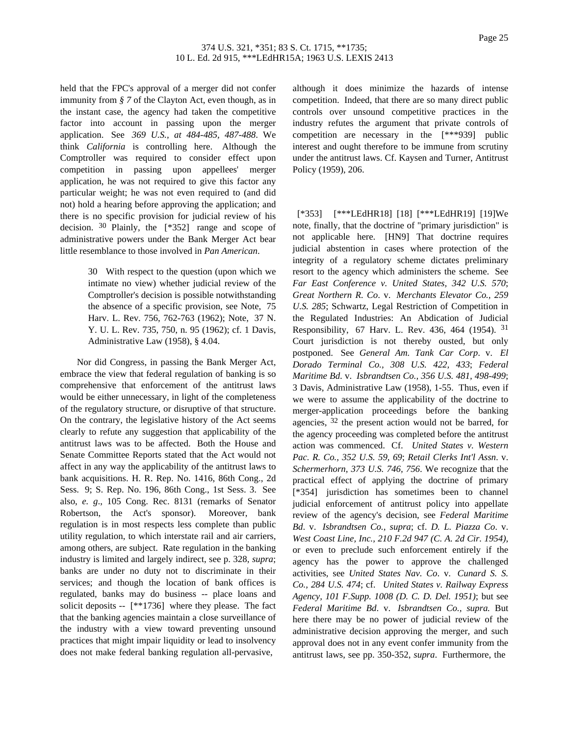held that the FPC's approval of a merger did not confer immunity from *§ 7* of the Clayton Act, even though, as in the instant case, the agency had taken the competitive factor into account in passing upon the merger application. See *369 U.S., at 484-485, 487-488*. We think *California* is controlling here. Although the Comptroller was required to consider effect upon competition in passing upon appellees' merger application, he was not required to give this factor any particular weight; he was not even required to (and did not) hold a hearing before approving the application; and there is no specific provision for judicial review of his decision. [30] Plainly, the [*352] range and scope of administrative powers under the Bank Merger Act bear little resemblance to those involved in *Pan American*.

> 30 With respect to the question (upon which we intimate no view) whether judicial review of the Comptroller's decision is possible notwithstanding the absence of a specific provision, see Note, 75 Harv. L. Rev. 756, 762-763 (1962); Note, 37 N. Y. U. L. Rev. 735, 750, n. 95 (1962); cf. 1 Davis, Administrative Law (1958), § 4.04.

Nor did Congress, in passing the Bank Merger Act, embrace the view that federal regulation of banking is so comprehensive that enforcement of the antitrust laws would be either unnecessary, in light of the completeness of the regulatory structure, or disruptive of that structure. On the contrary, the legislative history of the Act seems clearly to refute any suggestion that applicability of the antitrust laws was to be affected. Both the House and Senate Committee Reports stated that the Act would not affect in any way the applicability of the antitrust laws to bank acquisitions. H. R. Rep. No. 1416, 86th Cong., 2d Sess. 9; S. Rep. No. 196, 86th Cong., 1st Sess. 3. See also, *e. g*., 105 Cong. Rec. 8131 (remarks of Senator Robertson, the Act's sponsor). Moreover, bank regulation is in most respects less complete than public utility regulation, to which interstate rail and air carriers, among others, are subject. Rate regulation in the banking industry is limited and largely indirect, see p. 328, *supra*; banks are under no duty not to discriminate in their services; and though the location of bank offices is regulated, banks may do business -- place loans and solicit deposits -- [**1736] where they please. The fact that the banking agencies maintain a close surveillance of the industry with a view toward preventing unsound practices that might impair liquidity or lead to insolvency does not make federal banking regulation all-pervasive, although it does minimize the hazards of intense competition. Indeed, that there are so many direct public controls over unsound competitive practices in the industry refutes the argument that private controls of competition are necessary in the [***939] public interest and ought therefore to be immune from scrutiny under the antitrust laws. Cf. Kaysen and Turner, Antitrust Policy (1959), 206.

[*353] [***LEdHR18] [18] [***LEdHR19] [19]We note, finally, that the doctrine of "primary jurisdiction" is not applicable here. [HN9] That doctrine requires judicial abstention in cases where protection of the integrity of a regulatory scheme dictates preliminary resort to the agency which administers the scheme. See *Far East Conference v. United States, 342 U.S. 570*; *Great Northern R. Co*. v. *Merchants Elevator Co., 259 U.S. 285*; Schwartz, Legal Restriction of Competition in the Regulated Industries: An Abdication of Judicial Responsibility, 67 Harv. L. Rev. 436, 464 (1954). [31] Court jurisdiction is not thereby ousted, but only postponed. See *General Am. Tank Car Corp*. v. *El Dorado Terminal Co., 308 U.S. 422, 433*; *Federal Maritime Bd*. v. *Isbrandtsen Co., 356 U.S. 481, 498-499*; 3 Davis, Administrative Law (1958), 1-55. Thus, even if we were to assume the applicability of the doctrine to merger-application proceedings before the banking agencies, [32] the present action would not be barred, for the agency proceeding was completed before the antitrust action was commenced. Cf. *United States v. Western Pac. R. Co., 352 U.S. 59, 69*; *Retail Clerks Int'l Assn*. v. *Schermerhorn, 373 U.S. 746, 756*. We recognize that the practical effect of applying the doctrine of primary [*354] jurisdiction has sometimes been to channel judicial enforcement of antitrust policy into appellate review of the agency's decision, see *Federal Maritime Bd*. v. *Isbrandtsen Co., supra*; cf. *D. L. Piazza Co*. v. *West Coast Line, Inc., 210 F.2d 947 (C. A. 2d Cir. 1954)*, or even to preclude such enforcement entirely if the agency has the power to approve the challenged activities, see *United States Nav. Co*. v. *Cunard S. S. Co., 284 U.S. 474*; cf. *United States v. Railway Express Agency, 101 F.Supp. 1008 (D. C. D. Del. 1951)*; but see *Federal Maritime Bd*. v. *Isbrandtsen Co., supra.* But here there may be no power of judicial review of the administrative decision approving the merger, and such approval does not in any event confer immunity from the antitrust laws, see pp. 350-352, *supra*. Furthermore, the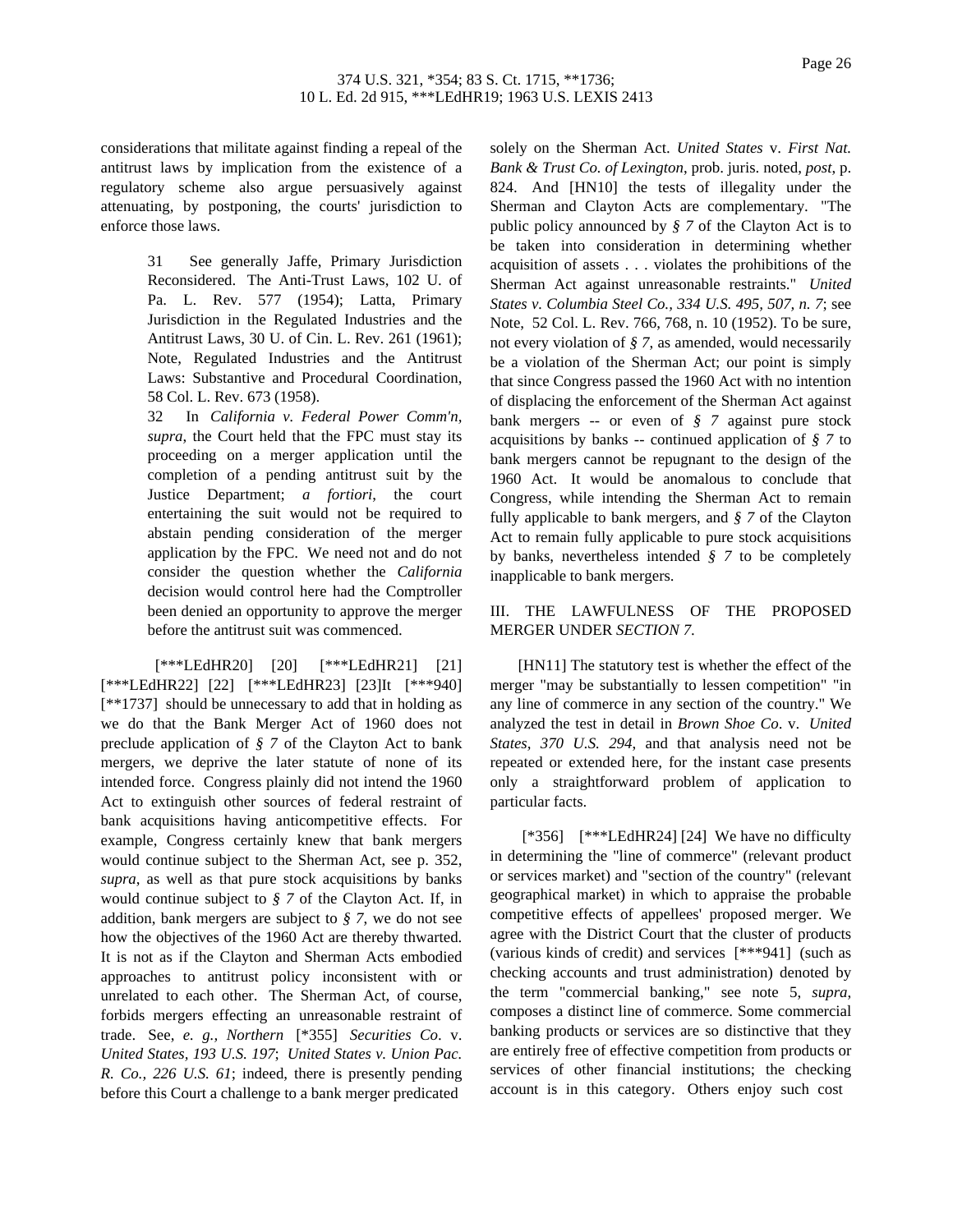considerations that militate against finding a repeal of the antitrust laws by implication from the existence of a regulatory scheme also argue persuasively against attenuating, by postponing, the courts' jurisdiction to enforce those laws.

> 31 See generally Jaffe, Primary Jurisdiction Reconsidered. The Anti-Trust Laws, 102 U. of Pa. L. Rev. 577 (1954); Latta, Primary Jurisdiction in the Regulated Industries and the Antitrust Laws, 30 U. of Cin. L. Rev. 261 (1961); Note, Regulated Industries and the Antitrust Laws: Substantive and Procedural Coordination, 58 Col. L. Rev. 673 (1958).
>
> 32 In *California v. Federal Power Comm'n, supra,* the Court held that the FPC must stay its proceeding on a merger application until the completion of a pending antitrust suit by the Justice Department; *a fortiori*, the court entertaining the suit would not be required to abstain pending consideration of the merger application by the FPC. We need not and do not consider the question whether the *California* decision would control here had the Comptroller been denied an opportunity to approve the merger before the antitrust suit was commenced.

[***LEdHR20] [20] [***LEdHR21] [21] [***LEdHR22] [22] [***LEdHR23] [23]It [***940] [**1737] should be unnecessary to add that in holding as we do that the Bank Merger Act of 1960 does not preclude application of *§ 7* of the Clayton Act to bank mergers, we deprive the later statute of none of its intended force. Congress plainly did not intend the 1960 Act to extinguish other sources of federal restraint of bank acquisitions having anticompetitive effects. For example, Congress certainly knew that bank mergers would continue subject to the Sherman Act, see p. 352, *supra*, as well as that pure stock acquisitions by banks would continue subject to *§ 7* of the Clayton Act. If, in addition, bank mergers are subject to *§ 7*, we do not see how the objectives of the 1960 Act are thereby thwarted. It is not as if the Clayton and Sherman Acts embodied approaches to antitrust policy inconsistent with or unrelated to each other. The Sherman Act, of course, forbids mergers effecting an unreasonable restraint of trade. See, *e. g., Northern* [*355] *Securities Co*. v. *United States, 193 U.S. 197*; *United States v. Union Pac. R. Co., 226 U.S. 61*; indeed, there is presently pending before this Court a challenge to a bank merger predicated solely on the Sherman Act. *United States* v. *First Nat. Bank & Trust Co. of Lexington*, prob. juris. noted, *post*, p. 824. And [HN10] the tests of illegality under the Sherman and Clayton Acts are complementary. "The public policy announced by *§ 7* of the Clayton Act is to be taken into consideration in determining whether acquisition of assets . . . violates the prohibitions of the Sherman Act against unreasonable restraints." *United States v. Columbia Steel Co., 334 U.S. 495, 507, n. 7*; see Note, 52 Col. L. Rev. 766, 768, n. 10 (1952). To be sure, not every violation of *§ 7*, as amended, would necessarily be a violation of the Sherman Act; our point is simply that since Congress passed the 1960 Act with no intention of displacing the enforcement of the Sherman Act against bank mergers -- or even of *§ 7* against pure stock acquisitions by banks -- continued application of *§ 7* to bank mergers cannot be repugnant to the design of the 1960 Act. It would be anomalous to conclude that Congress, while intending the Sherman Act to remain fully applicable to bank mergers, and *§ 7* of the Clayton Act to remain fully applicable to pure stock acquisitions by banks, nevertheless intended *§ 7* to be completely inapplicable to bank mergers.

## III. THE LAWFULNESS OF THE PROPOSED MERGER UNDER *SECTION 7*.

[HN11] The statutory test is whether the effect of the merger "may be substantially to lessen competition" "in any line of commerce in any section of the country." We analyzed the test in detail in *Brown Shoe Co*. v. *United States, 370 U.S. 294*, and that analysis need not be repeated or extended here, for the instant case presents only a straightforward problem of application to particular facts.

[*356] [***LEdHR24] [24] We have no difficulty in determining the "line of commerce" (relevant product or services market) and "section of the country" (relevant geographical market) in which to appraise the probable competitive effects of appellees' proposed merger. We agree with the District Court that the cluster of products (various kinds of credit) and services [***941] (such as checking accounts and trust administration) denoted by the term "commercial banking," see note 5, *supra*, composes a distinct line of commerce. Some commercial banking products or services are so distinctive that they are entirely free of effective competition from products or services of other financial institutions; the checking account is in this category. Others enjoy such cost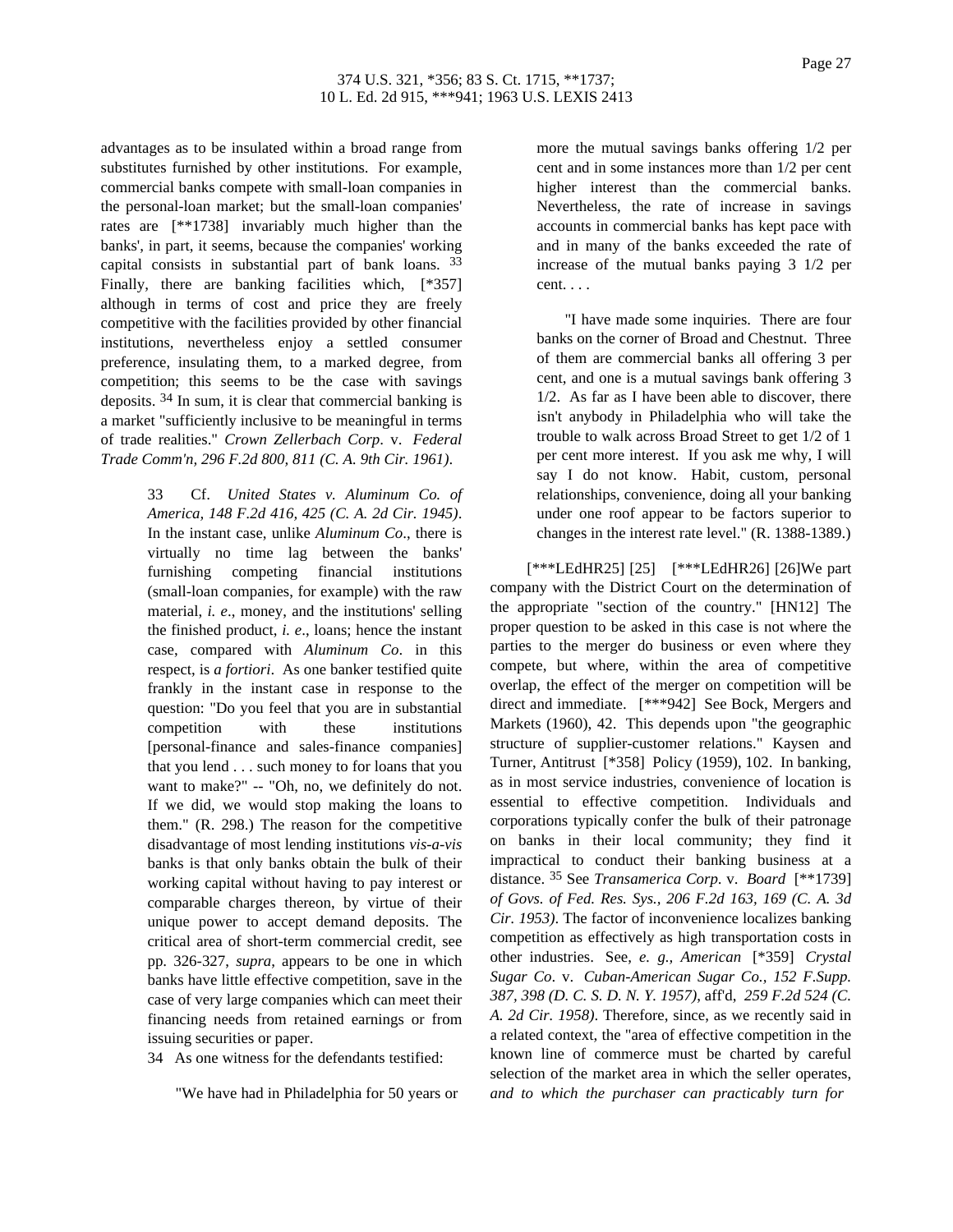advantages as to be insulated within a broad range from substitutes furnished by other institutions. For example, commercial banks compete with small-loan companies in the personal-loan market; but the small-loan companies' rates are [**1738] invariably much higher than the banks', in part, it seems, because the companies' working capital consists in substantial part of bank loans. [33] Finally, there are banking facilities which, [*357] although in terms of cost and price they are freely competitive with the facilities provided by other financial institutions, nevertheless enjoy a settled consumer preference, insulating them, to a marked degree, from competition; this seems to be the case with savings deposits. [34] In sum, it is clear that commercial banking is a market "sufficiently inclusive to be meaningful in terms of trade realities." *Crown Zellerbach Corp*. v. *Federal Trade Comm'n, 296 F.2d 800, 811 (C. A. 9th Cir. 1961)*.

> 33 Cf. *United States v. Aluminum Co. of America, 148 F.2d 416, 425 (C. A. 2d Cir. 1945)*. In the instant case, unlike *Aluminum Co*., there is virtually no time lag between the banks' furnishing competing financial institutions (small-loan companies, for example) with the raw material, *i. e*., money, and the institutions' selling the finished product, *i. e*., loans; hence the instant case, compared with *Aluminum Co*. in this respect, is *a fortiori*. As one banker testified quite frankly in the instant case in response to the question: "Do you feel that you are in substantial competition with these institutions [personal-finance and sales-finance companies] that you lend . . . such money to for loans that you want to make?" -- "Oh, no, we definitely do not. If we did, we would stop making the loans to them." (R. 298.) The reason for the competitive disadvantage of most lending institutions *vis-a-vis* banks is that only banks obtain the bulk of their working capital without having to pay interest or comparable charges thereon, by virtue of their unique power to accept demand deposits. The critical area of short-term commercial credit, see pp. 326-327, *supra*, appears to be one in which banks have little effective competition, save in the case of very large companies which can meet their financing needs from retained earnings or from issuing securities or paper.
>
> 34 As one witness for the defendants testified:
>
> "We have had in Philadelphia for 50 years or more the mutual savings banks offering 1/2 per cent and in some instances more than 1/2 per cent higher interest than the commercial banks. Nevertheless, the rate of increase in savings accounts in commercial banks has kept pace with and in many of the banks exceeded the rate of increase of the mutual banks paying 3 1/2 per cent. . . .
>
> "I have made some inquiries. There are four banks on the corner of Broad and Chestnut. Three of them are commercial banks all offering 3 per cent, and one is a mutual savings bank offering 3 1/2. As far as I have been able to discover, there isn't anybody in Philadelphia who will take the trouble to walk across Broad Street to get 1/2 of 1 per cent more interest. If you ask me why, I will say I do not know. Habit, custom, personal relationships, convenience, doing all your banking under one roof appear to be factors superior to changes in the interest rate level." (R. 1388-1389.)

[***LEdHR25] [25] [***LEdHR26] [26]We part company with the District Court on the determination of the appropriate "section of the country." [HN12] The proper question to be asked in this case is not where the parties to the merger do business or even where they compete, but where, within the area of competitive overlap, the effect of the merger on competition will be direct and immediate. [***942] See Bock, Mergers and Markets (1960), 42. This depends upon "the geographic structure of supplier-customer relations." Kaysen and Turner, Antitrust [*358] Policy (1959), 102. In banking, as in most service industries, convenience of location is essential to effective competition. Individuals and corporations typically confer the bulk of their patronage on banks in their local community; they find it impractical to conduct their banking business at a distance. [35] See *Transamerica Corp*. v. *Board* [**1739] *of Govs. of Fed. Res. Sys., 206 F.2d 163, 169 (C. A. 3d Cir. 1953)*. The factor of inconvenience localizes banking competition as effectively as high transportation costs in other industries. See, *e. g., American* [*359] *Crystal Sugar Co*. v. *Cuban-American Sugar Co., 152 F.Supp. 387, 398 (D. C. S. D. N. Y. 1957)*, aff'd, *259 F.2d 524 (C. A. 2d Cir. 1958)*. Therefore, since, as we recently said in a related context, the "area of effective competition in the known line of commerce must be charted by careful selection of the market area in which the seller operates, *and to which the purchaser can practicably turn for*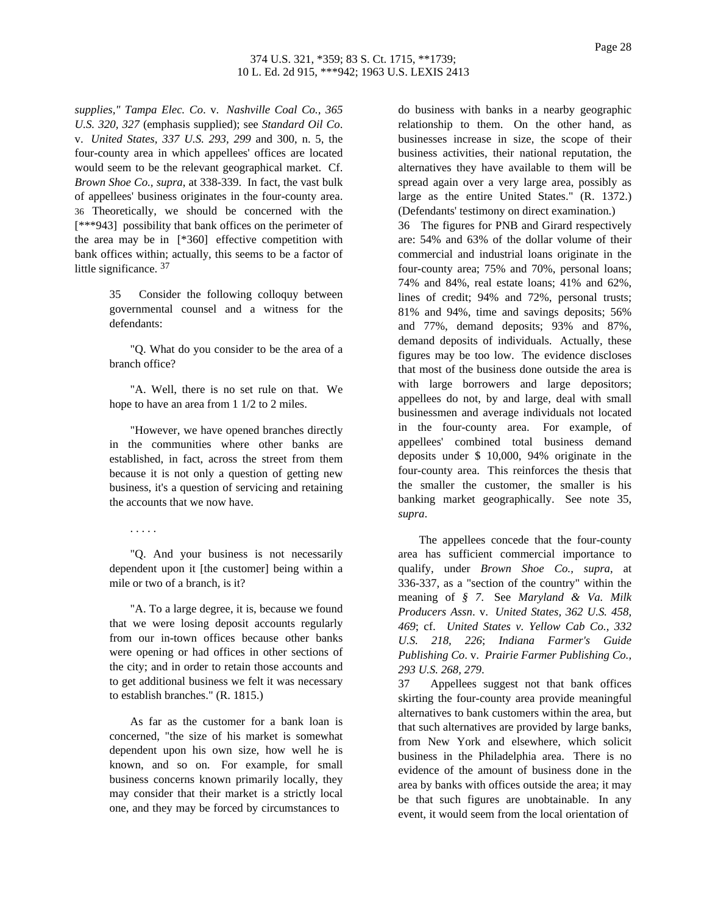*supplies," Tampa Elec. Co*. v. *Nashville Coal Co., 365 U.S. 320, 327* (emphasis supplied); see *Standard Oil Co*. v. *United States, 337 U.S. 293, 299* and 300, n. 5, the four-county area in which appellees' offices are located would seem to be the relevant geographical market. Cf. *Brown Shoe Co., supra*, at 338-339. In fact, the vast bulk of appellees' business originates in the four-county area. 36 Theoretically, we should be concerned with the [***943] possibility that bank offices on the perimeter of the area may be in [*360] effective competition with bank offices within; actually, this seems to be a factor of little significance. [37]

> 35 Consider the following colloquy between governmental counsel and a witness for the defendants:
>
> "Q. What do you consider to be the area of a branch office?
>
> "A. Well, there is no set rule on that. We hope to have an area from 1 1/2 to 2 miles.
>
> "However, we have opened branches directly in the communities where other banks are established, in fact, across the street from them because it is not only a question of getting new business, it's a question of servicing and retaining the accounts that we now have.
>
> . . . . .
>
> "Q. And your business is not necessarily dependent upon it [the customer] being within a mile or two of a branch, is it?
>
> "A. To a large degree, it is, because we found that we were losing deposit accounts regularly from our in-town offices because other banks were opening or had offices in other sections of the city; and in order to retain those accounts and to get additional business we felt it was necessary to establish branches." (R. 1815.)
>
> As far as the customer for a bank loan is concerned, "the size of his market is somewhat dependent upon his own size, how well he is known, and so on. For example, for small business concerns known primarily locally, they may consider that their market is a strictly local one, and they may be forced by circumstances to do business with banks in a nearby geographic relationship to them. On the other hand, as businesses increase in size, the scope of their business activities, their national reputation, the alternatives they have available to them will be spread again over a very large area, possibly as large as the entire United States." (R. 1372.) (Defendants' testimony on direct examination.)
>
> 36 The figures for PNB and Girard respectively are: 54% and 63% of the dollar volume of their commercial and industrial loans originate in the four-county area; 75% and 70%, personal loans; 74% and 84%, real estate loans; 41% and 62%, lines of credit; 94% and 72%, personal trusts; 81% and 94%, time and savings deposits; 56% and 77%, demand deposits; 93% and 87%, demand deposits of individuals. Actually, these figures may be too low. The evidence discloses that most of the business done outside the area is with large borrowers and large depositors; appellees do not, by and large, deal with small businessmen and average individuals not located in the four-county area. For example, of appellees' combined total business demand deposits under $ 10,000, 94% originate in the four-county area. This reinforces the thesis that the smaller the customer, the smaller is his banking market geographically. See note 35, *supra*.

The appellees concede that the four-county area has sufficient commercial importance to qualify, under *Brown Shoe Co., supra*, at 336-337, as a "section of the country" within the meaning of *§ 7*. See *Maryland & Va. Milk Producers Assn*. v. *United States, 362 U.S. 458, 469*; cf. *United States v. Yellow Cab Co., 332 U.S. 218, 226*; *Indiana Farmer's Guide Publishing Co*. v. *Prairie Farmer Publishing Co., 293 U.S. 268, 279*.

> 37 Appellees suggest not that bank offices skirting the four-county area provide meaningful alternatives to bank customers within the area, but that such alternatives are provided by large banks, from New York and elsewhere, which solicit business in the Philadelphia area. There is no evidence of the amount of business done in the area by banks with offices outside the area; it may be that such figures are unobtainable. In any event, it would seem from the local orientation of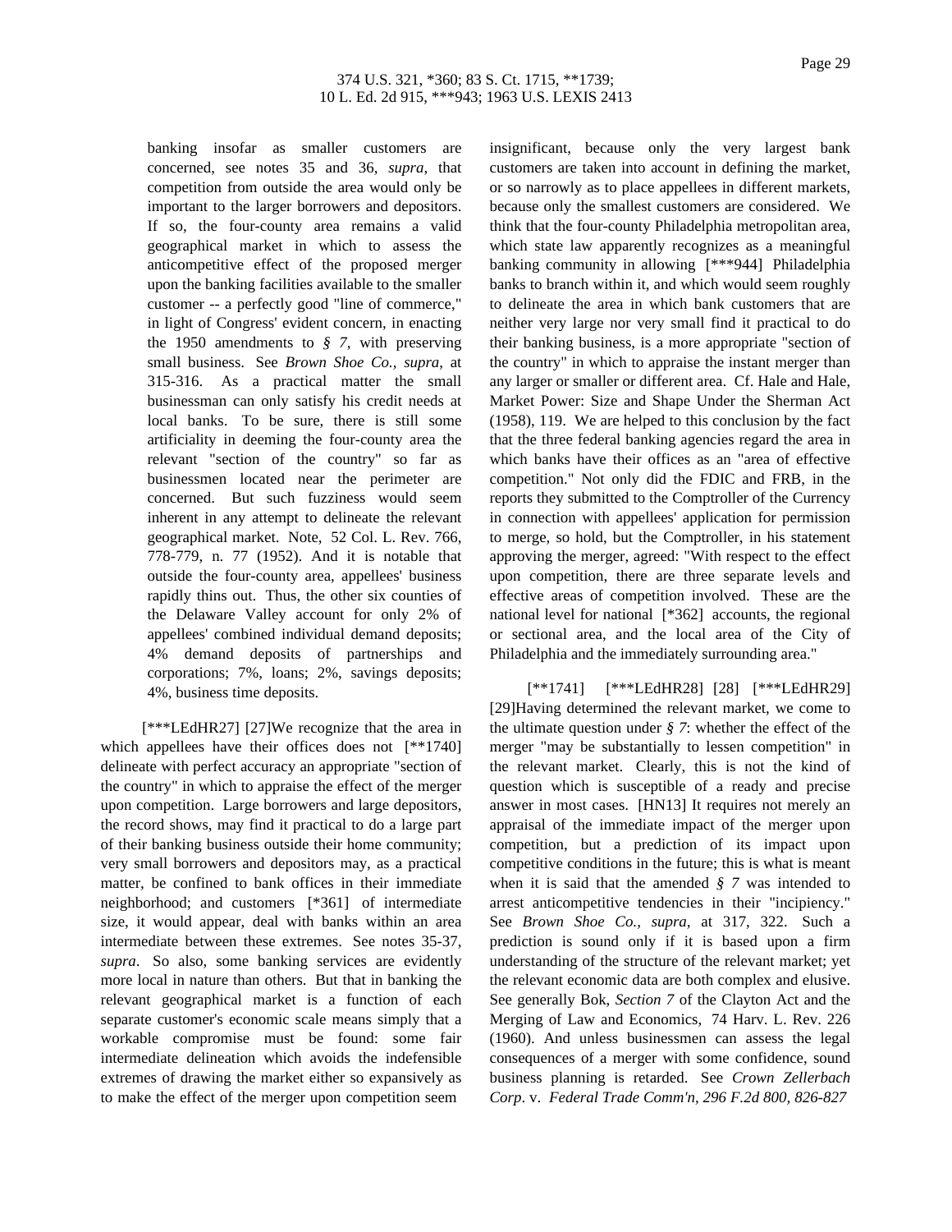banking insofar as smaller customers are concerned, see notes 35 and 36, *supra*, that competition from outside the area would only be important to the larger borrowers and depositors. If so, the four-county area remains a valid geographical market in which to assess the anticompetitive effect of the proposed merger upon the banking facilities available to the smaller customer -- a perfectly good "line of commerce," in light of Congress' evident concern, in enacting the 1950 amendments to *§ 7*, with preserving small business. See *Brown Shoe Co.*, *supra*, at 315-316. As a practical matter the small businessman can only satisfy his credit needs at local banks. To be sure, there is still some artificiality in deeming the four-county area the relevant "section of the country" so far as businessmen located near the perimeter are concerned. But such fuzziness would seem inherent in any attempt to delineate the relevant geographical market. Note, 52 Col. L. Rev. 766, 778-779, n. 77 (1952). And it is notable that outside the four-county area, appellees' business rapidly thins out. Thus, the other six counties of the Delaware Valley account for only 2% of appellees' combined individual demand deposits; 4% demand deposits of partnerships and corporations; 7%, loans; 2%, savings deposits; 4%, business time deposits.

[***LEdHR27] [27]We recognize that the area in which appellees have their offices does not [**1740] delineate with perfect accuracy an appropriate "section of the country" in which to appraise the effect of the merger upon competition. Large borrowers and large depositors, the record shows, may find it practical to do a large part of their banking business outside their home community; very small borrowers and depositors may, as a practical matter, be confined to bank offices in their immediate neighborhood; and customers [*361] of intermediate size, it would appear, deal with banks within an area intermediate between these extremes. See notes 35-37, *supra*. So also, some banking services are evidently more local in nature than others. But that in banking the relevant geographical market is a function of each separate customer's economic scale means simply that a workable compromise must be found: some fair intermediate delineation which avoids the indefensible extremes of drawing the market either so expansively as to make the effect of the merger upon competition seem insignificant, because only the very largest bank customers are taken into account in defining the market, or so narrowly as to place appellees in different markets, because only the smallest customers are considered. We think that the four-county Philadelphia metropolitan area, which state law apparently recognizes as a meaningful banking community in allowing [***944] Philadelphia banks to branch within it, and which would seem roughly to delineate the area in which bank customers that are neither very large nor very small find it practical to do their banking business, is a more appropriate "section of the country" in which to appraise the instant merger than any larger or smaller or different area. Cf. Hale and Hale, Market Power: Size and Shape Under the Sherman Act (1958), 119. We are helped to this conclusion by the fact that the three federal banking agencies regard the area in which banks have their offices as an "area of effective competition." Not only did the FDIC and FRB, in the reports they submitted to the Comptroller of the Currency in connection with appellees' application for permission to merge, so hold, but the Comptroller, in his statement approving the merger, agreed: "With respect to the effect upon competition, there are three separate levels and effective areas of competition involved. These are the national level for national [*362] accounts, the regional or sectional area, and the local area of the City of Philadelphia and the immediately surrounding area."

[**1741] [***LEdHR28] [28] [***LEdHR29] [29]Having determined the relevant market, we come to the ultimate question under *§ 7*: whether the effect of the merger "may be substantially to lessen competition" in the relevant market. Clearly, this is not the kind of question which is susceptible of a ready and precise answer in most cases. [HN13] It requires not merely an appraisal of the immediate impact of the merger upon competition, but a prediction of its impact upon competitive conditions in the future; this is what is meant when it is said that the amended *§ 7* was intended to arrest anticompetitive tendencies in their "incipiency." See *Brown Shoe Co.*, *supra*, at 317, 322. Such a prediction is sound only if it is based upon a firm understanding of the structure of the relevant market; yet the relevant economic data are both complex and elusive. See generally Bok, *Section 7* of the Clayton Act and the Merging of Law and Economics, 74 Harv. L. Rev. 226 (1960). And unless businessmen can assess the legal consequences of a merger with some confidence, sound business planning is retarded. See *Crown Zellerbach Corp.* v. *Federal Trade Comm'n, 296 F.2d 800, 826-827*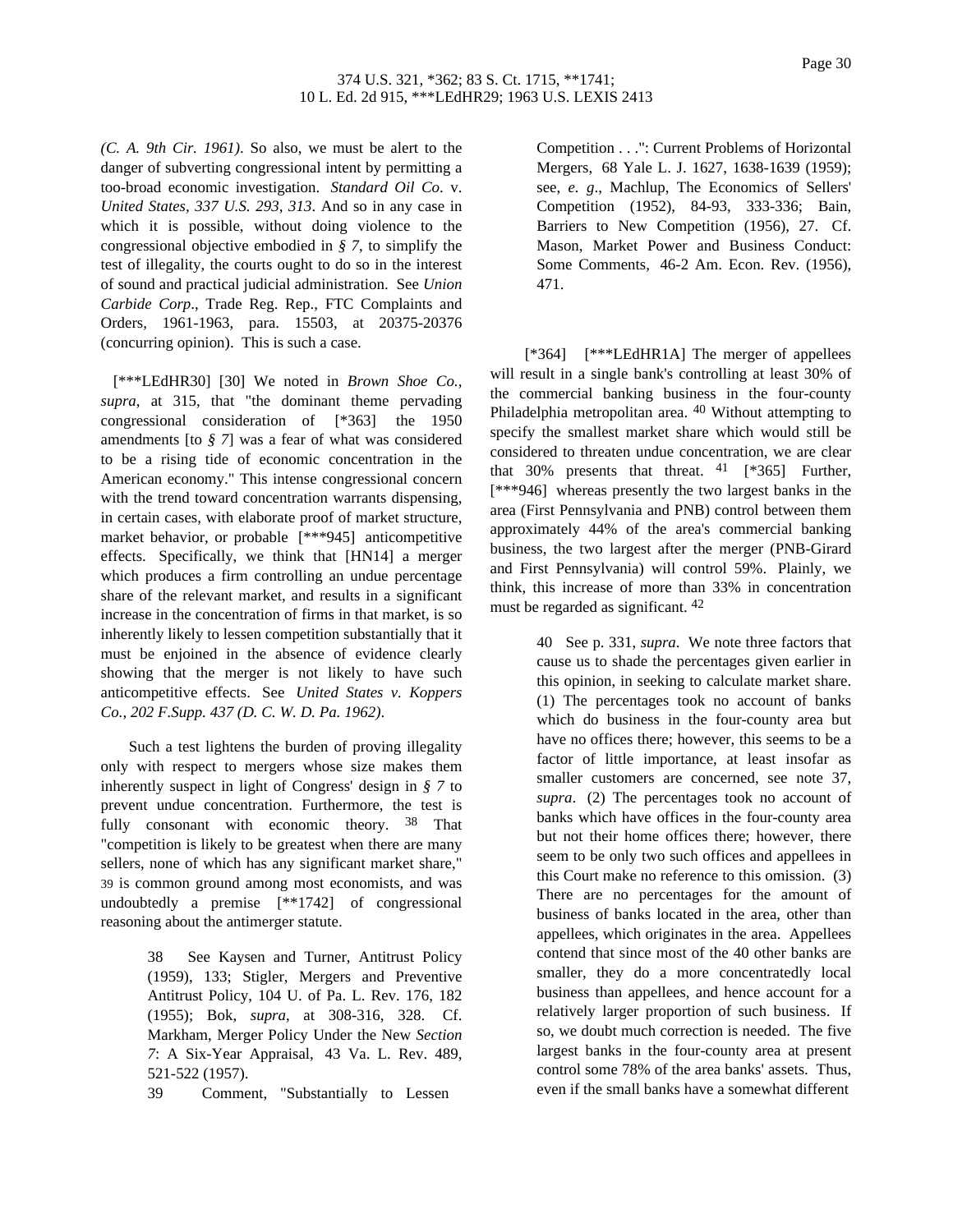*(C. A. 9th Cir. 1961)*. So also, we must be alert to the danger of subverting congressional intent by permitting a too-broad economic investigation. *Standard Oil Co.* v. *United States*, *337 U.S. 293, 313*. And so in any case in which it is possible, without doing violence to the congressional objective embodied in *§ 7*, to simplify the test of illegality, the courts ought to do so in the interest of sound and practical judicial administration. See *Union Carbide Corp*., Trade Reg. Rep., FTC Complaints and Orders, 1961-1963, para. 15503, at 20375-20376 (concurring opinion). This is such a case.

[***LEdHR30] [30] We noted in *Brown Shoe Co.*, *supra*, at 315, that "the dominant theme pervading congressional consideration of [*363] the 1950 amendments [to *§ 7*] was a fear of what was considered to be a rising tide of economic concentration in the American economy." This intense congressional concern with the trend toward concentration warrants dispensing, in certain cases, with elaborate proof of market structure, market behavior, or probable [***945] anticompetitive effects. Specifically, we think that [HN14] a merger which produces a firm controlling an undue percentage share of the relevant market, and results in a significant increase in the concentration of firms in that market, is so inherently likely to lessen competition substantially that it must be enjoined in the absence of evidence clearly showing that the merger is not likely to have such anticompetitive effects. See *United States v. Koppers Co., 202 F.Supp. 437 (D. C. W. D. Pa. 1962)*.

Such a test lightens the burden of proving illegality only with respect to mergers whose size makes them inherently suspect in light of Congress' design in *§ 7* to prevent undue concentration. Furthermore, the test is fully consonant with economic theory. [38] That "competition is likely to be greatest when there are many sellers, none of which has any significant market share," [39] is common ground among most economists, and was undoubtedly a premise [**1742] of congressional reasoning about the antimerger statute.

38 See Kaysen and Turner, Antitrust Policy (1959), 133; Stigler, Mergers and Preventive Antitrust Policy, 104 U. of Pa. L. Rev. 176, 182 (1955); Bok, *supra*, at 308-316, 328. Cf. Markham, Merger Policy Under the New *Section 7*: A Six-Year Appraisal, 43 Va. L. Rev. 489, 521-522 (1957).

39 Comment, "Substantially to Lessen Competition . . .": Current Problems of Horizontal Mergers, 68 Yale L. J. 1627, 1638-1639 (1959); see, *e. g*., Machlup, The Economics of Sellers' Competition (1952), 84-93, 333-336; Bain, Barriers to New Competition (1956), 27. Cf. Mason, Market Power and Business Conduct: Some Comments, 46-2 Am. Econ. Rev. (1956), 471.

[*364] [***LEdHR1A] The merger of appellees will result in a single bank's controlling at least 30% of the commercial banking business in the four-county Philadelphia metropolitan area. [40] Without attempting to specify the smallest market share which would still be considered to threaten undue concentration, we are clear that 30% presents that threat. [41] [*365] Further, [***946] whereas presently the two largest banks in the area (First Pennsylvania and PNB) control between them approximately 44% of the area's commercial banking business, the two largest after the merger (PNB-Girard and First Pennsylvania) will control 59%. Plainly, we think, this increase of more than 33% in concentration must be regarded as significant. [42]

40 See p. 331, *supra*. We note three factors that cause us to shade the percentages given earlier in this opinion, in seeking to calculate market share. (1) The percentages took no account of banks which do business in the four-county area but have no offices there; however, this seems to be a factor of little importance, at least insofar as smaller customers are concerned, see note 37, *supra*. (2) The percentages took no account of banks which have offices in the four-county area but not their home offices there; however, there seem to be only two such offices and appellees in this Court make no reference to this omission. (3) There are no percentages for the amount of business of banks located in the area, other than appellees, which originates in the area. Appellees contend that since most of the 40 other banks are smaller, they do a more concentratedly local business than appellees, and hence account for a relatively larger proportion of such business. If so, we doubt much correction is needed. The five largest banks in the four-county area at present control some 78% of the area banks' assets. Thus, even if the small banks have a somewhat different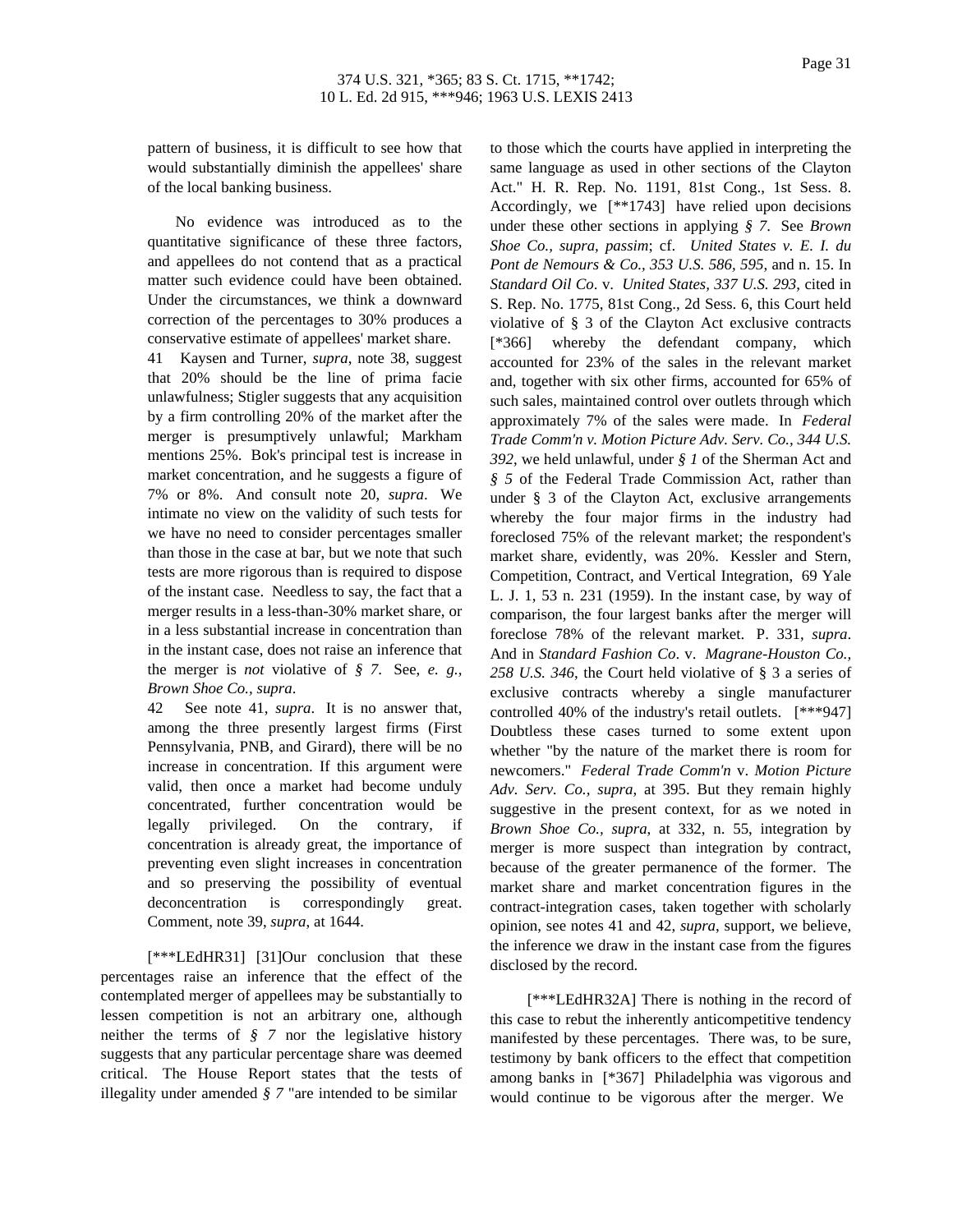pattern of business, it is difficult to see how that would substantially diminish the appellees' share of the local banking business.

No evidence was introduced as to the quantitative significance of these three factors, and appellees do not contend that as a practical matter such evidence could have been obtained. Under the circumstances, we think a downward correction of the percentages to 30% produces a conservative estimate of appellees' market share.

41 Kaysen and Turner, *supra*, note 38, suggest that 20% should be the line of prima facie unlawfulness; Stigler suggests that any acquisition by a firm controlling 20% of the market after the merger is presumptively unlawful; Markham mentions 25%. Bok's principal test is increase in market concentration, and he suggests a figure of 7% or 8%. And consult note 20, *supra*. We intimate no view on the validity of such tests for we have no need to consider percentages smaller than those in the case at bar, but we note that such tests are more rigorous than is required to dispose of the instant case. Needless to say, the fact that a merger results in a less-than-30% market share, or in a less substantial increase in concentration than in the instant case, does not raise an inference that the merger is *not* violative of *§ 7*. See, *e. g.*, *Brown Shoe Co., supra*.

42 See note 41, *supra*. It is no answer that, among the three presently largest firms (First Pennsylvania, PNB, and Girard), there will be no increase in concentration. If this argument were valid, then once a market had become unduly concentrated, further concentration would be legally privileged. On the contrary, if concentration is already great, the importance of preventing even slight increases in concentration and so preserving the possibility of eventual deconcentration is correspondingly great. Comment, note 39, *supra*, at 1644.

[***LEdHR31] [31]Our conclusion that these percentages raise an inference that the effect of the contemplated merger of appellees may be substantially to lessen competition is not an arbitrary one, although neither the terms of *§ 7* nor the legislative history suggests that any particular percentage share was deemed critical. The House Report states that the tests of illegality under amended *§ 7* "are intended to be similar to those which the courts have applied in interpreting the same language as used in other sections of the Clayton Act." H. R. Rep. No. 1191, 81st Cong., 1st Sess. 8. Accordingly, we [**1743] have relied upon decisions under these other sections in applying *§ 7*. See *Brown Shoe Co., supra, passim*; cf. *United States v. E. I. du Pont de Nemours & Co., 353 U.S. 586, 595,* and n. 15. In *Standard Oil Co*. v. *United States, 337 U.S. 293*, cited in S. Rep. No. 1775, 81st Cong., 2d Sess. 6, this Court held violative of § 3 of the Clayton Act exclusive contracts [*366] whereby the defendant company, which accounted for 23% of the sales in the relevant market and, together with six other firms, accounted for 65% of such sales, maintained control over outlets through which approximately 7% of the sales were made. In *Federal Trade Comm'n v. Motion Picture Adv. Serv. Co., 344 U.S. 392*, we held unlawful, under *§ 1* of the Sherman Act and *§ 5* of the Federal Trade Commission Act, rather than under § 3 of the Clayton Act, exclusive arrangements whereby the four major firms in the industry had foreclosed 75% of the relevant market; the respondent's market share, evidently, was 20%. Kessler and Stern, Competition, Contract, and Vertical Integration, 69 Yale L. J. 1, 53 n. 231 (1959). In the instant case, by way of comparison, the four largest banks after the merger will foreclose 78% of the relevant market. P. 331, *supra*. And in *Standard Fashion Co*. v. *Magrane-Houston Co., 258 U.S. 346*, the Court held violative of § 3 a series of exclusive contracts whereby a single manufacturer controlled 40% of the industry's retail outlets. [***947] Doubtless these cases turned to some extent upon whether "by the nature of the market there is room for newcomers." *Federal Trade Comm'n* v. *Motion Picture Adv. Serv. Co., supra*, at 395. But they remain highly suggestive in the present context, for as we noted in *Brown Shoe Co., supra*, at 332, n. 55, integration by merger is more suspect than integration by contract, because of the greater permanence of the former. The market share and market concentration figures in the contract-integration cases, taken together with scholarly opinion, see notes 41 and 42, *supra*, support, we believe, the inference we draw in the instant case from the figures disclosed by the record.

[***LEdHR32A] There is nothing in the record of this case to rebut the inherently anticompetitive tendency manifested by these percentages. There was, to be sure, testimony by bank officers to the effect that competition among banks in [*367] Philadelphia was vigorous and would continue to be vigorous after the merger. We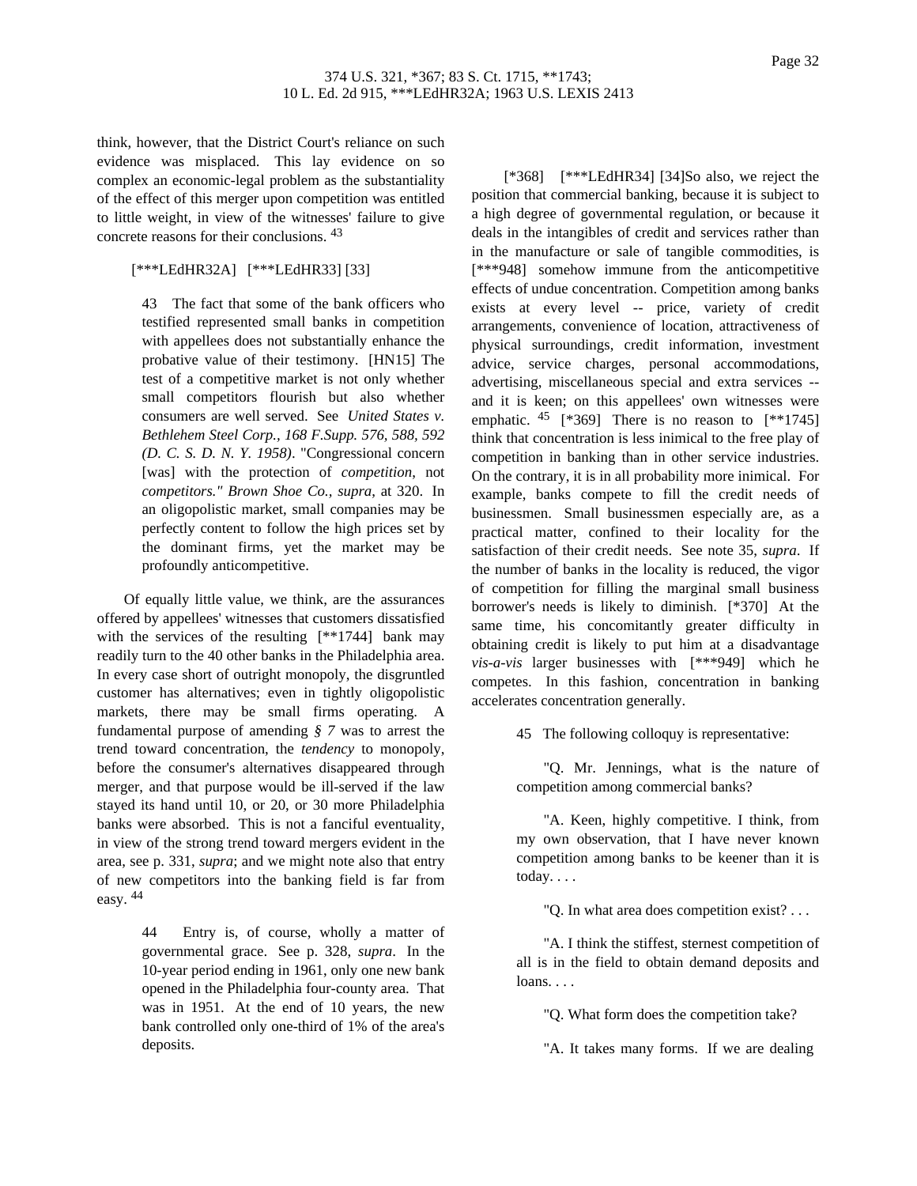think, however, that the District Court's reliance on such evidence was misplaced. This lay evidence on so complex an economic-legal problem as the substantiality of the effect of this merger upon competition was entitled to little weight, in view of the witnesses' failure to give concrete reasons for their conclusions. [43]

[***LEdHR32A] [***LEdHR33] [33]

> 43 The fact that some of the bank officers who testified represented small banks in competition with appellees does not substantially enhance the probative value of their testimony. [HN15] The test of a competitive market is not only whether small competitors flourish but also whether consumers are well served. See *United States v. Bethlehem Steel Corp., 168 F.Supp. 576, 588, 592 (D. C. S. D. N. Y. 1958)*. "Congressional concern [was] with the protection of *competition*, not *competitors." Brown Shoe Co., supra*, at 320. In an oligopolistic market, small companies may be perfectly content to follow the high prices set by the dominant firms, yet the market may be profoundly anticompetitive.

Of equally little value, we think, are the assurances offered by appellees' witnesses that customers dissatisfied with the services of the resulting [**1744] bank may readily turn to the 40 other banks in the Philadelphia area. In every case short of outright monopoly, the disgruntled customer has alternatives; even in tightly oligopolistic markets, there may be small firms operating. A fundamental purpose of amending *§ 7* was to arrest the trend toward concentration, the *tendency* to monopoly, before the consumer's alternatives disappeared through merger, and that purpose would be ill-served if the law stayed its hand until 10, or 20, or 30 more Philadelphia banks were absorbed. This is not a fanciful eventuality, in view of the strong trend toward mergers evident in the area, see p. 331, *supra*; and we might note also that entry of new competitors into the banking field is far from easy. [44]

> 44 Entry is, of course, wholly a matter of governmental grace. See p. 328, *supra*. In the 10-year period ending in 1961, only one new bank opened in the Philadelphia four-county area. That was in 1951. At the end of 10 years, the new bank controlled only one-third of 1% of the area's deposits.

[*368] [***LEdHR34] [34]So also, we reject the position that commercial banking, because it is subject to a high degree of governmental regulation, or because it deals in the intangibles of credit and services rather than in the manufacture or sale of tangible commodities, is [***948] somehow immune from the anticompetitive effects of undue concentration. Competition among banks exists at every level -- price, variety of credit arrangements, convenience of location, attractiveness of physical surroundings, credit information, investment advice, service charges, personal accommodations, advertising, miscellaneous special and extra services -- and it is keen; on this appellees' own witnesses were emphatic. [45] [*369] There is no reason to [**1745] think that concentration is less inimical to the free play of competition in banking than in other service industries. On the contrary, it is in all probability more inimical. For example, banks compete to fill the credit needs of businessmen. Small businessmen especially are, as a practical matter, confined to their locality for the satisfaction of their credit needs. See note 35, *supra*. If the number of banks in the locality is reduced, the vigor of competition for filling the marginal small business borrower's needs is likely to diminish. [*370] At the same time, his concomitantly greater difficulty in obtaining credit is likely to put him at a disadvantage *vis-a-vis* larger businesses with [***949] which he competes. In this fashion, concentration in banking accelerates concentration generally.

> 45 The following colloquy is representative:
>
> "Q. Mr. Jennings, what is the nature of competition among commercial banks?
>
> "A. Keen, highly competitive. I think, from my own observation, that I have never known competition among banks to be keener than it is today. . . .
>
> "Q. In what area does competition exist? . . .
>
> "A. I think the stiffest, sternest competition of all is in the field to obtain demand deposits and loans. . . .
>
> "Q. What form does the competition take?
>
> "A. It takes many forms. If we are dealing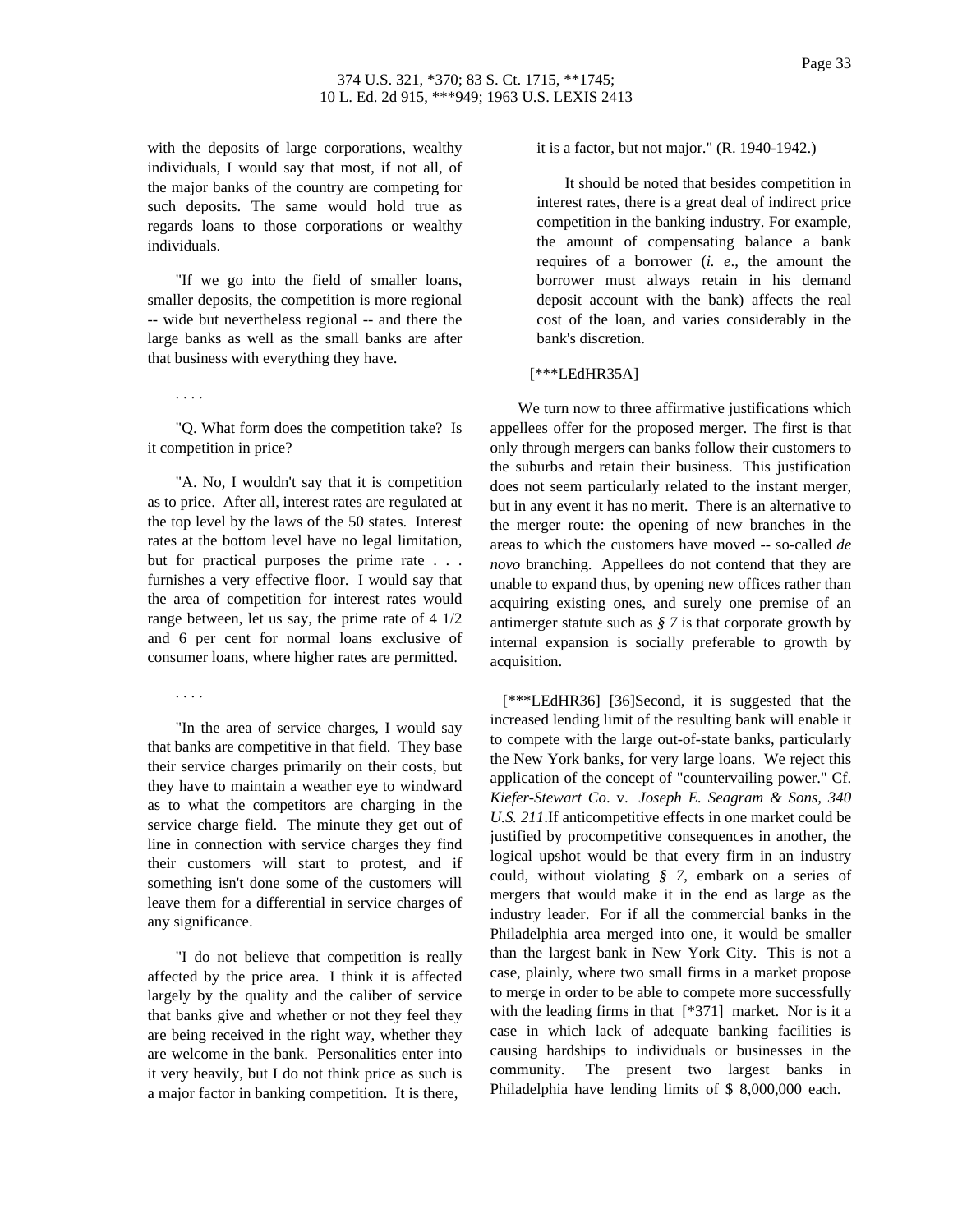with the deposits of large corporations, wealthy individuals, I would say that most, if not all, of the major banks of the country are competing for such deposits. The same would hold true as regards loans to those corporations or wealthy individuals.

"If we go into the field of smaller loans, smaller deposits, the competition is more regional -- wide but nevertheless regional -- and there the large banks as well as the small banks are after that business with everything they have.

. . . .

"Q. What form does the competition take? Is it competition in price?

"A. No, I wouldn't say that it is competition as to price. After all, interest rates are regulated at the top level by the laws of the 50 states. Interest rates at the bottom level have no legal limitation, but for practical purposes the prime rate . . . furnishes a very effective floor. I would say that the area of competition for interest rates would range between, let us say, the prime rate of 4 1/2 and 6 per cent for normal loans exclusive of consumer loans, where higher rates are permitted.

. . . .

"In the area of service charges, I would say that banks are competitive in that field. They base their service charges primarily on their costs, but they have to maintain a weather eye to windward as to what the competitors are charging in the service charge field. The minute they get out of line in connection with service charges they find their customers will start to protest, and if something isn't done some of the customers will leave them for a differential in service charges of any significance.

"I do not believe that competition is really affected by the price area. I think it is affected largely by the quality and the caliber of service that banks give and whether or not they feel they are being received in the right way, whether they are welcome in the bank. Personalities enter into it very heavily, but I do not think price as such is a major factor in banking competition. It is there, it is a factor, but not major." (R. 1940-1942.)

It should be noted that besides competition in interest rates, there is a great deal of indirect price competition in the banking industry. For example, the amount of compensating balance a bank requires of a borrower (*i. e*., the amount the borrower must always retain in his demand deposit account with the bank) affects the real cost of the loan, and varies considerably in the bank's discretion.

[***LEdHR35A]

We turn now to three affirmative justifications which appellees offer for the proposed merger. The first is that only through mergers can banks follow their customers to the suburbs and retain their business. This justification does not seem particularly related to the instant merger, but in any event it has no merit. There is an alternative to the merger route: the opening of new branches in the areas to which the customers have moved -- so-called *de novo* branching. Appellees do not contend that they are unable to expand thus, by opening new offices rather than acquiring existing ones, and surely one premise of an antimerger statute such as *§ 7* is that corporate growth by internal expansion is socially preferable to growth by acquisition.

[***LEdHR36] [36]Second, it is suggested that the increased lending limit of the resulting bank will enable it to compete with the large out-of-state banks, particularly the New York banks, for very large loans. We reject this application of the concept of "countervailing power." Cf. *Kiefer-Stewart Co*. v. *Joseph E. Seagram & Sons, 340 U.S. 211*.If anticompetitive effects in one market could be justified by procompetitive consequences in another, the logical upshot would be that every firm in an industry could, without violating *§ 7*, embark on a series of mergers that would make it in the end as large as the industry leader. For if all the commercial banks in the Philadelphia area merged into one, it would be smaller than the largest bank in New York City. This is not a case, plainly, where two small firms in a market propose to merge in order to be able to compete more successfully with the leading firms in that [*371] market. Nor is it a case in which lack of adequate banking facilities is causing hardships to individuals or businesses in the community. The present two largest banks in Philadelphia have lending limits of $ 8,000,000 each.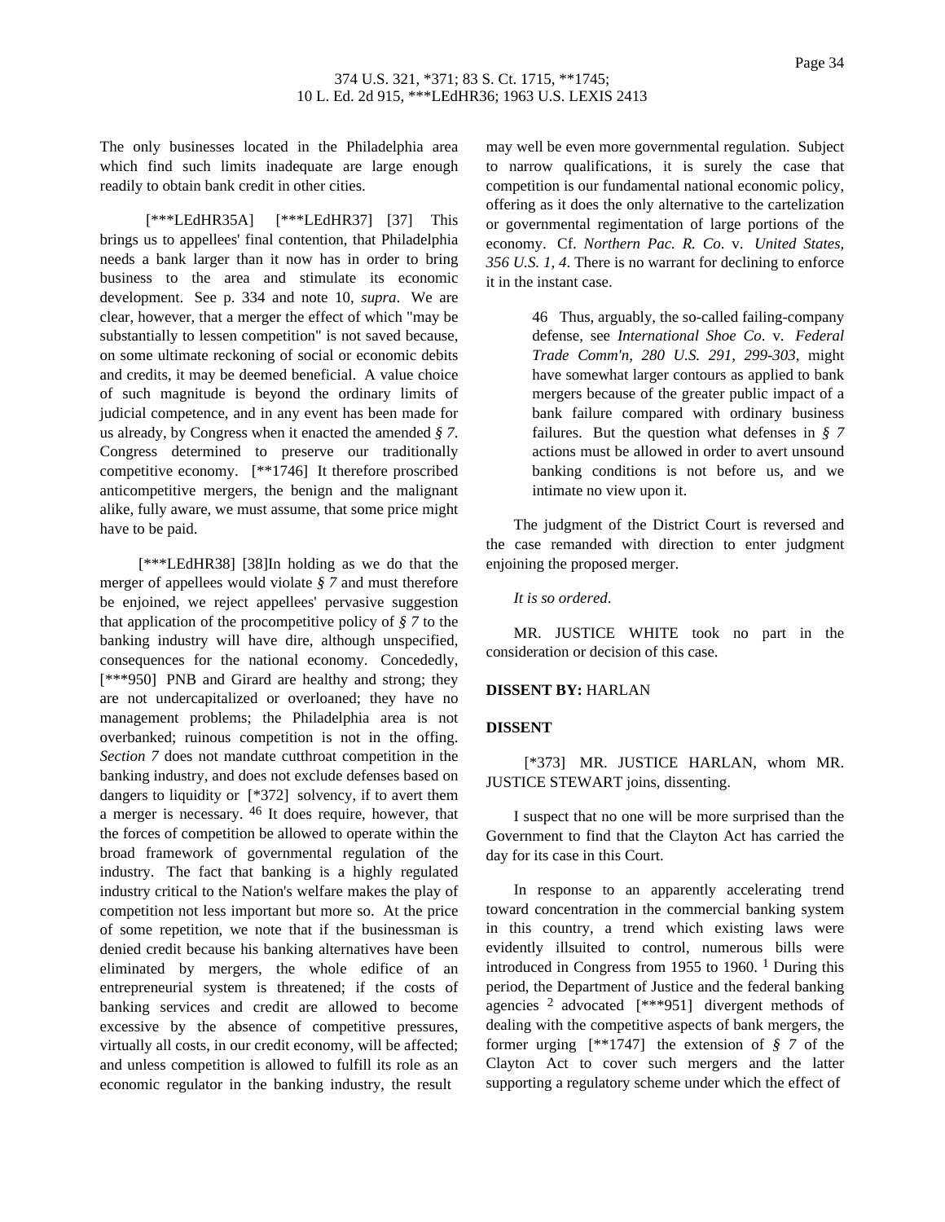The only businesses located in the Philadelphia area which find such limits inadequate are large enough readily to obtain bank credit in other cities.

[***LEdHR35A] [***LEdHR37] [37] This brings us to appellees' final contention, that Philadelphia needs a bank larger than it now has in order to bring business to the area and stimulate its economic development. See p. 334 and note 10, *supra*. We are clear, however, that a merger the effect of which "may be substantially to lessen competition" is not saved because, on some ultimate reckoning of social or economic debits and credits, it may be deemed beneficial. A value choice of such magnitude is beyond the ordinary limits of judicial competence, and in any event has been made for us already, by Congress when it enacted the amended *§ 7*. Congress determined to preserve our traditionally competitive economy. [**1746] It therefore proscribed anticompetitive mergers, the benign and the malignant alike, fully aware, we must assume, that some price might have to be paid.

[***LEdHR38] [38]In holding as we do that the merger of appellees would violate *§ 7* and must therefore be enjoined, we reject appellees' pervasive suggestion that application of the procompetitive policy of *§ 7* to the banking industry will have dire, although unspecified, consequences for the national economy. Concededly, [***950] PNB and Girard are healthy and strong; they are not undercapitalized or overloaned; they have no management problems; the Philadelphia area is not overbanked; ruinous competition is not in the offing. *Section 7* does not mandate cutthroat competition in the banking industry, and does not exclude defenses based on dangers to liquidity or [*372] solvency, if to avert them a merger is necessary. [46] It does require, however, that the forces of competition be allowed to operate within the broad framework of governmental regulation of the industry. The fact that banking is a highly regulated industry critical to the Nation's welfare makes the play of competition not less important but more so. At the price of some repetition, we note that if the businessman is denied credit because his banking alternatives have been eliminated by mergers, the whole edifice of an entrepreneurial system is threatened; if the costs of banking services and credit are allowed to become excessive by the absence of competitive pressures, virtually all costs, in our credit economy, will be affected; and unless competition is allowed to fulfill its role as an economic regulator in the banking industry, the result may well be even more governmental regulation. Subject to narrow qualifications, it is surely the case that competition is our fundamental national economic policy, offering as it does the only alternative to the cartelization or governmental regimentation of large portions of the economy. Cf. *Northern Pac. R. Co*. v. *United States, 356 U.S. 1, 4*. There is no warrant for declining to enforce it in the instant case.

> 46 Thus, arguably, the so-called failing-company defense, see *International Shoe Co*. v. *Federal Trade Comm'n, 280 U.S. 291, 299-303*, might have somewhat larger contours as applied to bank mergers because of the greater public impact of a bank failure compared with ordinary business failures. But the question what defenses in *§ 7* actions must be allowed in order to avert unsound banking conditions is not before us, and we intimate no view upon it.

The judgment of the District Court is reversed and the case remanded with direction to enter judgment enjoining the proposed merger.

*It is so ordered*.

MR. JUSTICE WHITE took no part in the consideration or decision of this case.

**DISSENT BY:** HARLAN

**DISSENT**

[*373] MR. JUSTICE HARLAN, whom MR. JUSTICE STEWART joins, dissenting.

I suspect that no one will be more surprised than the Government to find that the Clayton Act has carried the day for its case in this Court.

In response to an apparently accelerating trend toward concentration in the commercial banking system in this country, a trend which existing laws were evidently illsuited to control, numerous bills were introduced in Congress from 1955 to 1960. [1] During this period, the Department of Justice and the federal banking agencies [2] advocated [***951] divergent methods of dealing with the competitive aspects of bank mergers, the former urging [**1747] the extension of *§ 7* of the Clayton Act to cover such mergers and the latter supporting a regulatory scheme under which the effect of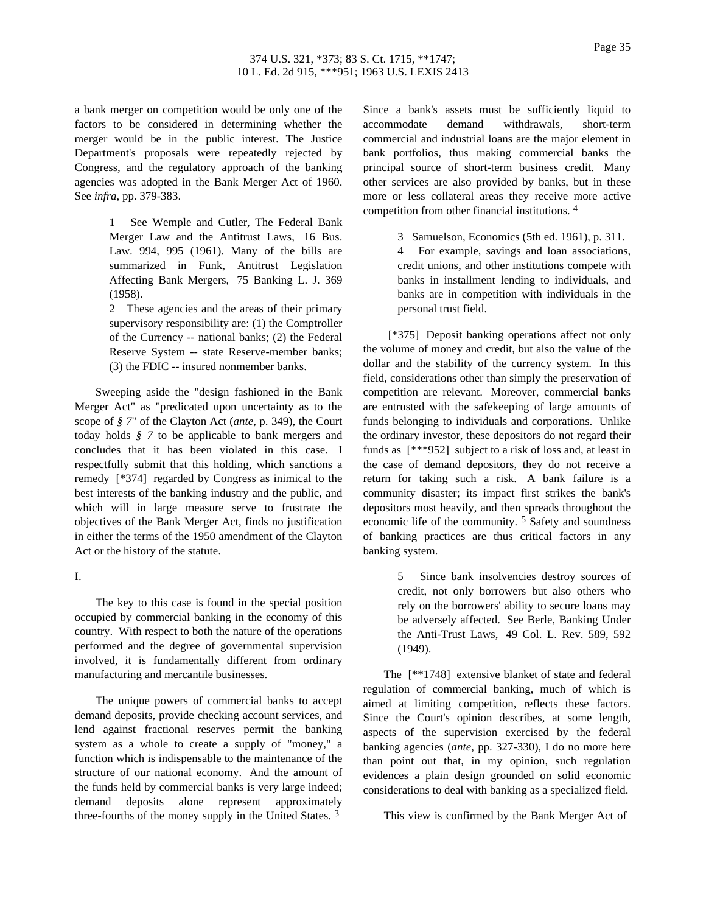a bank merger on competition would be only one of the factors to be considered in determining whether the merger would be in the public interest. The Justice Department's proposals were repeatedly rejected by Congress, and the regulatory approach of the banking agencies was adopted in the Bank Merger Act of 1960. See *infra*, pp. 379-383.

> 1 See Wemple and Cutler, The Federal Bank Merger Law and the Antitrust Laws, 16 Bus. Law. 994, 995 (1961). Many of the bills are summarized in Funk, Antitrust Legislation Affecting Bank Mergers, 75 Banking L. J. 369 (1958).
>
> 2 These agencies and the areas of their primary supervisory responsibility are: (1) the Comptroller of the Currency -- national banks; (2) the Federal Reserve System -- state Reserve-member banks; (3) the FDIC -- insured nonmember banks.

Sweeping aside the "design fashioned in the Bank Merger Act" as "predicated upon uncertainty as to the scope of *§ 7*" of the Clayton Act (*ante*, p. 349), the Court today holds *§ 7* to be applicable to bank mergers and concludes that it has been violated in this case. I respectfully submit that this holding, which sanctions a remedy [*374] regarded by Congress as inimical to the best interests of the banking industry and the public, and which will in large measure serve to frustrate the objectives of the Bank Merger Act, finds no justification in either the terms of the 1950 amendment of the Clayton Act or the history of the statute.

I.

The key to this case is found in the special position occupied by commercial banking in the economy of this country. With respect to both the nature of the operations performed and the degree of governmental supervision involved, it is fundamentally different from ordinary manufacturing and mercantile businesses.

The unique powers of commercial banks to accept demand deposits, provide checking account services, and lend against fractional reserves permit the banking system as a whole to create a supply of "money," a function which is indispensable to the maintenance of the structure of our national economy. And the amount of the funds held by commercial banks is very large indeed; demand deposits alone represent approximately three-fourths of the money supply in the United States. [3] Since a bank's assets must be sufficiently liquid to accommodate demand withdrawals, short-term commercial and industrial loans are the major element in bank portfolios, thus making commercial banks the principal source of short-term business credit. Many other services are also provided by banks, but in these more or less collateral areas they receive more active competition from other financial institutions. [4]

> 3 Samuelson, Economics (5th ed. 1961), p. 311.
>
> 4 For example, savings and loan associations, credit unions, and other institutions compete with banks in installment lending to individuals, and banks are in competition with individuals in the personal trust field.

[*375] Deposit banking operations affect not only the volume of money and credit, but also the value of the dollar and the stability of the currency system. In this field, considerations other than simply the preservation of competition are relevant. Moreover, commercial banks are entrusted with the safekeeping of large amounts of funds belonging to individuals and corporations. Unlike the ordinary investor, these depositors do not regard their funds as [***952] subject to a risk of loss and, at least in the case of demand depositors, they do not receive a return for taking such a risk. A bank failure is a community disaster; its impact first strikes the bank's depositors most heavily, and then spreads throughout the economic life of the community. [5] Safety and soundness of banking practices are thus critical factors in any banking system.

> 5 Since bank insolvencies destroy sources of credit, not only borrowers but also others who rely on the borrowers' ability to secure loans may be adversely affected. See Berle, Banking Under the Anti-Trust Laws, 49 Col. L. Rev. 589, 592 (1949).

The [**1748] extensive blanket of state and federal regulation of commercial banking, much of which is aimed at limiting competition, reflects these factors. Since the Court's opinion describes, at some length, aspects of the supervision exercised by the federal banking agencies (*ante*, pp. 327-330), I do no more here than point out that, in my opinion, such regulation evidences a plain design grounded on solid economic considerations to deal with banking as a specialized field.

This view is confirmed by the Bank Merger Act of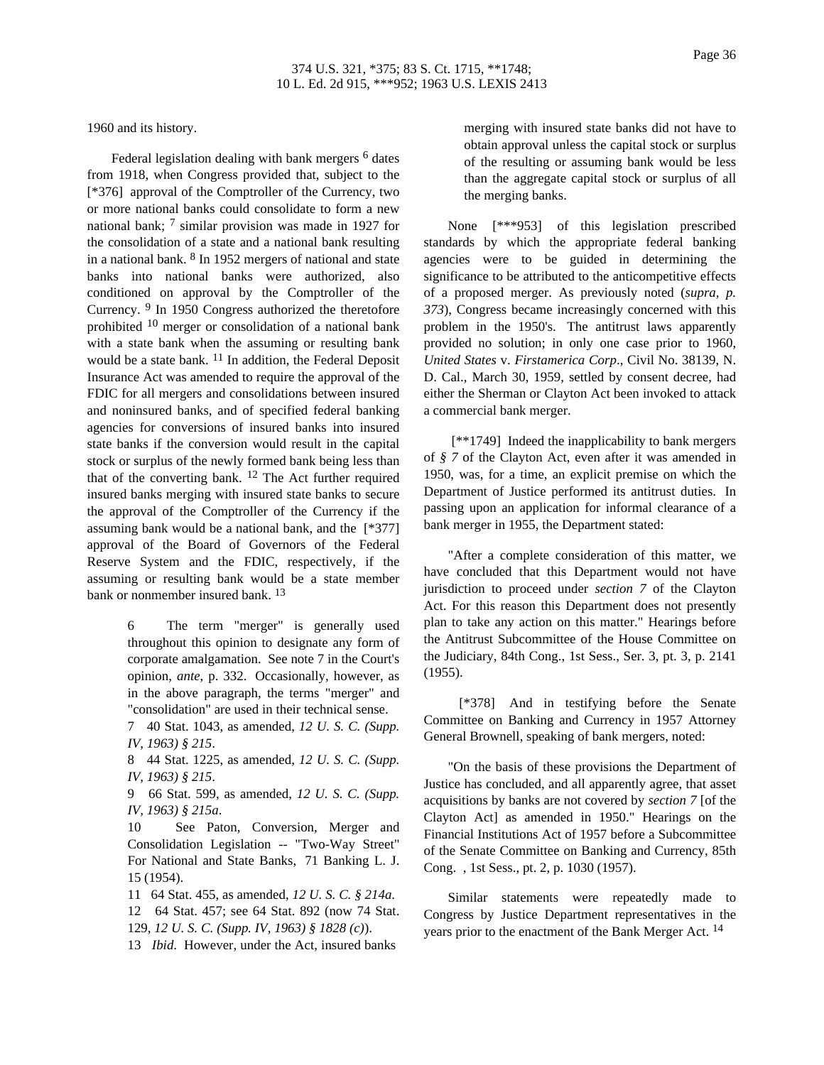1960 and its history.

Federal legislation dealing with bank mergers [6] dates from 1918, when Congress provided that, subject to the [*376] approval of the Comptroller of the Currency, two or more national banks could consolidate to form a new national bank; [7] similar provision was made in 1927 for the consolidation of a state and a national bank resulting in a national bank. [8] In 1952 mergers of national and state banks into national banks were authorized, also conditioned on approval by the Comptroller of the Currency. [9] In 1950 Congress authorized the theretofore prohibited [10] merger or consolidation of a national bank with a state bank when the assuming or resulting bank would be a state bank. [11] In addition, the Federal Deposit Insurance Act was amended to require the approval of the FDIC for all mergers and consolidations between insured and noninsured banks, and of specified federal banking agencies for conversions of insured banks into insured state banks if the conversion would result in the capital stock or surplus of the newly formed bank being less than that of the converting bank. [12] The Act further required insured banks merging with insured state banks to secure the approval of the Comptroller of the Currency if the assuming bank would be a national bank, and the [*377] approval of the Board of Governors of the Federal Reserve System and the FDIC, respectively, if the assuming or resulting bank would be a state member bank or nonmember insured bank. [13]

> 6 The term "merger" is generally used throughout this opinion to designate any form of corporate amalgamation. See note 7 in the Court's opinion, *ante*, p. 332. Occasionally, however, as in the above paragraph, the terms "merger" and "consolidation" are used in their technical sense.
>
> 7 40 Stat. 1043, as amended, *12 U. S. C. (Supp. IV, 1963) § 215*.
>
> 8 44 Stat. 1225, as amended, *12 U. S. C. (Supp. IV, 1963) § 215*.
>
> 9 66 Stat. 599, as amended, *12 U. S. C. (Supp. IV, 1963) § 215a*.
>
> 10 See Paton, Conversion, Merger and Consolidation Legislation -- "Two-Way Street" For National and State Banks, 71 Banking L. J. 15 (1954).
>
> 11 64 Stat. 455, as amended, *12 U. S. C. § 214a*.
>
> 12 64 Stat. 457; see 64 Stat. 892 (now 74 Stat. 129, *12 U. S. C. (Supp. IV, 1963) § 1828 (c)*).
>
> 13 *Ibid*. However, under the Act, insured banks merging with insured state banks did not have to obtain approval unless the capital stock or surplus of the resulting or assuming bank would be less than the aggregate capital stock or surplus of all the merging banks.

None [***953] of this legislation prescribed standards by which the appropriate federal banking agencies were to be guided in determining the significance to be attributed to the anticompetitive effects of a proposed merger. As previously noted (*supra, p. 373*), Congress became increasingly concerned with this problem in the 1950's. The antitrust laws apparently provided no solution; in only one case prior to 1960, *United States* v. *Firstamerica Corp*., Civil No. 38139, N. D. Cal., March 30, 1959, settled by consent decree, had either the Sherman or Clayton Act been invoked to attack a commercial bank merger.

[**1749] Indeed the inapplicability to bank mergers of *§ 7* of the Clayton Act, even after it was amended in 1950, was, for a time, an explicit premise on which the Department of Justice performed its antitrust duties. In passing upon an application for informal clearance of a bank merger in 1955, the Department stated:

"After a complete consideration of this matter, we have concluded that this Department would not have jurisdiction to proceed under *section 7* of the Clayton Act. For this reason this Department does not presently plan to take any action on this matter." Hearings before the Antitrust Subcommittee of the House Committee on the Judiciary, 84th Cong., 1st Sess., Ser. 3, pt. 3, p. 2141 (1955).

[*378] And in testifying before the Senate Committee on Banking and Currency in 1957 Attorney General Brownell, speaking of bank mergers, noted:

"On the basis of these provisions the Department of Justice has concluded, and all apparently agree, that asset acquisitions by banks are not covered by *section 7* [of the Clayton Act] as amended in 1950." Hearings on the Financial Institutions Act of 1957 before a Subcommittee of the Senate Committee on Banking and Currency, 85th Cong. , 1st Sess., pt. 2, p. 1030 (1957).

Similar statements were repeatedly made to Congress by Justice Department representatives in the years prior to the enactment of the Bank Merger Act. [14]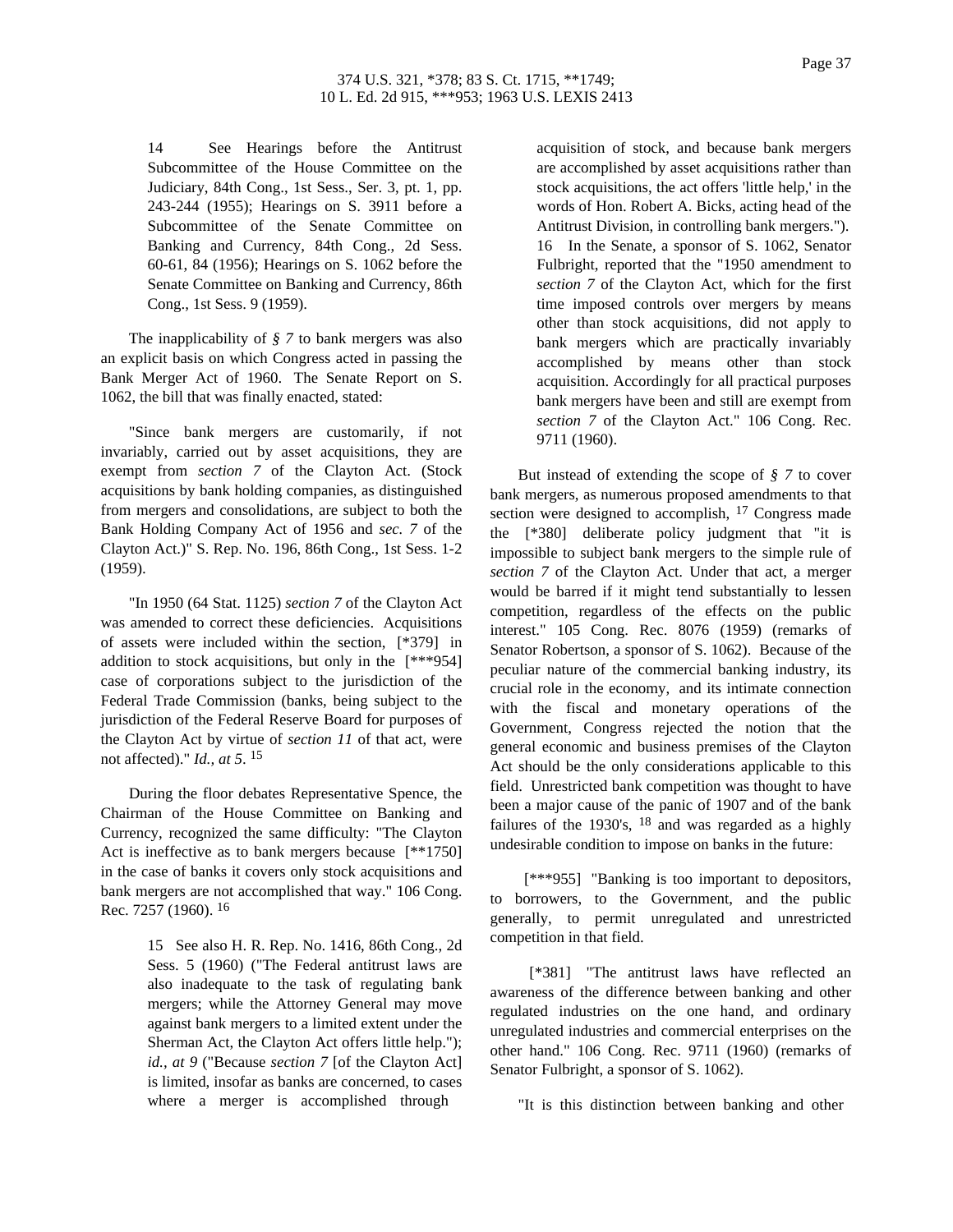14 See Hearings before the Antitrust Subcommittee of the House Committee on the Judiciary, 84th Cong., 1st Sess., Ser. 3, pt. 1, pp. 243-244 (1955); Hearings on S. 3911 before a Subcommittee of the Senate Committee on Banking and Currency, 84th Cong., 2d Sess. 60-61, 84 (1956); Hearings on S. 1062 before the Senate Committee on Banking and Currency, 86th Cong., 1st Sess. 9 (1959).

The inapplicability of *§ 7* to bank mergers was also an explicit basis on which Congress acted in passing the Bank Merger Act of 1960. The Senate Report on S. 1062, the bill that was finally enacted, stated:

"Since bank mergers are customarily, if not invariably, carried out by asset acquisitions, they are exempt from *section 7* of the Clayton Act. (Stock acquisitions by bank holding companies, as distinguished from mergers and consolidations, are subject to both the Bank Holding Company Act of 1956 and *sec. 7* of the Clayton Act.)" S. Rep. No. 196, 86th Cong., 1st Sess. 1-2 (1959).

"In 1950 (64 Stat. 1125) *section 7* of the Clayton Act was amended to correct these deficiencies. Acquisitions of assets were included within the section, [*379] in addition to stock acquisitions, but only in the [***954] case of corporations subject to the jurisdiction of the Federal Trade Commission (banks, being subject to the jurisdiction of the Federal Reserve Board for purposes of the Clayton Act by virtue of *section 11* of that act, were not affected)." *Id., at 5*. [15]

During the floor debates Representative Spence, the Chairman of the House Committee on Banking and Currency, recognized the same difficulty: "The Clayton Act is ineffective as to bank mergers because [**1750] in the case of banks it covers only stock acquisitions and bank mergers are not accomplished that way." 106 Cong. Rec. 7257 (1960). [16]

15 See also H. R. Rep. No. 1416, 86th Cong., 2d Sess. 5 (1960) ("The Federal antitrust laws are also inadequate to the task of regulating bank mergers; while the Attorney General may move against bank mergers to a limited extent under the Sherman Act, the Clayton Act offers little help."); *id., at 9* ("Because *section 7* [of the Clayton Act] is limited, insofar as banks are concerned, to cases where a merger is accomplished through acquisition of stock, and because bank mergers are accomplished by asset acquisitions rather than stock acquisitions, the act offers 'little help,' in the words of Hon. Robert A. Bicks, acting head of the Antitrust Division, in controlling bank mergers.").

16 In the Senate, a sponsor of S. 1062, Senator Fulbright, reported that the "1950 amendment to *section 7* of the Clayton Act, which for the first time imposed controls over mergers by means other than stock acquisitions, did not apply to bank mergers which are practically invariably accomplished by means other than stock acquisition. Accordingly for all practical purposes bank mergers have been and still are exempt from *section 7* of the Clayton Act." 106 Cong. Rec. 9711 (1960).

But instead of extending the scope of *§ 7* to cover bank mergers, as numerous proposed amendments to that section were designed to accomplish, [17] Congress made the [*380] deliberate policy judgment that "it is impossible to subject bank mergers to the simple rule of *section 7* of the Clayton Act. Under that act, a merger would be barred if it might tend substantially to lessen competition, regardless of the effects on the public interest." 105 Cong. Rec. 8076 (1959) (remarks of Senator Robertson, a sponsor of S. 1062). Because of the peculiar nature of the commercial banking industry, its crucial role in the economy, and its intimate connection with the fiscal and monetary operations of the Government, Congress rejected the notion that the general economic and business premises of the Clayton Act should be the only considerations applicable to this field. Unrestricted bank competition was thought to have been a major cause of the panic of 1907 and of the bank failures of the 1930's, [18] and was regarded as a highly undesirable condition to impose on banks in the future:

[***955] "Banking is too important to depositors, to borrowers, to the Government, and the public generally, to permit unregulated and unrestricted competition in that field.

[*381] "The antitrust laws have reflected an awareness of the difference between banking and other regulated industries on the one hand, and ordinary unregulated industries and commercial enterprises on the other hand." 106 Cong. Rec. 9711 (1960) (remarks of Senator Fulbright, a sponsor of S. 1062).

"It is this distinction between banking and other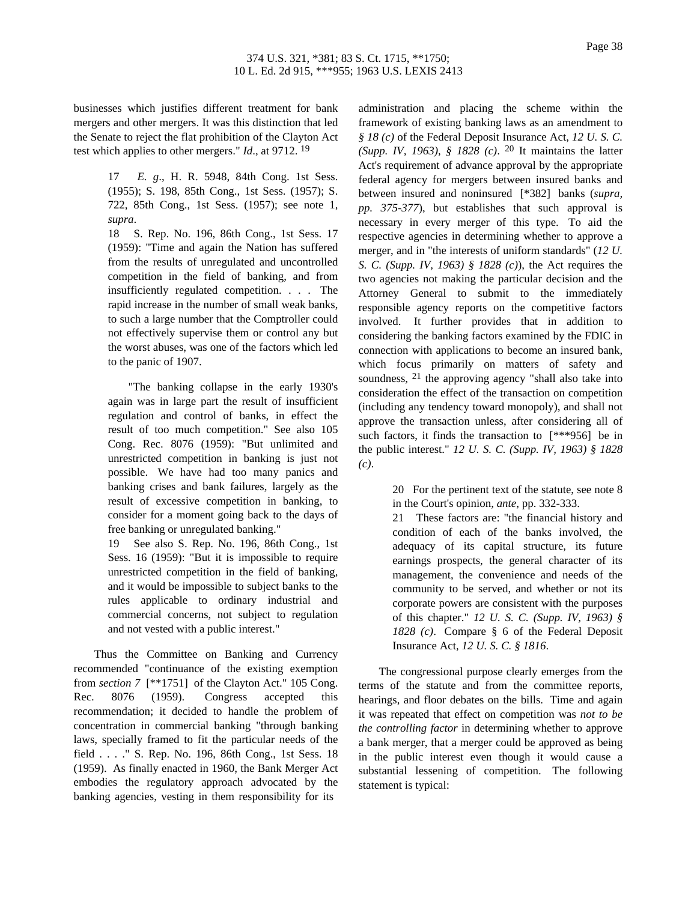businesses which justifies different treatment for bank mergers and other mergers. It was this distinction that led the Senate to reject the flat prohibition of the Clayton Act test which applies to other mergers." *Id*., at 9712. [19]

> 17 *E. g*., H. R. 5948, 84th Cong. 1st Sess. (1955); S. 198, 85th Cong., 1st Sess. (1957); S. 722, 85th Cong., 1st Sess. (1957); see note 1, *supra*.
>
> 18 S. Rep. No. 196, 86th Cong., 1st Sess. 17 (1959): "Time and again the Nation has suffered from the results of unregulated and uncontrolled competition in the field of banking, and from insufficiently regulated competition. . . . The rapid increase in the number of small weak banks, to such a large number that the Comptroller could not effectively supervise them or control any but the worst abuses, was one of the factors which led to the panic of 1907.
>
> "The banking collapse in the early 1930's again was in large part the result of insufficient regulation and control of banks, in effect the result of too much competition." See also 105 Cong. Rec. 8076 (1959): "But unlimited and unrestricted competition in banking is just not possible. We have had too many panics and banking crises and bank failures, largely as the result of excessive competition in banking, to consider for a moment going back to the days of free banking or unregulated banking."
>
> 19 See also S. Rep. No. 196, 86th Cong., 1st Sess. 16 (1959): "But it is impossible to require unrestricted competition in the field of banking, and it would be impossible to subject banks to the rules applicable to ordinary industrial and commercial concerns, not subject to regulation and not vested with a public interest."

Thus the Committee on Banking and Currency recommended "continuance of the existing exemption from *section 7* [**1751] of the Clayton Act." 105 Cong. Rec. 8076 (1959). Congress accepted this recommendation; it decided to handle the problem of concentration in commercial banking "through banking laws, specially framed to fit the particular needs of the field . . . ." S. Rep. No. 196, 86th Cong., 1st Sess. 18 (1959). As finally enacted in 1960, the Bank Merger Act embodies the regulatory approach advocated by the banking agencies, vesting in them responsibility for its administration and placing the scheme within the framework of existing banking laws as an amendment to *§ 18 (c)* of the Federal Deposit Insurance Act, *12 U. S. C. (Supp. IV, 1963), § 1828 (c)*. [20] It maintains the latter Act's requirement of advance approval by the appropriate federal agency for mergers between insured banks and between insured and noninsured [*382] banks (*supra, pp. 375-377*), but establishes that such approval is necessary in every merger of this type. To aid the respective agencies in determining whether to approve a merger, and in "the interests of uniform standards" (*12 U. S. C. (Supp. IV, 1963) § 1828 (c)*), the Act requires the two agencies not making the particular decision and the Attorney General to submit to the immediately responsible agency reports on the competitive factors involved. It further provides that in addition to considering the banking factors examined by the FDIC in connection with applications to become an insured bank, which focus primarily on matters of safety and soundness, [21] the approving agency "shall also take into consideration the effect of the transaction on competition (including any tendency toward monopoly), and shall not approve the transaction unless, after considering all of such factors, it finds the transaction to [***956] be in the public interest." *12 U. S. C. (Supp. IV, 1963) § 1828 (c)*.

> 20 For the pertinent text of the statute, see note 8 in the Court's opinion, *ante*, pp. 332-333.
>
> 21 These factors are: "the financial history and condition of each of the banks involved, the adequacy of its capital structure, its future earnings prospects, the general character of its management, the convenience and needs of the community to be served, and whether or not its corporate powers are consistent with the purposes of this chapter." *12 U. S. C. (Supp. IV, 1963) § 1828 (c)*. Compare § 6 of the Federal Deposit Insurance Act, *12 U. S. C. § 1816*.

The congressional purpose clearly emerges from the terms of the statute and from the committee reports, hearings, and floor debates on the bills. Time and again it was repeated that effect on competition was *not to be the controlling factor* in determining whether to approve a bank merger, that a merger could be approved as being in the public interest even though it would cause a substantial lessening of competition. The following statement is typical: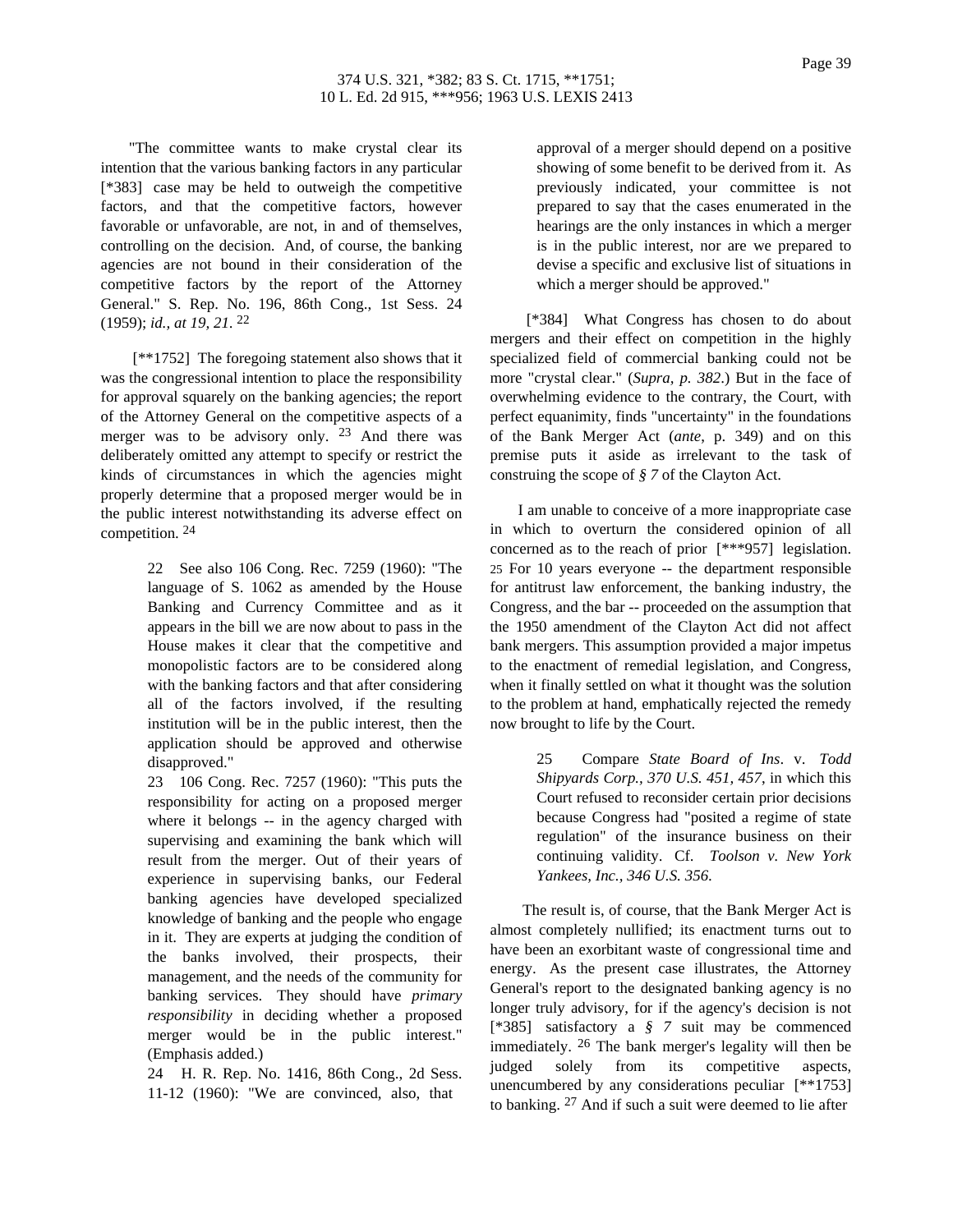"The committee wants to make crystal clear its intention that the various banking factors in any particular [*383] case may be held to outweigh the competitive factors, and that the competitive factors, however favorable or unfavorable, are not, in and of themselves, controlling on the decision. And, of course, the banking agencies are not bound in their consideration of the competitive factors by the report of the Attorney General." S. Rep. No. 196, 86th Cong., 1st Sess. 24 (1959); *id., at 19, 21.* [22]

[**1752] The foregoing statement also shows that it was the congressional intention to place the responsibility for approval squarely on the banking agencies; the report of the Attorney General on the competitive aspects of a merger was to be advisory only. [23] And there was deliberately omitted any attempt to specify or restrict the kinds of circumstances in which the agencies might properly determine that a proposed merger would be in the public interest notwithstanding its adverse effect on competition. [24]

> 22 See also 106 Cong. Rec. 7259 (1960): "The language of S. 1062 as amended by the House Banking and Currency Committee and as it appears in the bill we are now about to pass in the House makes it clear that the competitive and monopolistic factors are to be considered along with the banking factors and that after considering all of the factors involved, if the resulting institution will be in the public interest, then the application should be approved and otherwise disapproved."
>
> 23 106 Cong. Rec. 7257 (1960): "This puts the responsibility for acting on a proposed merger where it belongs -- in the agency charged with supervising and examining the bank which will result from the merger. Out of their years of experience in supervising banks, our Federal banking agencies have developed specialized knowledge of banking and the people who engage in it. They are experts at judging the condition of the banks involved, their prospects, their management, and the needs of the community for banking services. They should have *primary responsibility* in deciding whether a proposed merger would be in the public interest." (Emphasis added.)
>
> 24 H. R. Rep. No. 1416, 86th Cong., 2d Sess. 11-12 (1960): "We are convinced, also, that approval of a merger should depend on a positive showing of some benefit to be derived from it. As previously indicated, your committee is not prepared to say that the cases enumerated in the hearings are the only instances in which a merger is in the public interest, nor are we prepared to devise a specific and exclusive list of situations in which a merger should be approved."

[*384] What Congress has chosen to do about mergers and their effect on competition in the highly specialized field of commercial banking could not be more "crystal clear." (*Supra, p. 382*.) But in the face of overwhelming evidence to the contrary, the Court, with perfect equanimity, finds "uncertainty" in the foundations of the Bank Merger Act (*ante*, p. 349) and on this premise puts it aside as irrelevant to the task of construing the scope of *§ 7* of the Clayton Act.

I am unable to conceive of a more inappropriate case in which to overturn the considered opinion of all concerned as to the reach of prior [***957] legislation. [25] For 10 years everyone -- the department responsible for antitrust law enforcement, the banking industry, the Congress, and the bar -- proceeded on the assumption that the 1950 amendment of the Clayton Act did not affect bank mergers. This assumption provided a major impetus to the enactment of remedial legislation, and Congress, when it finally settled on what it thought was the solution to the problem at hand, emphatically rejected the remedy now brought to life by the Court.

> 25 Compare *State Board of Ins*. v. *Todd Shipyards Corp., 370 U.S. 451, 457*, in which this Court refused to reconsider certain prior decisions because Congress had "posited a regime of state regulation" of the insurance business on their continuing validity. Cf. *Toolson v. New York Yankees, Inc., 346 U.S. 356.*

The result is, of course, that the Bank Merger Act is almost completely nullified; its enactment turns out to have been an exorbitant waste of congressional time and energy. As the present case illustrates, the Attorney General's report to the designated banking agency is no longer truly advisory, for if the agency's decision is not [*385] satisfactory a *§ 7* suit may be commenced immediately. [26] The bank merger's legality will then be judged solely from its competitive aspects, unencumbered by any considerations peculiar [**1753] to banking. [27] And if such a suit were deemed to lie after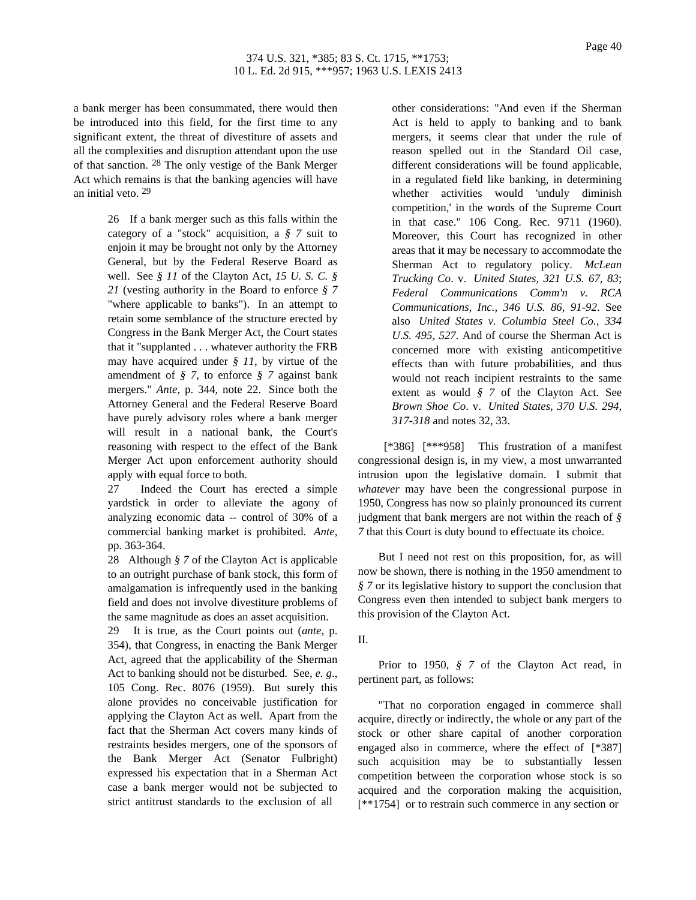a bank merger has been consummated, there would then be introduced into this field, for the first time to any significant extent, the threat of divestiture of assets and all the complexities and disruption attendant upon the use of that sanction. [28] The only vestige of the Bank Merger Act which remains is that the banking agencies will have an initial veto. [29]

> 26 If a bank merger such as this falls within the category of a "stock" acquisition, a *§ 7* suit to enjoin it may be brought not only by the Attorney General, but by the Federal Reserve Board as well. See *§ 11* of the Clayton Act, *15 U. S. C. § 21* (vesting authority in the Board to enforce *§ 7* "where applicable to banks"). In an attempt to retain some semblance of the structure erected by Congress in the Bank Merger Act, the Court states that it "supplanted . . . whatever authority the FRB may have acquired under *§ 11*, by virtue of the amendment of *§ 7*, to enforce *§ 7* against bank mergers." *Ante*, p. 344, note 22. Since both the Attorney General and the Federal Reserve Board have purely advisory roles where a bank merger will result in a national bank, the Court's reasoning with respect to the effect of the Bank Merger Act upon enforcement authority should apply with equal force to both.
>
> 27 Indeed the Court has erected a simple yardstick in order to alleviate the agony of analyzing economic data -- control of 30% of a commercial banking market is prohibited. *Ante*, pp. 363-364.
>
> 28 Although *§ 7* of the Clayton Act is applicable to an outright purchase of bank stock, this form of amalgamation is infrequently used in the banking field and does not involve divestiture problems of the same magnitude as does an asset acquisition.
>
> 29 It is true, as the Court points out (*ante*, p. 354), that Congress, in enacting the Bank Merger Act, agreed that the applicability of the Sherman Act to banking should not be disturbed. See, *e. g.*, 105 Cong. Rec. 8076 (1959). But surely this alone provides no conceivable justification for applying the Clayton Act as well. Apart from the fact that the Sherman Act covers many kinds of restraints besides mergers, one of the sponsors of the Bank Merger Act (Senator Fulbright) expressed his expectation that in a Sherman Act case a bank merger would not be subjected to strict antitrust standards to the exclusion of all other considerations: "And even if the Sherman Act is held to apply to banking and to bank mergers, it seems clear that under the rule of reason spelled out in the Standard Oil case, different considerations will be found applicable, in a regulated field like banking, in determining whether activities would 'unduly diminish competition,' in the words of the Supreme Court in that case." 106 Cong. Rec. 9711 (1960). Moreover, this Court has recognized in other areas that it may be necessary to accommodate the Sherman Act to regulatory policy. *McLean Trucking Co*. v. *United States, 321 U.S. 67, 83*; *Federal Communications Comm'n v. RCA Communications, Inc., 346 U.S. 86, 91-92*. See also *United States v. Columbia Steel Co., 334 U.S. 495, 527*. And of course the Sherman Act is concerned more with existing anticompetitive effects than with future probabilities, and thus would not reach incipient restraints to the same extent as would *§ 7* of the Clayton Act. See *Brown Shoe Co*. v. *United States, 370 U.S. 294, 317-318* and notes 32, 33.

[*386] [***958] This frustration of a manifest congressional design is, in my view, a most unwarranted intrusion upon the legislative domain. I submit that *whatever* may have been the congressional purpose in 1950, Congress has now so plainly pronounced its current judgment that bank mergers are not within the reach of *§ 7* that this Court is duty bound to effectuate its choice.

But I need not rest on this proposition, for, as will now be shown, there is nothing in the 1950 amendment to *§ 7* or its legislative history to support the conclusion that Congress even then intended to subject bank mergers to this provision of the Clayton Act.

II.

Prior to 1950, *§ 7* of the Clayton Act read, in pertinent part, as follows:

"That no corporation engaged in commerce shall acquire, directly or indirectly, the whole or any part of the stock or other share capital of another corporation engaged also in commerce, where the effect of [*387] such acquisition may be to substantially lessen competition between the corporation whose stock is so acquired and the corporation making the acquisition, [**1754] or to restrain such commerce in any section or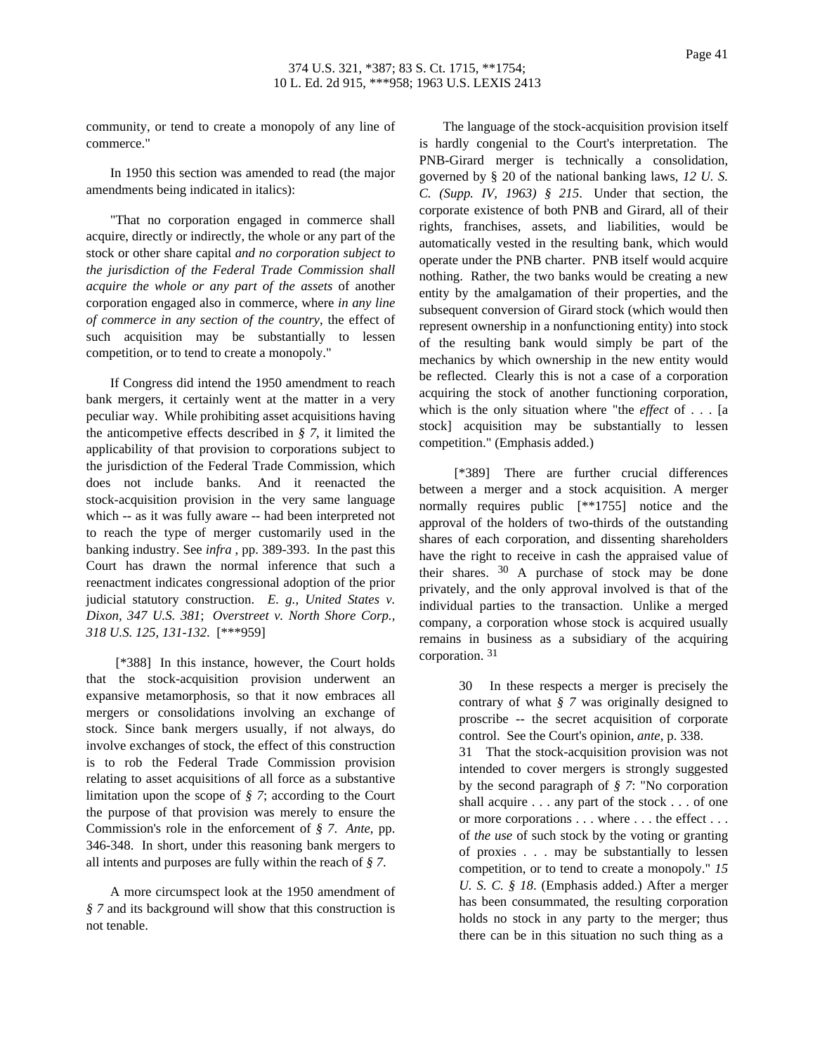community, or tend to create a monopoly of any line of commerce."

In 1950 this section was amended to read (the major amendments being indicated in italics):

"That no corporation engaged in commerce shall acquire, directly or indirectly, the whole or any part of the stock or other share capital *and no corporation subject to the jurisdiction of the Federal Trade Commission shall acquire the whole or any part of the assets* of another corporation engaged also in commerce, where *in any line of commerce in any section of the country*, the effect of such acquisition may be substantially to lessen competition, or to tend to create a monopoly."

If Congress did intend the 1950 amendment to reach bank mergers, it certainly went at the matter in a very peculiar way. While prohibiting asset acquisitions having the anticompetive effects described in *§ 7*, it limited the applicability of that provision to corporations subject to the jurisdiction of the Federal Trade Commission, which does not include banks. And it reenacted the stock-acquisition provision in the very same language which -- as it was fully aware -- had been interpreted not to reach the type of merger customarily used in the banking industry. See *infra* , pp. 389-393. In the past this Court has drawn the normal inference that such a reenactment indicates congressional adoption of the prior judicial statutory construction. *E. g., United States v. Dixon, 347 U.S. 381*; *Overstreet v. North Shore Corp., 318 U.S. 125, 131-132*. [***959]

[*388] In this instance, however, the Court holds that the stock-acquisition provision underwent an expansive metamorphosis, so that it now embraces all mergers or consolidations involving an exchange of stock. Since bank mergers usually, if not always, do involve exchanges of stock, the effect of this construction is to rob the Federal Trade Commission provision relating to asset acquisitions of all force as a substantive limitation upon the scope of *§ 7*; according to the Court the purpose of that provision was merely to ensure the Commission's role in the enforcement of *§ 7*. *Ante*, pp. 346-348. In short, under this reasoning bank mergers to all intents and purposes are fully within the reach of *§ 7*.

A more circumspect look at the 1950 amendment of *§ 7* and its background will show that this construction is not tenable.

The language of the stock-acquisition provision itself is hardly congenial to the Court's interpretation. The PNB-Girard merger is technically a consolidation, governed by § 20 of the national banking laws, *12 U. S. C. (Supp. IV, 1963) § 215*. Under that section, the corporate existence of both PNB and Girard, all of their rights, franchises, assets, and liabilities, would be automatically vested in the resulting bank, which would operate under the PNB charter. PNB itself would acquire nothing. Rather, the two banks would be creating a new entity by the amalgamation of their properties, and the subsequent conversion of Girard stock (which would then represent ownership in a nonfunctioning entity) into stock of the resulting bank would simply be part of the mechanics by which ownership in the new entity would be reflected. Clearly this is not a case of a corporation acquiring the stock of another functioning corporation, which is the only situation where "the *effect* of . . . [a stock] acquisition may be substantially to lessen competition." (Emphasis added.)

[*389] There are further crucial differences between a merger and a stock acquisition. A merger normally requires public [**1755] notice and the approval of the holders of two-thirds of the outstanding shares of each corporation, and dissenting shareholders have the right to receive in cash the appraised value of their shares. [30] A purchase of stock may be done privately, and the only approval involved is that of the individual parties to the transaction. Unlike a merged company, a corporation whose stock is acquired usually remains in business as a subsidiary of the acquiring corporation. [31]

30 In these respects a merger is precisely the contrary of what *§ 7* was originally designed to proscribe -- the secret acquisition of corporate control. See the Court's opinion, *ante*, p. 338.

31 That the stock-acquisition provision was not intended to cover mergers is strongly suggested by the second paragraph of *§ 7*: "No corporation shall acquire . . . any part of the stock . . . of one or more corporations . . . where . . . the effect . . . of *the use* of such stock by the voting or granting of proxies . . . may be substantially to lessen competition, or to tend to create a monopoly." *15 U. S. C. § 18*. (Emphasis added.) After a merger has been consummated, the resulting corporation holds no stock in any party to the merger; thus there can be in this situation no such thing as a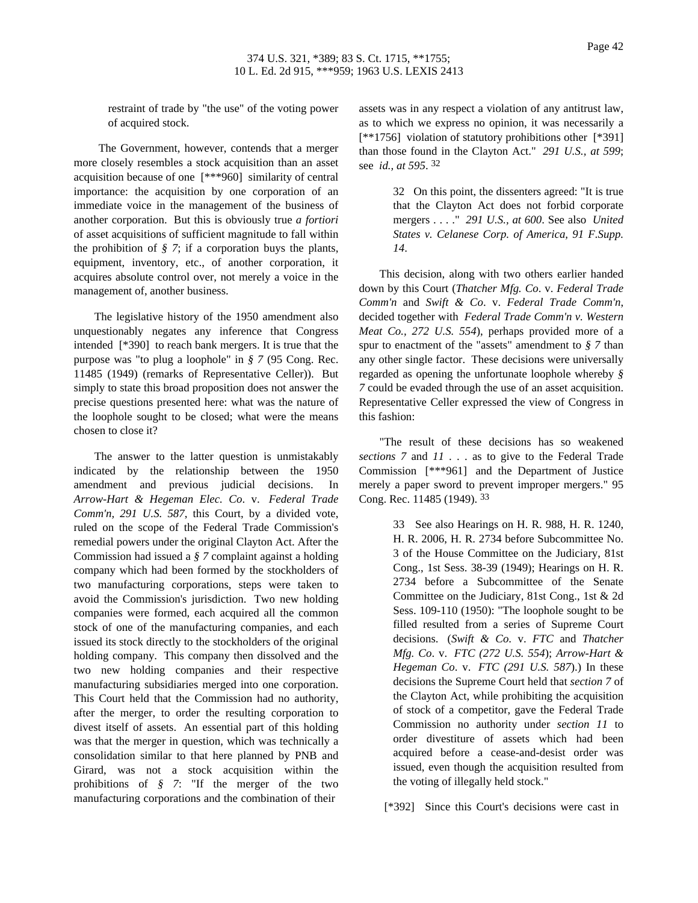restraint of trade by "the use" of the voting power of acquired stock.

The Government, however, contends that a merger more closely resembles a stock acquisition than an asset acquisition because of one [***960] similarity of central importance: the acquisition by one corporation of an immediate voice in the management of the business of another corporation. But this is obviously true *a fortiori* of asset acquisitions of sufficient magnitude to fall within the prohibition of *§ 7*; if a corporation buys the plants, equipment, inventory, etc., of another corporation, it acquires absolute control over, not merely a voice in the management of, another business.

The legislative history of the 1950 amendment also unquestionably negates any inference that Congress intended [*390] to reach bank mergers. It is true that the purpose was "to plug a loophole" in *§ 7* (95 Cong. Rec. 11485 (1949) (remarks of Representative Celler)). But simply to state this broad proposition does not answer the precise questions presented here: what was the nature of the loophole sought to be closed; what were the means chosen to close it?

The answer to the latter question is unmistakably indicated by the relationship between the 1950 amendment and previous judicial decisions. In *Arrow-Hart & Hegeman Elec. Co.* v. *Federal Trade Comm'n, 291 U.S. 587*, this Court, by a divided vote, ruled on the scope of the Federal Trade Commission's remedial powers under the original Clayton Act. After the Commission had issued a *§ 7* complaint against a holding company which had been formed by the stockholders of two manufacturing corporations, steps were taken to avoid the Commission's jurisdiction. Two new holding companies were formed, each acquired all the common stock of one of the manufacturing companies, and each issued its stock directly to the stockholders of the original holding company. This company then dissolved and the two new holding companies and their respective manufacturing subsidiaries merged into one corporation. This Court held that the Commission had no authority, after the merger, to order the resulting corporation to divest itself of assets. An essential part of this holding was that the merger in question, which was technically a consolidation similar to that here planned by PNB and Girard, was not a stock acquisition within the prohibitions of *§ 7*: "If the merger of the two manufacturing corporations and the combination of their assets was in any respect a violation of any antitrust law, as to which we express no opinion, it was necessarily a [**1756] violation of statutory prohibitions other [*391] than those found in the Clayton Act." *291 U.S., at 599*; see *id., at 595*. [32]

> 32 On this point, the dissenters agreed: "It is true that the Clayton Act does not forbid corporate mergers . . . ." *291 U.S., at 600*. See also *United States v. Celanese Corp. of America, 91 F.Supp. 14*.

This decision, along with two others earlier handed down by this Court (*Thatcher Mfg. Co.* v. *Federal Trade Comm'n* and *Swift & Co.* v. *Federal Trade Comm'n*, decided together with *Federal Trade Comm'n v. Western Meat Co., 272 U.S. 554*), perhaps provided more of a spur to enactment of the "assets" amendment to *§ 7* than any other single factor. These decisions were universally regarded as opening the unfortunate loophole whereby *§ 7* could be evaded through the use of an asset acquisition. Representative Celler expressed the view of Congress in this fashion:

"The result of these decisions has so weakened *sections 7* and *11* . . . as to give to the Federal Trade Commission [***961] and the Department of Justice merely a paper sword to prevent improper mergers." 95 Cong. Rec. 11485 (1949). [33]

> 33 See also Hearings on H. R. 988, H. R. 1240, H. R. 2006, H. R. 2734 before Subcommittee No. 3 of the House Committee on the Judiciary, 81st Cong., 1st Sess. 38-39 (1949); Hearings on H. R. 2734 before a Subcommittee of the Senate Committee on the Judiciary, 81st Cong., 1st & 2d Sess. 109-110 (1950): "The loophole sought to be filled resulted from a series of Supreme Court decisions. (*Swift & Co.* v. *FTC* and *Thatcher Mfg. Co.* v. *FTC (272 U.S. 554)*; *Arrow-Hart & Hegeman Co.* v. *FTC (291 U.S. 587)*.) In these decisions the Supreme Court held that *section 7* of the Clayton Act, while prohibiting the acquisition of stock of a competitor, gave the Federal Trade Commission no authority under *section 11* to order divestiture of assets which had been acquired before a cease-and-desist order was issued, even though the acquisition resulted from the voting of illegally held stock."

[*392] Since this Court's decisions were cast in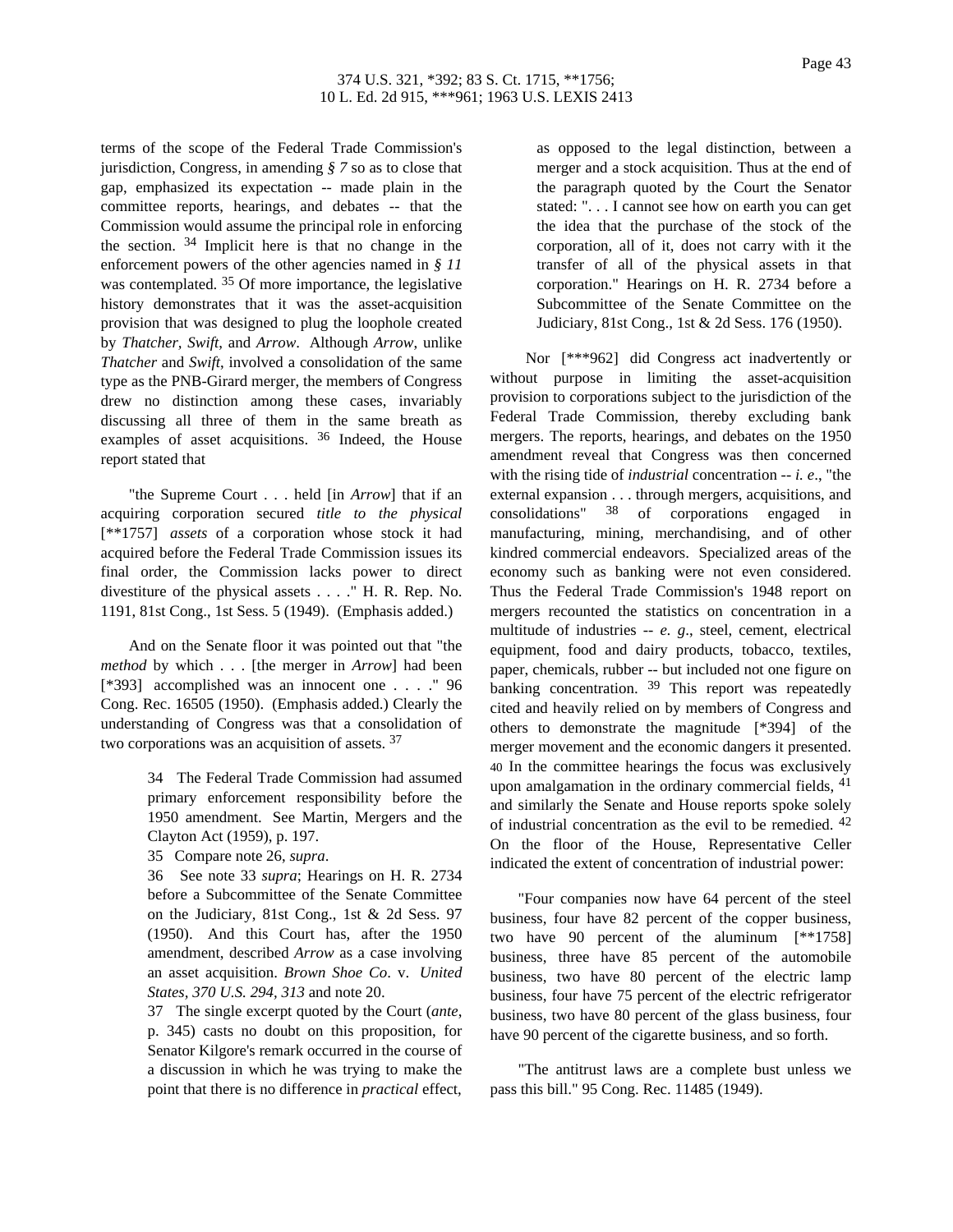terms of the scope of the Federal Trade Commission's jurisdiction, Congress, in amending *§ 7* so as to close that gap, emphasized its expectation -- made plain in the committee reports, hearings, and debates -- that the Commission would assume the principal role in enforcing the section. [34] Implicit here is that no change in the enforcement powers of the other agencies named in *§ 11* was contemplated. [35] Of more importance, the legislative history demonstrates that it was the asset-acquisition provision that was designed to plug the loophole created by *Thatcher, Swift*, and *Arrow*. Although *Arrow*, unlike *Thatcher* and *Swift*, involved a consolidation of the same type as the PNB-Girard merger, the members of Congress drew no distinction among these cases, invariably discussing all three of them in the same breath as examples of asset acquisitions. [36] Indeed, the House report stated that

"the Supreme Court . . . held [in *Arrow*] that if an acquiring corporation secured *title to the physical* [**1757] *assets* of a corporation whose stock it had acquired before the Federal Trade Commission issues its final order, the Commission lacks power to direct divestiture of the physical assets . . . ." H. R. Rep. No. 1191, 81st Cong., 1st Sess. 5 (1949). (Emphasis added.)

And on the Senate floor it was pointed out that "the *method* by which . . . [the merger in *Arrow*] had been [*393] accomplished was an innocent one . . . ." 96 Cong. Rec. 16505 (1950). (Emphasis added.) Clearly the understanding of Congress was that a consolidation of two corporations was an acquisition of assets. [37]

34 The Federal Trade Commission had assumed primary enforcement responsibility before the 1950 amendment. See Martin, Mergers and the Clayton Act (1959), p. 197.

35 Compare note 26, *supra*.

36 See note 33 *supra*; Hearings on H. R. 2734 before a Subcommittee of the Senate Committee on the Judiciary, 81st Cong., 1st & 2d Sess. 97 (1950). And this Court has, after the 1950 amendment, described *Arrow* as a case involving an asset acquisition. *Brown Shoe Co*. v. *United States*, *370 U.S. 294, 313* and note 20.

37 The single excerpt quoted by the Court (*ante*, p. 345) casts no doubt on this proposition, for Senator Kilgore's remark occurred in the course of a discussion in which he was trying to make the point that there is no difference in *practical* effect, as opposed to the legal distinction, between a merger and a stock acquisition. Thus at the end of the paragraph quoted by the Court the Senator stated: ". . . I cannot see how on earth you can get the idea that the purchase of the stock of the corporation, all of it, does not carry with it the transfer of all of the physical assets in that corporation." Hearings on H. R. 2734 before a Subcommittee of the Senate Committee on the Judiciary, 81st Cong., 1st & 2d Sess. 176 (1950).

Nor [***962] did Congress act inadvertently or without purpose in limiting the asset-acquisition provision to corporations subject to the jurisdiction of the Federal Trade Commission, thereby excluding bank mergers. The reports, hearings, and debates on the 1950 amendment reveal that Congress was then concerned with the rising tide of *industrial* concentration -- *i. e*., "the external expansion . . . through mergers, acquisitions, and consolidations" [38] of corporations engaged in manufacturing, mining, merchandising, and of other kindred commercial endeavors. Specialized areas of the economy such as banking were not even considered. Thus the Federal Trade Commission's 1948 report on mergers recounted the statistics on concentration in a multitude of industries -- *e. g*., steel, cement, electrical equipment, food and dairy products, tobacco, textiles, paper, chemicals, rubber -- but included not one figure on banking concentration. [39] This report was repeatedly cited and heavily relied on by members of Congress and others to demonstrate the magnitude [*394] of the merger movement and the economic dangers it presented. [40] In the committee hearings the focus was exclusively upon amalgamation in the ordinary commercial fields, [41] and similarly the Senate and House reports spoke solely of industrial concentration as the evil to be remedied. [42] On the floor of the House, Representative Celler indicated the extent of concentration of industrial power:

"Four companies now have 64 percent of the steel business, four have 82 percent of the copper business, two have 90 percent of the aluminum [**1758] business, three have 85 percent of the automobile business, two have 80 percent of the electric lamp business, four have 75 percent of the electric refrigerator business, two have 80 percent of the glass business, four have 90 percent of the cigarette business, and so forth.

"The antitrust laws are a complete bust unless we pass this bill." 95 Cong. Rec. 11485 (1949).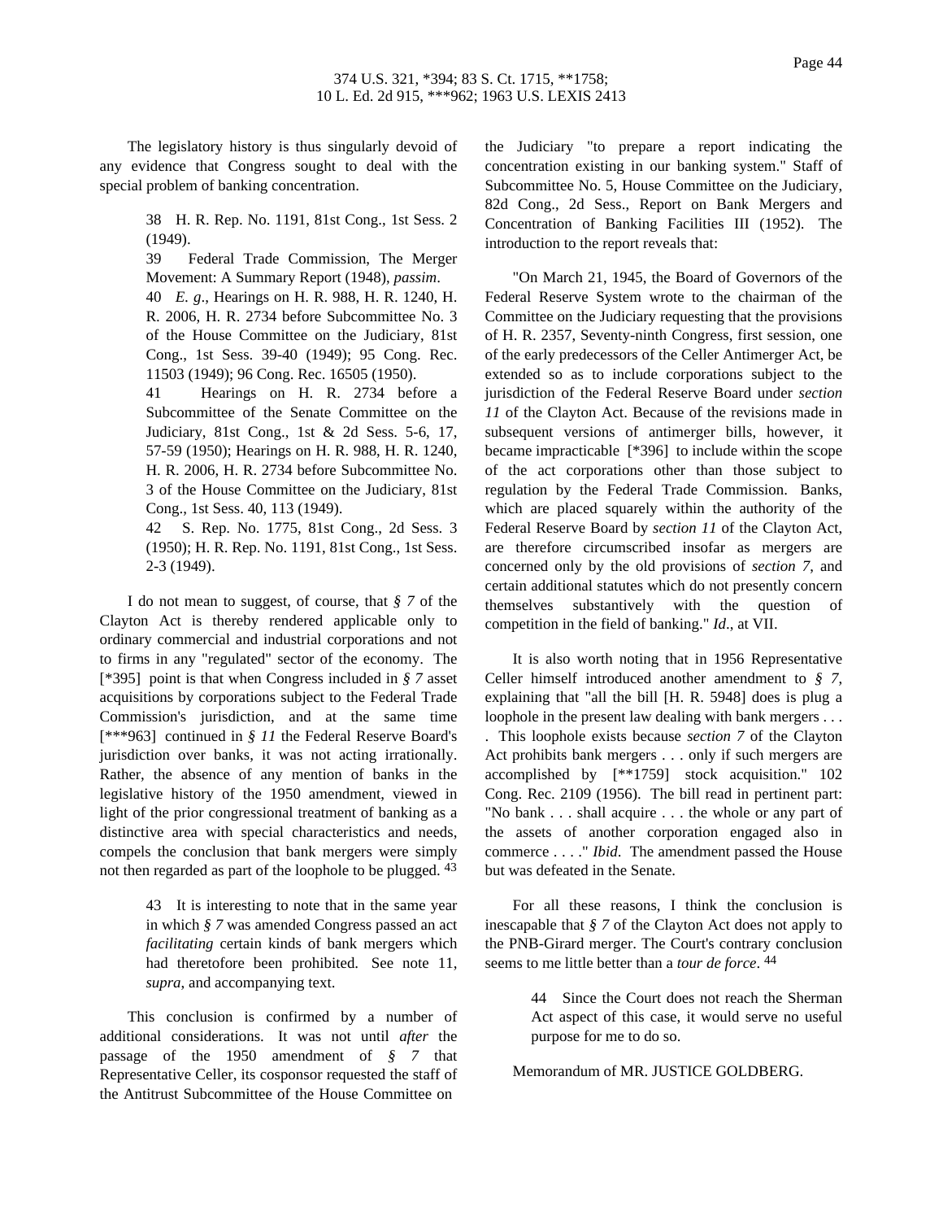The legislatory history is thus singularly devoid of any evidence that Congress sought to deal with the special problem of banking concentration.

> 38 H. R. Rep. No. 1191, 81st Cong., 1st Sess. 2 (1949).
>
> 39 Federal Trade Commission, The Merger Movement: A Summary Report (1948), *passim*.
>
> 40 *E. g*., Hearings on H. R. 988, H. R. 1240, H. R. 2006, H. R. 2734 before Subcommittee No. 3 of the House Committee on the Judiciary, 81st Cong., 1st Sess. 39-40 (1949); 95 Cong. Rec. 11503 (1949); 96 Cong. Rec. 16505 (1950).
>
> 41 Hearings on H. R. 2734 before a Subcommittee of the Senate Committee on the Judiciary, 81st Cong., 1st & 2d Sess. 5-6, 17, 57-59 (1950); Hearings on H. R. 988, H. R. 1240, H. R. 2006, H. R. 2734 before Subcommittee No. 3 of the House Committee on the Judiciary, 81st Cong., 1st Sess. 40, 113 (1949).
>
> 42 S. Rep. No. 1775, 81st Cong., 2d Sess. 3 (1950); H. R. Rep. No. 1191, 81st Cong., 1st Sess. 2-3 (1949).

I do not mean to suggest, of course, that *§ 7* of the Clayton Act is thereby rendered applicable only to ordinary commercial and industrial corporations and not to firms in any "regulated" sector of the economy. The [*395] point is that when Congress included in *§ 7* asset acquisitions by corporations subject to the Federal Trade Commission's jurisdiction, and at the same time [***963] continued in *§ 11* the Federal Reserve Board's jurisdiction over banks, it was not acting irrationally. Rather, the absence of any mention of banks in the legislative history of the 1950 amendment, viewed in light of the prior congressional treatment of banking as a distinctive area with special characteristics and needs, compels the conclusion that bank mergers were simply not then regarded as part of the loophole to be plugged. [43]

> 43 It is interesting to note that in the same year in which *§ 7* was amended Congress passed an act *facilitating* certain kinds of bank mergers which had theretofore been prohibited. See note 11, *supra*, and accompanying text.

This conclusion is confirmed by a number of additional considerations. It was not until *after* the passage of the 1950 amendment of *§ 7* that Representative Celler, its cosponsor requested the staff of the Antitrust Subcommittee of the House Committee on the Judiciary "to prepare a report indicating the concentration existing in our banking system." Staff of Subcommittee No. 5, House Committee on the Judiciary, 82d Cong., 2d Sess., Report on Bank Mergers and Concentration of Banking Facilities III (1952). The introduction to the report reveals that:

> "On March 21, 1945, the Board of Governors of the Federal Reserve System wrote to the chairman of the Committee on the Judiciary requesting that the provisions of H. R. 2357, Seventy-ninth Congress, first session, one of the early predecessors of the Celler Antimerger Act, be extended so as to include corporations subject to the jurisdiction of the Federal Reserve Board under *section 11* of the Clayton Act. Because of the revisions made in subsequent versions of antimerger bills, however, it became impracticable [*396] to include within the scope of the act corporations other than those subject to regulation by the Federal Trade Commission. Banks, which are placed squarely within the authority of the Federal Reserve Board by *section 11* of the Clayton Act, are therefore circumscribed insofar as mergers are concerned only by the old provisions of *section 7*, and certain additional statutes which do not presently concern themselves substantively with the question of competition in the field of banking." *Id*., at VII.

It is also worth noting that in 1956 Representative Celler himself introduced another amendment to *§ 7*, explaining that "all the bill [H. R. 5948] does is plug a loophole in the present law dealing with bank mergers . . . . This loophole exists because *section 7* of the Clayton Act prohibits bank mergers . . . only if such mergers are accomplished by [**1759] stock acquisition." 102 Cong. Rec. 2109 (1956). The bill read in pertinent part: "No bank . . . shall acquire . . . the whole or any part of the assets of another corporation engaged also in commerce . . . ." *Ibid*. The amendment passed the House but was defeated in the Senate.

For all these reasons, I think the conclusion is inescapable that *§ 7* of the Clayton Act does not apply to the PNB-Girard merger. The Court's contrary conclusion seems to me little better than a *tour de force*. [44]

> 44 Since the Court does not reach the Sherman Act aspect of this case, it would serve no useful purpose for me to do so.

Memorandum of MR. JUSTICE GOLDBERG.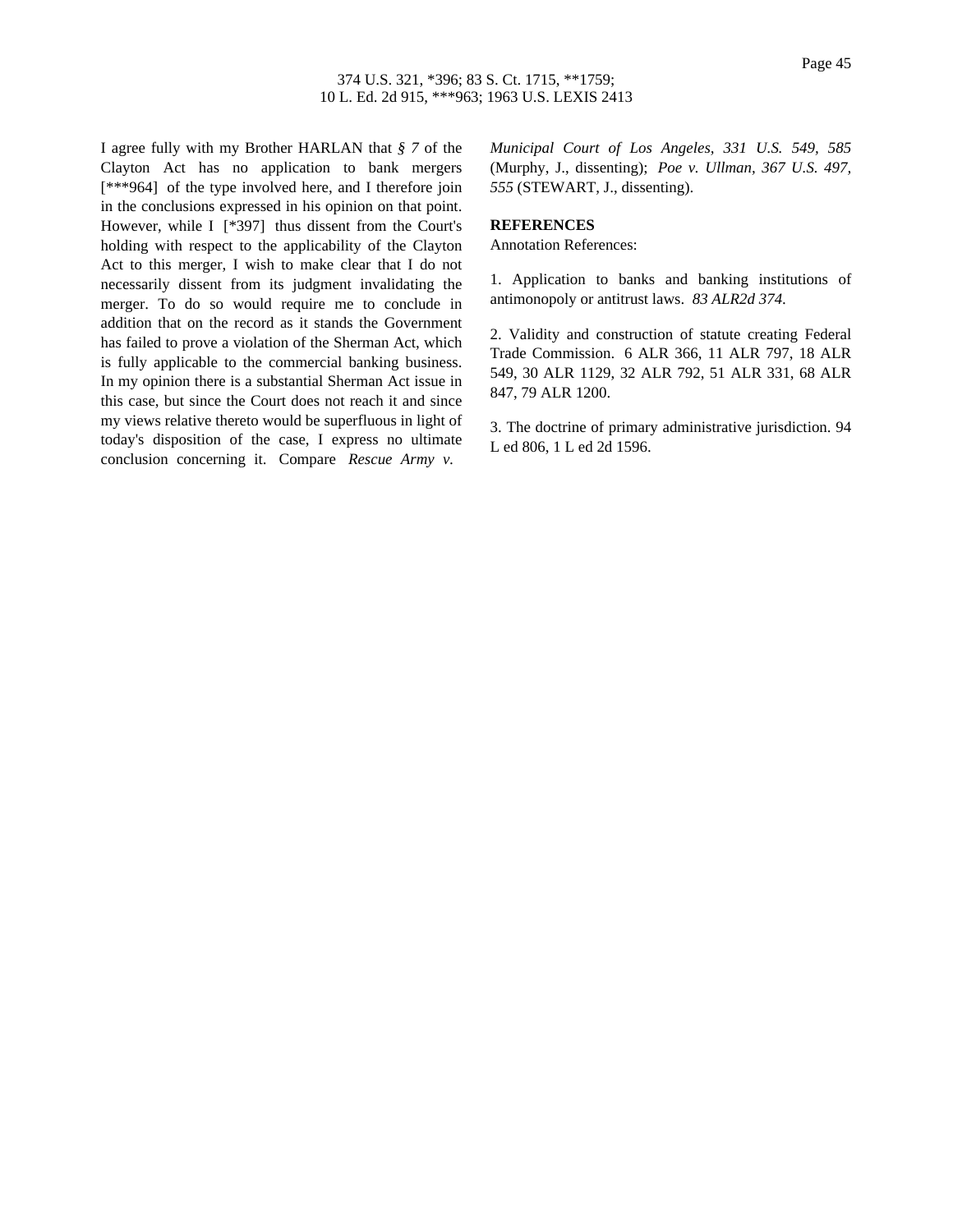I agree fully with my Brother HARLAN that *§ 7* of the Clayton Act has no application to bank mergers [***964] of the type involved here, and I therefore join in the conclusions expressed in his opinion on that point. However, while I [*397] thus dissent from the Court's holding with respect to the applicability of the Clayton Act to this merger, I wish to make clear that I do not necessarily dissent from its judgment invalidating the merger. To do so would require me to conclude in addition that on the record as it stands the Government has failed to prove a violation of the Sherman Act, which is fully applicable to the commercial banking business. In my opinion there is a substantial Sherman Act issue in this case, but since the Court does not reach it and since my views relative thereto would be superfluous in light of today's disposition of the case, I express no ultimate conclusion concerning it. Compare *Rescue Army v. Municipal Court of Los Angeles, 331 U.S. 549, 585* (Murphy, J., dissenting); *Poe v. Ullman, 367 U.S. 497, 555* (STEWART, J., dissenting).

**REFERENCES**

Annotation References:

1. Application to banks and banking institutions of antimonopoly or antitrust laws. *83 ALR2d 374.*

2. Validity and construction of statute creating Federal Trade Commission. 6 ALR 366, 11 ALR 797, 18 ALR 549, 30 ALR 1129, 32 ALR 792, 51 ALR 331, 68 ALR 847, 79 ALR 1200.

3. The doctrine of primary administrative jurisdiction. 94 L ed 806, 1 L ed 2d 1596.